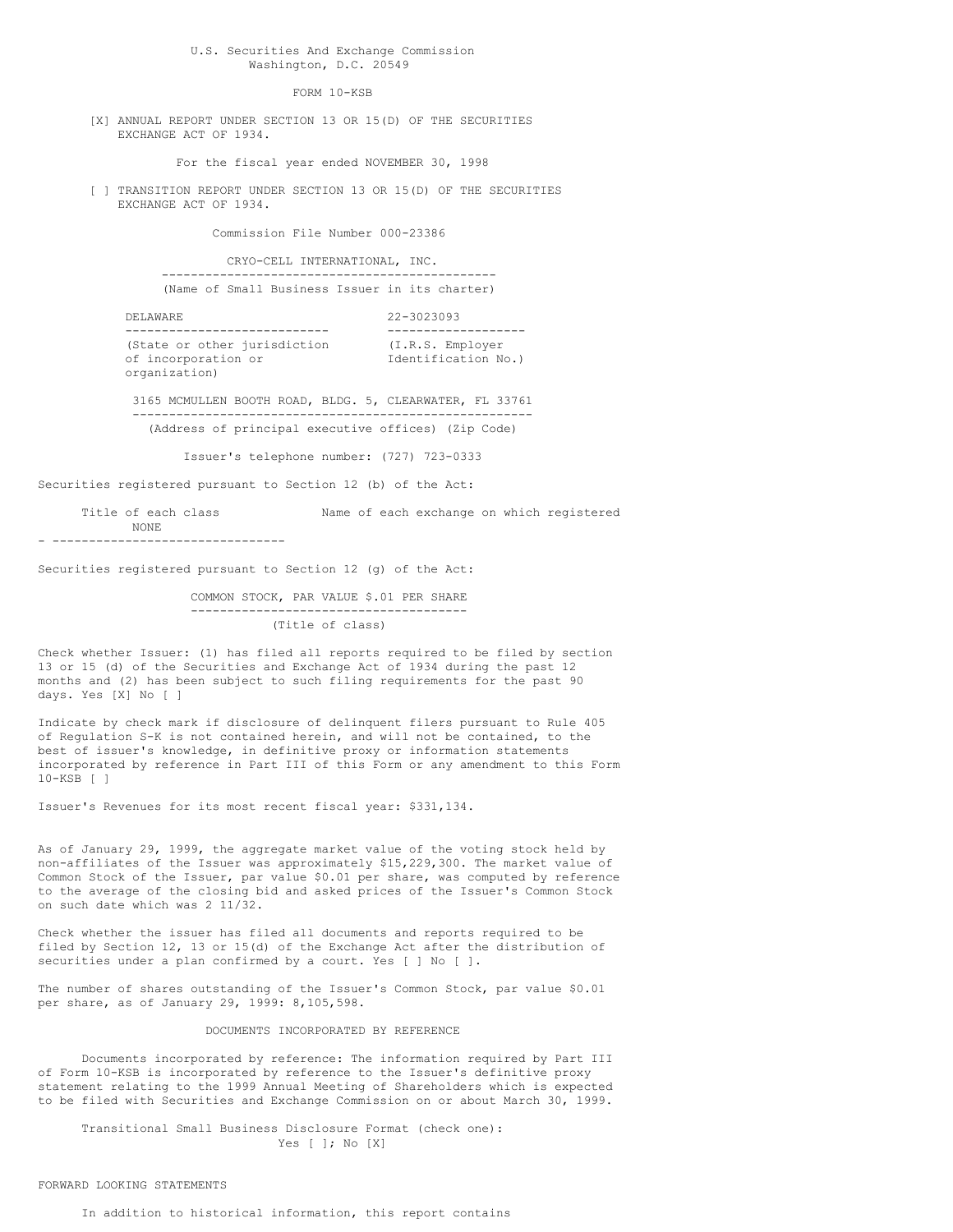U.S. Securities And Exchange Commission
Washington, D.C. 20549

FORM 10-KSB

[X] ANNUAL REPORT UNDER SECTION 13 OR 15(D) OF THE SECURITIES EXCHANGE ACT OF 1934.

For the fiscal year ended NOVEMBER 30, 1998

[ ] TRANSITION REPORT UNDER SECTION 13 OR 15(D) OF THE SECURITIES EXCHANGE ACT OF 1934.

Commission File Number 000-23386

CRYO-CELL INTERNATIONAL, INC.
(Name of Small Business Issuer in its charter)

| DELAWARE | 22-3023093 |
|---|---|
| (State or other jurisdiction of incorporation or organization) | (I.R.S. Employer Identification No.) |

3165 MCMULLEN BOOTH ROAD, BLDG. 5, CLEARWATER, FL 33761
(Address of principal executive offices) (Zip Code)

Issuer's telephone number: (727) 723-0333

Securities registered pursuant to Section 12 (b) of the Act:

| Title of each class | Name of each exchange on which registered |
|---|---|
| NONE | |

Securities registered pursuant to Section 12 (g) of the Act:

COMMON STOCK, PAR VALUE $.01 PER SHARE
(Title of class)

Check whether Issuer: (1) has filed all reports required to be filed by section 13 or 15 (d) of the Securities and Exchange Act of 1934 during the past 12 months and (2) has been subject to such filing requirements for the past 90 days. Yes [X] No [ ]

Indicate by check mark if disclosure of delinquent filers pursuant to Rule 405 of Regulation S-K is not contained herein, and will not be contained, to the best of issuer's knowledge, in definitive proxy or information statements incorporated by reference in Part III of this Form or any amendment to this Form 10-KSB [ ]

Issuer's Revenues for its most recent fiscal year: $331,134.

As of January 29, 1999, the aggregate market value of the voting stock held by non-affiliates of the Issuer was approximately $15,229,300. The market value of Common Stock of the Issuer, par value $0.01 per share, was computed by reference to the average of the closing bid and asked prices of the Issuer's Common Stock on such date which was 2 11/32.

Check whether the issuer has filed all documents and reports required to be filed by Section 12, 13 or 15(d) of the Exchange Act after the distribution of securities under a plan confirmed by a court. Yes [ ] No [ ].

The number of shares outstanding of the Issuer's Common Stock, par value $0.01 per share, as of January 29, 1999: 8,105,598.

DOCUMENTS INCORPORATED BY REFERENCE

Documents incorporated by reference: The information required by Part III of Form 10-KSB is incorporated by reference to the Issuer's definitive proxy statement relating to the 1999 Annual Meeting of Shareholders which is expected to be filed with Securities and Exchange Commission on or about March 30, 1999.

Transitional Small Business Disclosure Format (check one):
Yes [ ]; No [X]

FORWARD LOOKING STATEMENTS

In addition to historical information, this report contains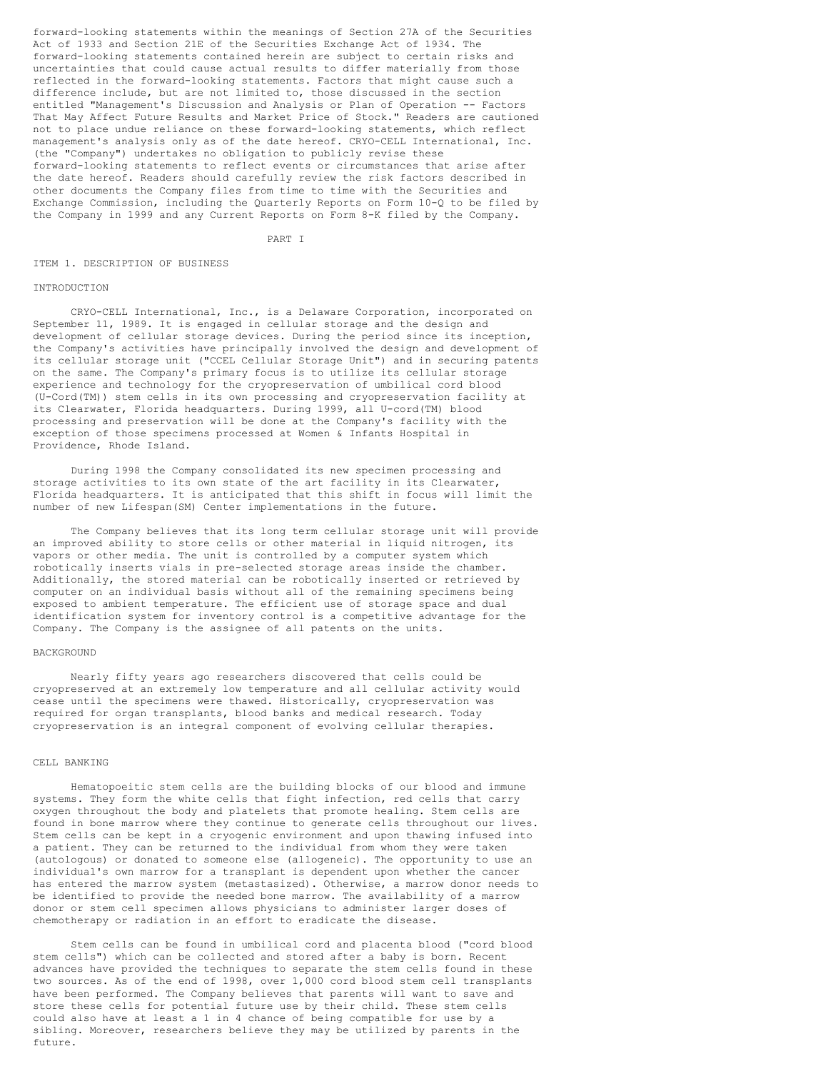forward-looking statements within the meanings of Section 27A of the Securities Act of 1933 and Section 21E of the Securities Exchange Act of 1934. The forward-looking statements contained herein are subject to certain risks and uncertainties that could cause actual results to differ materially from those reflected in the forward-looking statements. Factors that might cause such a difference include, but are not limited to, those discussed in the section entitled "Management's Discussion and Analysis or Plan of Operation -- Factors That May Affect Future Results and Market Price of Stock." Readers are cautioned not to place undue reliance on these forward-looking statements, which reflect management's analysis only as of the date hereof. CRYO-CELL International, Inc. (the "Company") undertakes no obligation to publicly revise these forward-looking statements to reflect events or circumstances that arise after the date hereof. Readers should carefully review the risk factors described in other documents the Company files from time to time with the Securities and Exchange Commission, including the Quarterly Reports on Form 10-Q to be filed by the Company in 1999 and any Current Reports on Form 8-K filed by the Company.

# PART I

## ITEM 1. DESCRIPTION OF BUSINESS

### INTRODUCTION

CRYO-CELL International, Inc., is a Delaware Corporation, incorporated on September 11, 1989. It is engaged in cellular storage and the design and development of cellular storage devices. During the period since its inception, the Company's activities have principally involved the design and development of its cellular storage unit ("CCEL Cellular Storage Unit") and in securing patents on the same. The Company's primary focus is to utilize its cellular storage experience and technology for the cryopreservation of umbilical cord blood (U-Cord(TM)) stem cells in its own processing and cryopreservation facility at its Clearwater, Florida headquarters. During 1999, all U-cord(TM) blood processing and preservation will be done at the Company's facility with the exception of those specimens processed at Women & Infants Hospital in Providence, Rhode Island.

During 1998 the Company consolidated its new specimen processing and storage activities to its own state of the art facility in its Clearwater, Florida headquarters. It is anticipated that this shift in focus will limit the number of new Lifespan(SM) Center implementations in the future.

The Company believes that its long term cellular storage unit will provide an improved ability to store cells or other material in liquid nitrogen, its vapors or other media. The unit is controlled by a computer system which robotically inserts vials in pre-selected storage areas inside the chamber. Additionally, the stored material can be robotically inserted or retrieved by computer on an individual basis without all of the remaining specimens being exposed to ambient temperature. The efficient use of storage space and dual identification system for inventory control is a competitive advantage for the Company. The Company is the assignee of all patents on the units.

### BACKGROUND

Nearly fifty years ago researchers discovered that cells could be cryopreserved at an extremely low temperature and all cellular activity would cease until the specimens were thawed. Historically, cryopreservation was required for organ transplants, blood banks and medical research. Today cryopreservation is an integral component of evolving cellular therapies.

### CELL BANKING

Hematopoeitic stem cells are the building blocks of our blood and immune systems. They form the white cells that fight infection, red cells that carry oxygen throughout the body and platelets that promote healing. Stem cells are found in bone marrow where they continue to generate cells throughout our lives. Stem cells can be kept in a cryogenic environment and upon thawing infused into a patient. They can be returned to the individual from whom they were taken (autologous) or donated to someone else (allogeneic). The opportunity to use an individual's own marrow for a transplant is dependent upon whether the cancer has entered the marrow system (metastasized). Otherwise, a marrow donor needs to be identified to provide the needed bone marrow. The availability of a marrow donor or stem cell specimen allows physicians to administer larger doses of chemotherapy or radiation in an effort to eradicate the disease.

Stem cells can be found in umbilical cord and placenta blood ("cord blood stem cells") which can be collected and stored after a baby is born. Recent advances have provided the techniques to separate the stem cells found in these two sources. As of the end of 1998, over 1,000 cord blood stem cell transplants have been performed. The Company believes that parents will want to save and store these cells for potential future use by their child. These stem cells could also have at least a 1 in 4 chance of being compatible for use by a sibling. Moreover, researchers believe they may be utilized by parents in the future.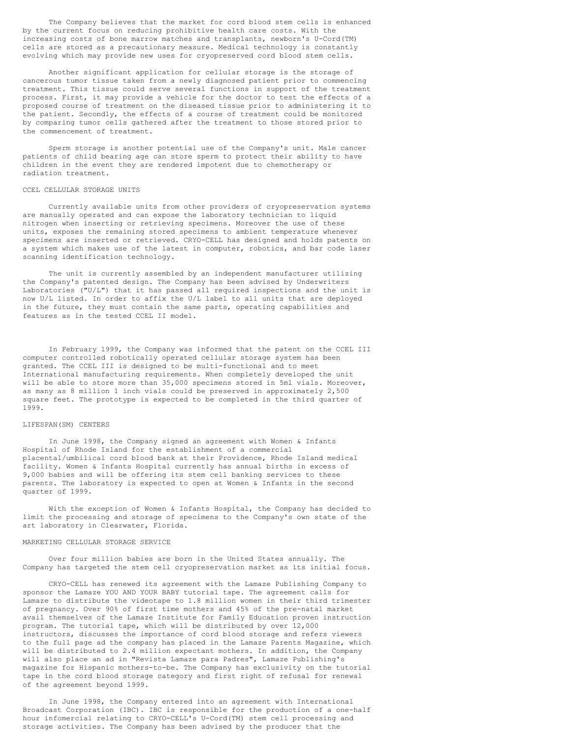The Company believes that the market for cord blood stem cells is enhanced by the current focus on reducing prohibitive health care costs. With the increasing costs of bone marrow matches and transplants, newborn's U-Cord(TM) cells are stored as a precautionary measure. Medical technology is constantly evolving which may provide new uses for cryopreserved cord blood stem cells.

Another significant application for cellular storage is the storage of cancerous tumor tissue taken from a newly diagnosed patient prior to commencing treatment. This tissue could serve several functions in support of the treatment process. First, it may provide a vehicle for the doctor to test the effects of a proposed course of treatment on the diseased tissue prior to administering it to the patient. Secondly, the effects of a course of treatment could be monitored by comparing tumor cells gathered after the treatment to those stored prior to the commencement of treatment.

Sperm storage is another potential use of the Company's unit. Male cancer patients of child bearing age can store sperm to protect their ability to have children in the event they are rendered impotent due to chemotherapy or radiation treatment.

## CCEL CELLULAR STORAGE UNITS

Currently available units from other providers of cryopreservation systems are manually operated and can expose the laboratory technician to liquid nitrogen when inserting or retrieving specimens. Moreover the use of these units, exposes the remaining stored specimens to ambient temperature whenever specimens are inserted or retrieved. CRYO-CELL has designed and holds patents on a system which makes use of the latest in computer, robotics, and bar code laser scanning identification technology.

The unit is currently assembled by an independent manufacturer utilizing the Company's patented design. The Company has been advised by Underwriters Laboratories ("U/L") that it has passed all required inspections and the unit is now U/L listed. In order to affix the U/L label to all units that are deployed in the future, they must contain the same parts, operating capabilities and features as in the tested CCEL II model.

In February 1999, the Company was informed that the patent on the CCEL III computer controlled robotically operated cellular storage system has been granted. The CCEL III is designed to be multi-functional and to meet International manufacturing requirements. When completely developed the unit will be able to store more than 35,000 specimens stored in 5ml vials. Moreover, as many as 8 million 1 inch vials could be preserved in approximately 2,500 square feet. The prototype is expected to be completed in the third quarter of 1999.

## LIFESPAN(SM) CENTERS

In June 1998, the Company signed an agreement with Women & Infants Hospital of Rhode Island for the establishment of a commercial placental/umbilical cord blood bank at their Providence, Rhode Island medical facility. Women & Infants Hospital currently has annual births in excess of 9,000 babies and will be offering its stem cell banking services to these parents. The laboratory is expected to open at Women & Infants in the second quarter of 1999.

With the exception of Women & Infants Hospital, the Company has decided to limit the processing and storage of specimens to the Company's own state of the art laboratory in Clearwater, Florida.

## MARKETING CELLULAR STORAGE SERVICE

Over four million babies are born in the United States annually. The Company has targeted the stem cell cryopreservation market as its initial focus.

CRYO-CELL has renewed its agreement with the Lamaze Publishing Company to sponsor the Lamaze YOU AND YOUR BABY tutorial tape. The agreement calls for Lamaze to distribute the videotape to 1.8 million women in their third trimester of pregnancy. Over 90% of first time mothers and 45% of the pre-natal market avail themselves of the Lamaze Institute for Family Education proven instruction program. The tutorial tape, which will be distributed by over 12,000 instructors, discusses the importance of cord blood storage and refers viewers to the full page ad the company has placed in the Lamaze Parents Magazine, which will be distributed to 2.4 million expectant mothers. In addition, the Company will also place an ad in "Revista Lamaze para Padres", Lamaze Publishing's magazine for Hispanic mothers-to-be. The Company has exclusivity on the tutorial tape in the cord blood storage category and first right of refusal for renewal of the agreement beyond 1999.

In June 1998, the Company entered into an agreement with International Broadcast Corporation (IBC). IBC is responsible for the production of a one-half hour infomercial relating to CRYO-CELL's U-Cord(TM) stem cell processing and storage activities. The Company has been advised by the producer that the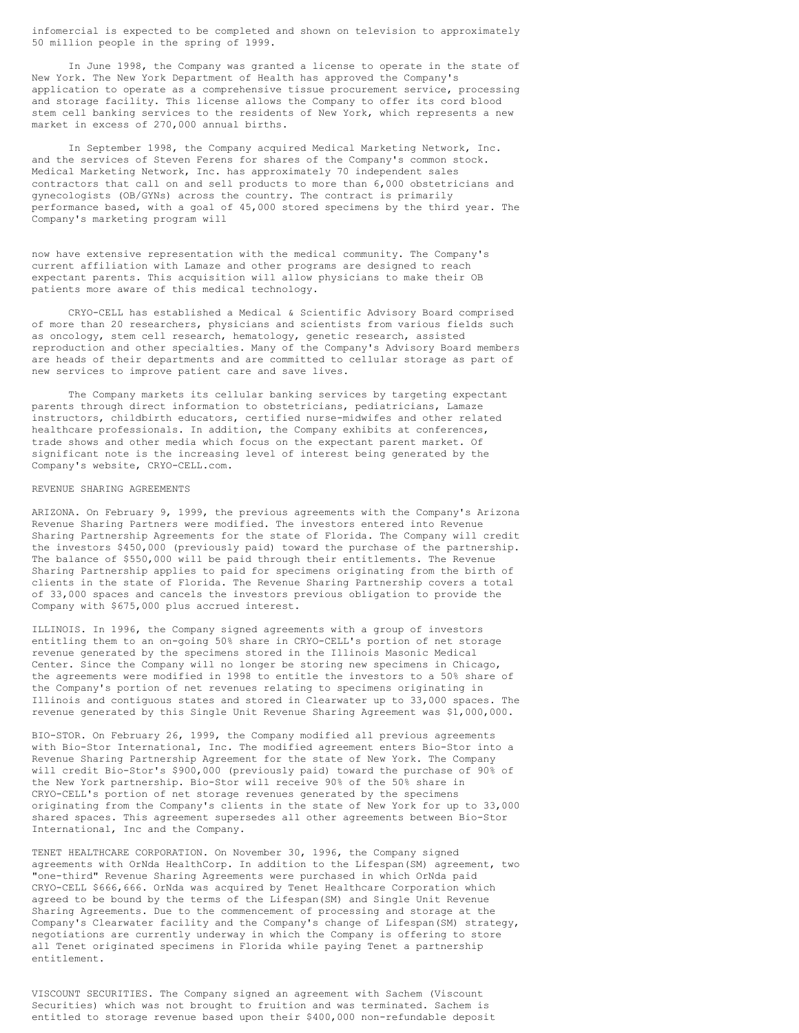infomercial is expected to be completed and shown on television to approximately 50 million people in the spring of 1999.

In June 1998, the Company was granted a license to operate in the state of New York. The New York Department of Health has approved the Company's application to operate as a comprehensive tissue procurement service, processing and storage facility. This license allows the Company to offer its cord blood stem cell banking services to the residents of New York, which represents a new market in excess of 270,000 annual births.

In September 1998, the Company acquired Medical Marketing Network, Inc. and the services of Steven Ferens for shares of the Company's common stock. Medical Marketing Network, Inc. has approximately 70 independent sales contractors that call on and sell products to more than 6,000 obstetricians and gynecologists (OB/GYNs) across the country. The contract is primarily performance based, with a goal of 45,000 stored specimens by the third year. The Company's marketing program will now have extensive representation with the medical community. The Company's current affiliation with Lamaze and other programs are designed to reach expectant parents. This acquisition will allow physicians to make their OB patients more aware of this medical technology.

CRYO-CELL has established a Medical & Scientific Advisory Board comprised of more than 20 researchers, physicians and scientists from various fields such as oncology, stem cell research, hematology, genetic research, assisted reproduction and other specialties. Many of the Company's Advisory Board members are heads of their departments and are committed to cellular storage as part of new services to improve patient care and save lives.

The Company markets its cellular banking services by targeting expectant parents through direct information to obstetricians, pediatricians, Lamaze instructors, childbirth educators, certified nurse-midwifes and other related healthcare professionals. In addition, the Company exhibits at conferences, trade shows and other media which focus on the expectant parent market. Of significant note is the increasing level of interest being generated by the Company's website, CRYO-CELL.com.

REVENUE SHARING AGREEMENTS

ARIZONA. On February 9, 1999, the previous agreements with the Company's Arizona Revenue Sharing Partners were modified. The investors entered into Revenue Sharing Partnership Agreements for the state of Florida. The Company will credit the investors $450,000 (previously paid) toward the purchase of the partnership. The balance of $550,000 will be paid through their entitlements. The Revenue Sharing Partnership applies to paid for specimens originating from the birth of clients in the state of Florida. The Revenue Sharing Partnership covers a total of 33,000 spaces and cancels the investors previous obligation to provide the Company with $675,000 plus accrued interest.

ILLINOIS. In 1996, the Company signed agreements with a group of investors entitling them to an on-going 50% share in CRYO-CELL's portion of net storage revenue generated by the specimens stored in the Illinois Masonic Medical Center. Since the Company will no longer be storing new specimens in Chicago, the agreements were modified in 1998 to entitle the investors to a 50% share of the Company's portion of net revenues relating to specimens originating in Illinois and contiguous states and stored in Clearwater up to 33,000 spaces. The revenue generated by this Single Unit Revenue Sharing Agreement was $1,000,000.

BIO-STOR. On February 26, 1999, the Company modified all previous agreements with Bio-Stor International, Inc. The modified agreement enters Bio-Stor into a Revenue Sharing Partnership Agreement for the state of New York. The Company will credit Bio-Stor's $900,000 (previously paid) toward the purchase of 90% of the New York partnership. Bio-Stor will receive 90% of the 50% share in CRYO-CELL's portion of net storage revenues generated by the specimens originating from the Company's clients in the state of New York for up to 33,000 shared spaces. This agreement supersedes all other agreements between Bio-Stor International, Inc and the Company.

TENET HEALTHCARE CORPORATION. On November 30, 1996, the Company signed agreements with OrNda HealthCorp. In addition to the Lifespan(SM) agreement, two "one-third" Revenue Sharing Agreements were purchased in which OrNda paid CRYO-CELL $666,666. OrNda was acquired by Tenet Healthcare Corporation which agreed to be bound by the terms of the Lifespan(SM) and Single Unit Revenue Sharing Agreements. Due to the commencement of processing and storage at the Company's Clearwater facility and the Company's change of Lifespan(SM) strategy, negotiations are currently underway in which the Company is offering to store all Tenet originated specimens in Florida while paying Tenet a partnership entitlement.

VISCOUNT SECURITIES. The Company signed an agreement with Sachem (Viscount Securities) which was not brought to fruition and was terminated. Sachem is entitled to storage revenue based upon their $400,000 non-refundable deposit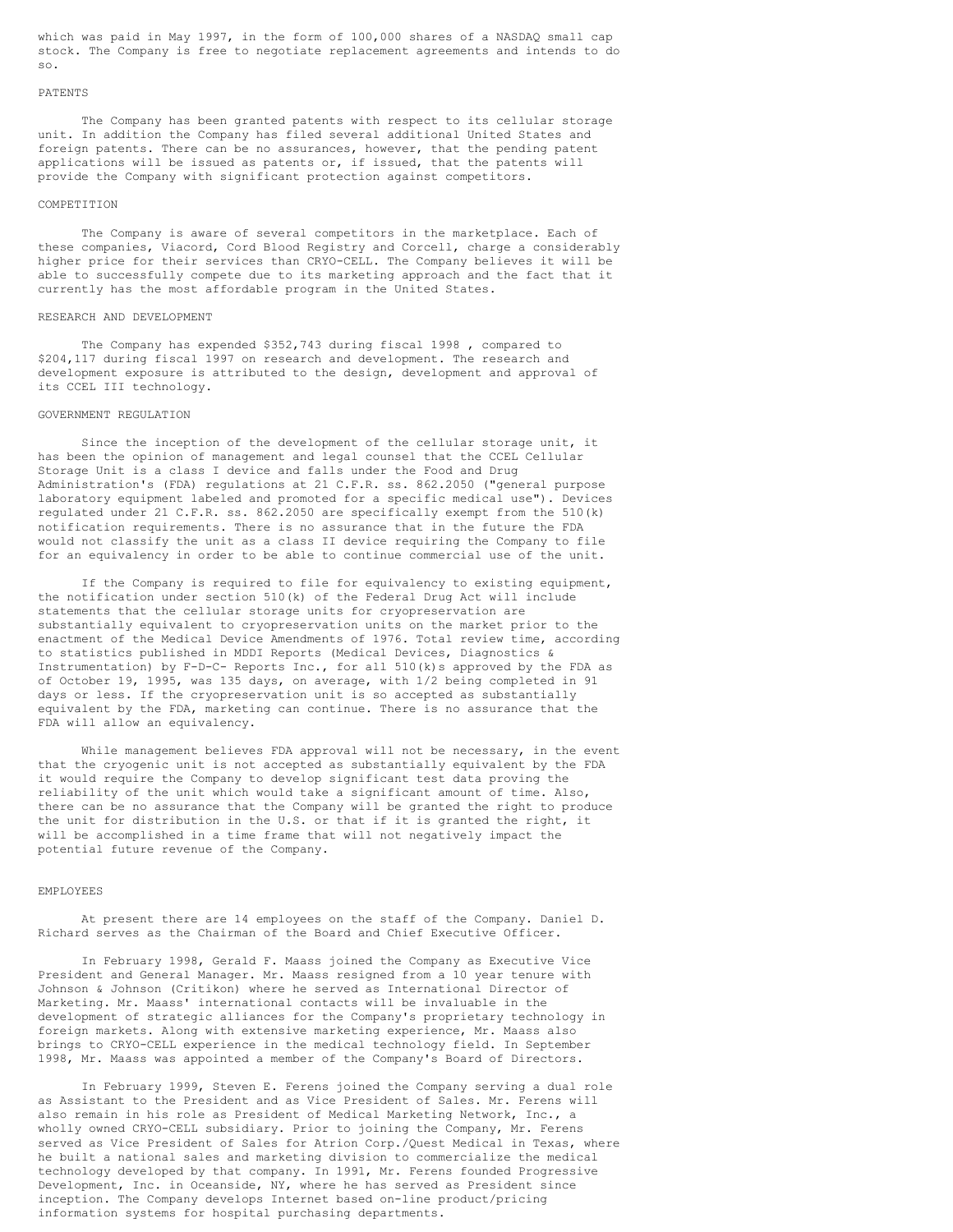which was paid in May 1997, in the form of 100,000 shares of a NASDAQ small cap stock. The Company is free to negotiate replacement agreements and intends to do so.

## PATENTS

The Company has been granted patents with respect to its cellular storage unit. In addition the Company has filed several additional United States and foreign patents. There can be no assurances, however, that the pending patent applications will be issued as patents or, if issued, that the patents will provide the Company with significant protection against competitors.

## COMPETITION

The Company is aware of several competitors in the marketplace. Each of these companies, Viacord, Cord Blood Registry and Corcell, charge a considerably higher price for their services than CRYO-CELL. The Company believes it will be able to successfully compete due to its marketing approach and the fact that it currently has the most affordable program in the United States.

## RESEARCH AND DEVELOPMENT

The Company has expended $352,743 during fiscal 1998 , compared to $204,117 during fiscal 1997 on research and development. The research and development exposure is attributed to the design, development and approval of its CCEL III technology.

## GOVERNMENT REGULATION

Since the inception of the development of the cellular storage unit, it has been the opinion of management and legal counsel that the CCEL Cellular Storage Unit is a class I device and falls under the Food and Drug Administration's (FDA) regulations at 21 C.F.R. ss. 862.2050 ("general purpose laboratory equipment labeled and promoted for a specific medical use"). Devices regulated under 21 C.F.R. ss. 862.2050 are specifically exempt from the 510(k) notification requirements. There is no assurance that in the future the FDA would not classify the unit as a class II device requiring the Company to file for an equivalency in order to be able to continue commercial use of the unit.

If the Company is required to file for equivalency to existing equipment, the notification under section 510(k) of the Federal Drug Act will include statements that the cellular storage units for cryopreservation are substantially equivalent to cryopreservation units on the market prior to the enactment of the Medical Device Amendments of 1976. Total review time, according to statistics published in MDDI Reports (Medical Devices, Diagnostics & Instrumentation) by F-D-C- Reports Inc., for all 510(k)s approved by the FDA as of October 19, 1995, was 135 days, on average, with 1/2 being completed in 91 days or less. If the cryopreservation unit is so accepted as substantially equivalent by the FDA, marketing can continue. There is no assurance that the FDA will allow an equivalency.

While management believes FDA approval will not be necessary, in the event that the cryogenic unit is not accepted as substantially equivalent by the FDA it would require the Company to develop significant test data proving the reliability of the unit which would take a significant amount of time. Also, there can be no assurance that the Company will be granted the right to produce the unit for distribution in the U.S. or that if it is granted the right, it will be accomplished in a time frame that will not negatively impact the potential future revenue of the Company.

## EMPLOYEES

At present there are 14 employees on the staff of the Company. Daniel D. Richard serves as the Chairman of the Board and Chief Executive Officer.

In February 1998, Gerald F. Maass joined the Company as Executive Vice President and General Manager. Mr. Maass resigned from a 10 year tenure with Johnson & Johnson (Critikon) where he served as International Director of Marketing. Mr. Maass' international contacts will be invaluable in the development of strategic alliances for the Company's proprietary technology in foreign markets. Along with extensive marketing experience, Mr. Maass also brings to CRYO-CELL experience in the medical technology field. In September 1998, Mr. Maass was appointed a member of the Company's Board of Directors.

In February 1999, Steven E. Ferens joined the Company serving a dual role as Assistant to the President and as Vice President of Sales. Mr. Ferens will also remain in his role as President of Medical Marketing Network, Inc., a wholly owned CRYO-CELL subsidiary. Prior to joining the Company, Mr. Ferens served as Vice President of Sales for Atrion Corp./Quest Medical in Texas, where he built a national sales and marketing division to commercialize the medical technology developed by that company. In 1991, Mr. Ferens founded Progressive Development, Inc. in Oceanside, NY, where he has served as President since inception. The Company develops Internet based on-line product/pricing information systems for hospital purchasing departments.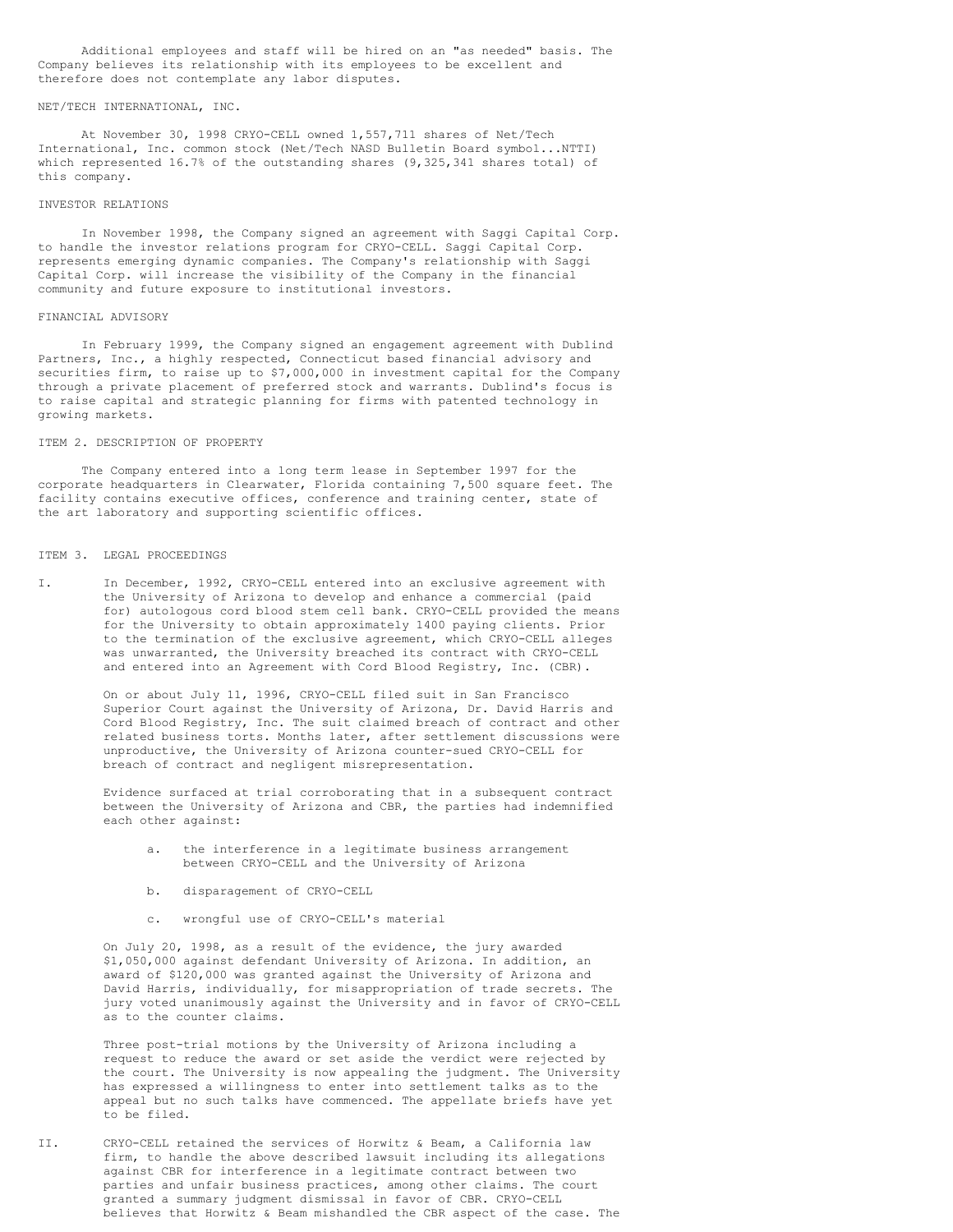Additional employees and staff will be hired on an "as needed" basis. The Company believes its relationship with its employees to be excellent and therefore does not contemplate any labor disputes.

NET/TECH INTERNATIONAL, INC.

At November 30, 1998 CRYO-CELL owned 1,557,711 shares of Net/Tech International, Inc. common stock (Net/Tech NASD Bulletin Board symbol...NTTI) which represented 16.7% of the outstanding shares (9,325,341 shares total) of this company.

INVESTOR RELATIONS

In November 1998, the Company signed an agreement with Saggi Capital Corp. to handle the investor relations program for CRYO-CELL. Saggi Capital Corp. represents emerging dynamic companies. The Company's relationship with Saggi Capital Corp. will increase the visibility of the Company in the financial community and future exposure to institutional investors.

FINANCIAL ADVISORY

In February 1999, the Company signed an engagement agreement with Dublind Partners, Inc., a highly respected, Connecticut based financial advisory and securities firm, to raise up to $7,000,000 in investment capital for the Company through a private placement of preferred stock and warrants. Dublind's focus is to raise capital and strategic planning for firms with patented technology in growing markets.

ITEM 2. DESCRIPTION OF PROPERTY

The Company entered into a long term lease in September 1997 for the corporate headquarters in Clearwater, Florida containing 7,500 square feet. The facility contains executive offices, conference and training center, state of the art laboratory and supporting scientific offices.

ITEM 3. LEGAL PROCEEDINGS

I. In December, 1992, CRYO-CELL entered into an exclusive agreement with the University of Arizona to develop and enhance a commercial (paid for) autologous cord blood stem cell bank. CRYO-CELL provided the means for the University to obtain approximately 1400 paying clients. Prior to the termination of the exclusive agreement, which CRYO-CELL alleges was unwarranted, the University breached its contract with CRYO-CELL and entered into an Agreement with Cord Blood Registry, Inc. (CBR).

On or about July 11, 1996, CRYO-CELL filed suit in San Francisco Superior Court against the University of Arizona, Dr. David Harris and Cord Blood Registry, Inc. The suit claimed breach of contract and other related business torts. Months later, after settlement discussions were unproductive, the University of Arizona counter-sued CRYO-CELL for breach of contract and negligent misrepresentation.

Evidence surfaced at trial corroborating that in a subsequent contract between the University of Arizona and CBR, the parties had indemnified each other against:

a. the interference in a legitimate business arrangement between CRYO-CELL and the University of Arizona

b. disparagement of CRYO-CELL

c. wrongful use of CRYO-CELL's material

On July 20, 1998, as a result of the evidence, the jury awarded $1,050,000 against defendant University of Arizona. In addition, an award of $120,000 was granted against the University of Arizona and David Harris, individually, for misappropriation of trade secrets. The jury voted unanimously against the University and in favor of CRYO-CELL as to the counter claims.

Three post-trial motions by the University of Arizona including a request to reduce the award or set aside the verdict were rejected by the court. The University is now appealing the judgment. The University has expressed a willingness to enter into settlement talks as to the appeal but no such talks have commenced. The appellate briefs have yet to be filed.

II. CRYO-CELL retained the services of Horwitz & Beam, a California law firm, to handle the above described lawsuit including its allegations against CBR for interference in a legitimate contract between two parties and unfair business practices, among other claims. The court granted a summary judgment dismissal in favor of CBR. CRYO-CELL believes that Horwitz & Beam mishandled the CBR aspect of the case. The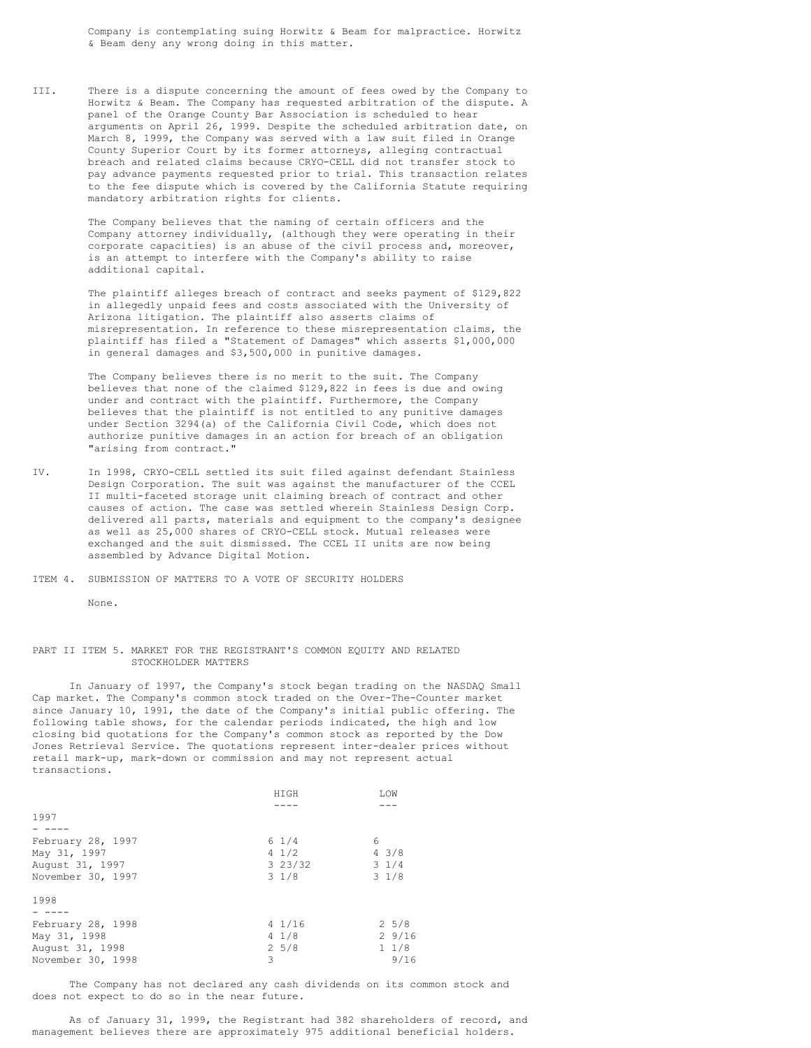Company is contemplating suing Horwitz & Beam for malpractice. Horwitz & Beam deny any wrong doing in this matter.

III. There is a dispute concerning the amount of fees owed by the Company to Horwitz & Beam. The Company has requested arbitration of the dispute. A panel of the Orange County Bar Association is scheduled to hear arguments on April 26, 1999. Despite the scheduled arbitration date, on March 8, 1999, the Company was served with a law suit filed in Orange County Superior Court by its former attorneys, alleging contractual breach and related claims because CRYO-CELL did not transfer stock to pay advance payments requested prior to trial. This transaction relates to the fee dispute which is covered by the California Statute requiring mandatory arbitration rights for clients.

The Company believes that the naming of certain officers and the Company attorney individually, (although they were operating in their corporate capacities) is an abuse of the civil process and, moreover, is an attempt to interfere with the Company's ability to raise additional capital.

The plaintiff alleges breach of contract and seeks payment of $129,822 in allegedly unpaid fees and costs associated with the University of Arizona litigation. The plaintiff also asserts claims of misrepresentation. In reference to these misrepresentation claims, the plaintiff has filed a "Statement of Damages" which asserts $1,000,000 in general damages and $3,500,000 in punitive damages.

The Company believes there is no merit to the suit. The Company believes that none of the claimed $129,822 in fees is due and owing under and contract with the plaintiff. Furthermore, the Company believes that the plaintiff is not entitled to any punitive damages under Section 3294(a) of the California Civil Code, which does not authorize punitive damages in an action for breach of an obligation "arising from contract."

IV. In 1998, CRYO-CELL settled its suit filed against defendant Stainless Design Corporation. The suit was against the manufacturer of the CCEL II multi-faceted storage unit claiming breach of contract and other causes of action. The case was settled wherein Stainless Design Corp. delivered all parts, materials and equipment to the company's designee as well as 25,000 shares of CRYO-CELL stock. Mutual releases were exchanged and the suit dismissed. The CCEL II units are now being assembled by Advance Digital Motion.

## ITEM 4. SUBMISSION OF MATTERS TO A VOTE OF SECURITY HOLDERS

None.

## PART II ITEM 5. MARKET FOR THE REGISTRANT'S COMMON EQUITY AND RELATED STOCKHOLDER MATTERS

In January of 1997, the Company's stock began trading on the NASDAQ Small Cap market. The Company's common stock traded on the Over-The-Counter market since January 10, 1991, the date of the Company's initial public offering. The following table shows, for the calendar periods indicated, the high and low closing bid quotations for the Company's common stock as reported by the Dow Jones Retrieval Service. The quotations represent inter-dealer prices without retail mark-up, mark-down or commission and may not represent actual transactions.

| | HIGH | LOW |
|---|---|---|
| **1997** | | |
| February 28, 1997 | 6 1/4 | 6 |
| May 31, 1997 | 4 1/2 | 4 3/8 |
| August 31, 1997 | 3 23/32 | 3 1/4 |
| November 30, 1997 | 3 1/8 | 3 1/8 |
| **1998** | | |
| February 28, 1998 | 4 1/16 | 2 5/8 |
| May 31, 1998 | 4 1/8 | 2 9/16 |
| August 31, 1998 | 2 5/8 | 1 1/8 |
| November 30, 1998 | 3 | 9/16 |

The Company has not declared any cash dividends on its common stock and does not expect to do so in the near future.

As of January 31, 1999, the Registrant had 382 shareholders of record, and management believes there are approximately 975 additional beneficial holders.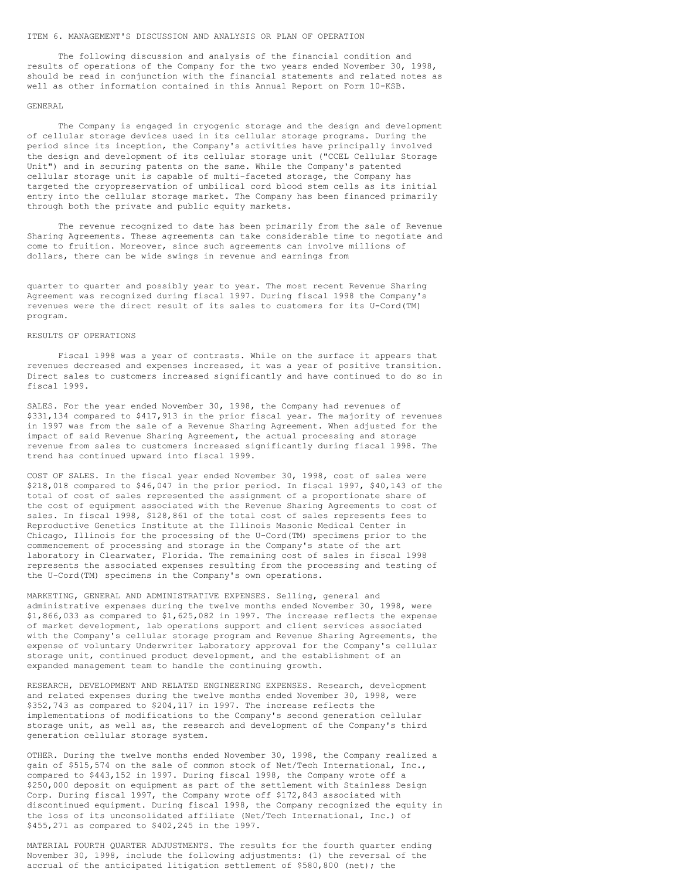## ITEM 6. MANAGEMENT'S DISCUSSION AND ANALYSIS OR PLAN OF OPERATION

The following discussion and analysis of the financial condition and results of operations of the Company for the two years ended November 30, 1998, should be read in conjunction with the financial statements and related notes as well as other information contained in this Annual Report on Form 10-KSB.

### GENERAL

The Company is engaged in cryogenic storage and the design and development of cellular storage devices used in its cellular storage programs. During the period since its inception, the Company's activities have principally involved the design and development of its cellular storage unit ("CCEL Cellular Storage Unit") and in securing patents on the same. While the Company's patented cellular storage unit is capable of multi-faceted storage, the Company has targeted the cryopreservation of umbilical cord blood stem cells as its initial entry into the cellular storage market. The Company has been financed primarily through both the private and public equity markets.

The revenue recognized to date has been primarily from the sale of Revenue Sharing Agreements. These agreements can take considerable time to negotiate and come to fruition. Moreover, since such agreements can involve millions of dollars, there can be wide swings in revenue and earnings from quarter to quarter and possibly year to year. The most recent Revenue Sharing Agreement was recognized during fiscal 1997. During fiscal 1998 the Company's revenues were the direct result of its sales to customers for its U-Cord(TM) program.

### RESULTS OF OPERATIONS

Fiscal 1998 was a year of contrasts. While on the surface it appears that revenues decreased and expenses increased, it was a year of positive transition. Direct sales to customers increased significantly and have continued to do so in fiscal 1999.

SALES. For the year ended November 30, 1998, the Company had revenues of $331,134 compared to $417,913 in the prior fiscal year. The majority of revenues in 1997 was from the sale of a Revenue Sharing Agreement. When adjusted for the impact of said Revenue Sharing Agreement, the actual processing and storage revenue from sales to customers increased significantly during fiscal 1998. The trend has continued upward into fiscal 1999.

COST OF SALES. In the fiscal year ended November 30, 1998, cost of sales were $218,018 compared to $46,047 in the prior period. In fiscal 1997, $40,143 of the total of cost of sales represented the assignment of a proportionate share of the cost of equipment associated with the Revenue Sharing Agreements to cost of sales. In fiscal 1998, $128,861 of the total cost of sales represents fees to Reproductive Genetics Institute at the Illinois Masonic Medical Center in Chicago, Illinois for the processing of the U-Cord(TM) specimens prior to the commencement of processing and storage in the Company's state of the art laboratory in Clearwater, Florida. The remaining cost of sales in fiscal 1998 represents the associated expenses resulting from the processing and testing of the U-Cord(TM) specimens in the Company's own operations.

MARKETING, GENERAL AND ADMINISTRATIVE EXPENSES. Selling, general and administrative expenses during the twelve months ended November 30, 1998, were $1,866,033 as compared to $1,625,082 in 1997. The increase reflects the expense of market development, lab operations support and client services associated with the Company's cellular storage program and Revenue Sharing Agreements, the expense of voluntary Underwriter Laboratory approval for the Company's cellular storage unit, continued product development, and the establishment of an expanded management team to handle the continuing growth.

RESEARCH, DEVELOPMENT AND RELATED ENGINEERING EXPENSES. Research, development and related expenses during the twelve months ended November 30, 1998, were $352,743 as compared to $204,117 in 1997. The increase reflects the implementations of modifications to the Company's second generation cellular storage unit, as well as, the research and development of the Company's third generation cellular storage system.

OTHER. During the twelve months ended November 30, 1998, the Company realized a gain of $515,574 on the sale of common stock of Net/Tech International, Inc., compared to $443,152 in 1997. During fiscal 1998, the Company wrote off a $250,000 deposit on equipment as part of the settlement with Stainless Design Corp. During fiscal 1997, the Company wrote off $172,843 associated with discontinued equipment. During fiscal 1998, the Company recognized the equity in the loss of its unconsolidated affiliate (Net/Tech International, Inc.) of $455,271 as compared to $402,245 in the 1997.

MATERIAL FOURTH QUARTER ADJUSTMENTS. The results for the fourth quarter ending November 30, 1998, include the following adjustments: (1) the reversal of the accrual of the anticipated litigation settlement of $580,800 (net); the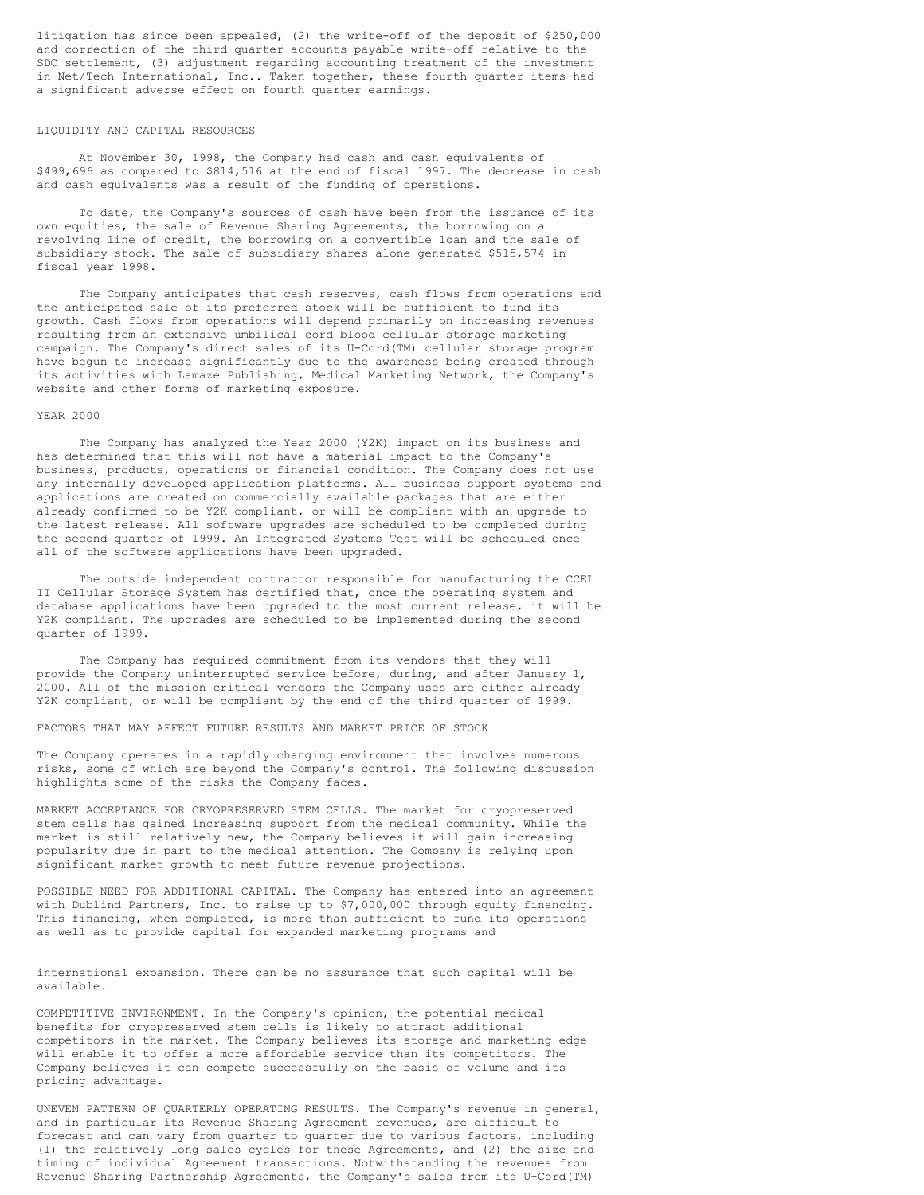litigation has since been appealed, (2) the write-off of the deposit of $250,000 and correction of the third quarter accounts payable write-off relative to the SDC settlement, (3) adjustment regarding accounting treatment of the investment in Net/Tech International, Inc.. Taken together, these fourth quarter items had a significant adverse effect on fourth quarter earnings.

## LIQUIDITY AND CAPITAL RESOURCES

At November 30, 1998, the Company had cash and cash equivalents of $499,696 as compared to $814,516 at the end of fiscal 1997. The decrease in cash and cash equivalents was a result of the funding of operations.

To date, the Company's sources of cash have been from the issuance of its own equities, the sale of Revenue Sharing Agreements, the borrowing on a revolving line of credit, the borrowing on a convertible loan and the sale of subsidiary stock. The sale of subsidiary shares alone generated $515,574 in fiscal year 1998.

The Company anticipates that cash reserves, cash flows from operations and the anticipated sale of its preferred stock will be sufficient to fund its growth. Cash flows from operations will depend primarily on increasing revenues resulting from an extensive umbilical cord blood cellular storage marketing campaign. The Company's direct sales of its U-Cord(TM) cellular storage program have begun to increase significantly due to the awareness being created through its activities with Lamaze Publishing, Medical Marketing Network, the Company's website and other forms of marketing exposure.

## YEAR 2000

The Company has analyzed the Year 2000 (Y2K) impact on its business and has determined that this will not have a material impact to the Company's business, products, operations or financial condition. The Company does not use any internally developed application platforms. All business support systems and applications are created on commercially available packages that are either already confirmed to be Y2K compliant, or will be compliant with an upgrade to the latest release. All software upgrades are scheduled to be completed during the second quarter of 1999. An Integrated Systems Test will be scheduled once all of the software applications have been upgraded.

The outside independent contractor responsible for manufacturing the CCEL II Cellular Storage System has certified that, once the operating system and database applications have been upgraded to the most current release, it will be Y2K compliant. The upgrades are scheduled to be implemented during the second quarter of 1999.

The Company has required commitment from its vendors that they will provide the Company uninterrupted service before, during, and after January 1, 2000. All of the mission critical vendors the Company uses are either already Y2K compliant, or will be compliant by the end of the third quarter of 1999.

## FACTORS THAT MAY AFFECT FUTURE RESULTS AND MARKET PRICE OF STOCK

The Company operates in a rapidly changing environment that involves numerous risks, some of which are beyond the Company's control. The following discussion highlights some of the risks the Company faces.

MARKET ACCEPTANCE FOR CRYOPRESERVED STEM CELLS. The market for cryopreserved stem cells has gained increasing support from the medical community. While the market is still relatively new, the Company believes it will gain increasing popularity due in part to the medical attention. The Company is relying upon significant market growth to meet future revenue projections.

POSSIBLE NEED FOR ADDITIONAL CAPITAL. The Company has entered into an agreement with Dublind Partners, Inc. to raise up to $7,000,000 through equity financing. This financing, when completed, is more than sufficient to fund its operations as well as to provide capital for expanded marketing programs and international expansion. There can be no assurance that such capital will be available.

COMPETITIVE ENVIRONMENT. In the Company's opinion, the potential medical benefits for cryopreserved stem cells is likely to attract additional competitors in the market. The Company believes its storage and marketing edge will enable it to offer a more affordable service than its competitors. The Company believes it can compete successfully on the basis of volume and its pricing advantage.

UNEVEN PATTERN OF QUARTERLY OPERATING RESULTS. The Company's revenue in general, and in particular its Revenue Sharing Agreement revenues, are difficult to forecast and can vary from quarter to quarter due to various factors, including (1) the relatively long sales cycles for these Agreements, and (2) the size and timing of individual Agreement transactions. Notwithstanding the revenues from Revenue Sharing Partnership Agreements, the Company's sales from its U-Cord(TM)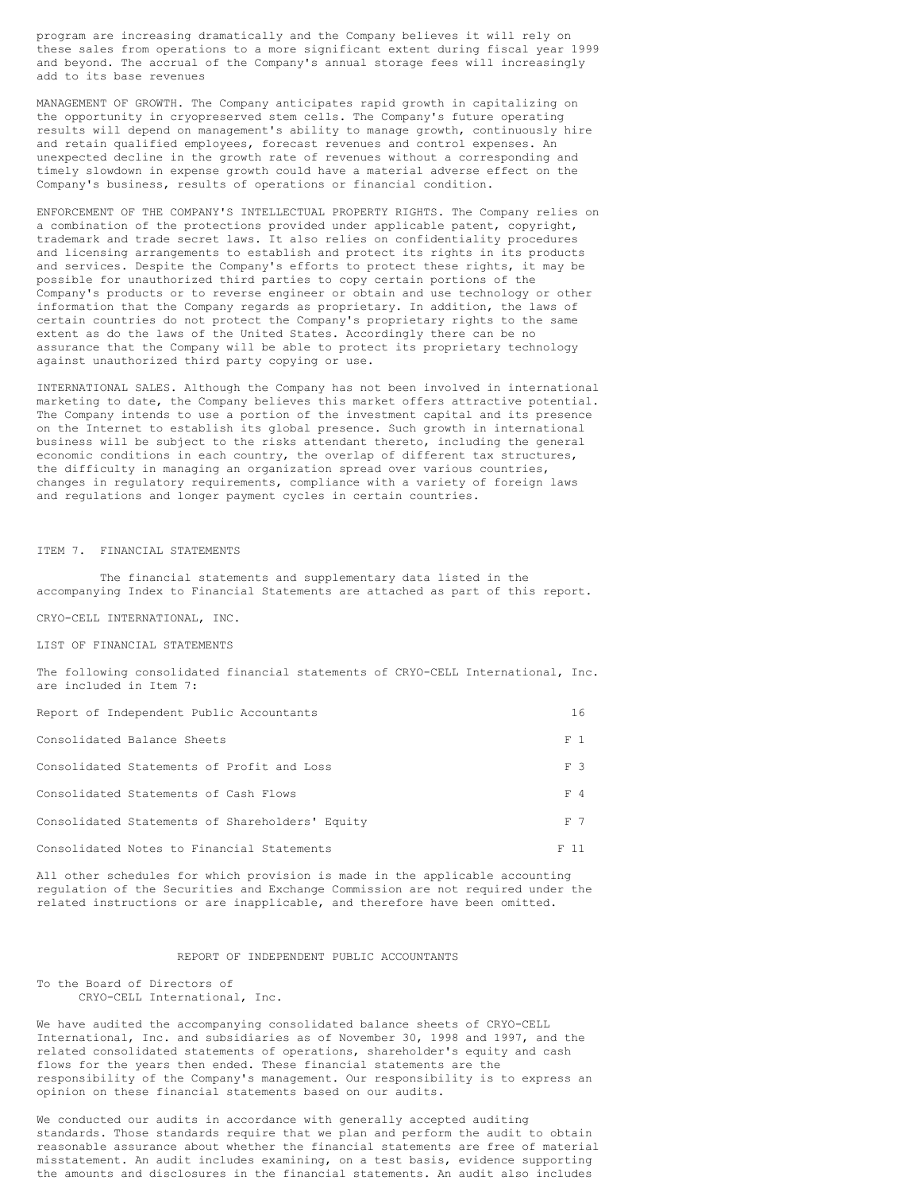program are increasing dramatically and the Company believes it will rely on these sales from operations to a more significant extent during fiscal year 1999 and beyond. The accrual of the Company's annual storage fees will increasingly add to its base revenues

MANAGEMENT OF GROWTH. The Company anticipates rapid growth in capitalizing on the opportunity in cryopreserved stem cells. The Company's future operating results will depend on management's ability to manage growth, continuously hire and retain qualified employees, forecast revenues and control expenses. An unexpected decline in the growth rate of revenues without a corresponding and timely slowdown in expense growth could have a material adverse effect on the Company's business, results of operations or financial condition.

ENFORCEMENT OF THE COMPANY'S INTELLECTUAL PROPERTY RIGHTS. The Company relies on a combination of the protections provided under applicable patent, copyright, trademark and trade secret laws. It also relies on confidentiality procedures and licensing arrangements to establish and protect its rights in its products and services. Despite the Company's efforts to protect these rights, it may be possible for unauthorized third parties to copy certain portions of the Company's products or to reverse engineer or obtain and use technology or other information that the Company regards as proprietary. In addition, the laws of certain countries do not protect the Company's proprietary rights to the same extent as do the laws of the United States. Accordingly there can be no assurance that the Company will be able to protect its proprietary technology against unauthorized third party copying or use.

INTERNATIONAL SALES. Although the Company has not been involved in international marketing to date, the Company believes this market offers attractive potential. The Company intends to use a portion of the investment capital and its presence on the Internet to establish its global presence. Such growth in international business will be subject to the risks attendant thereto, including the general economic conditions in each country, the overlap of different tax structures, the difficulty in managing an organization spread over various countries, changes in regulatory requirements, compliance with a variety of foreign laws and regulations and longer payment cycles in certain countries.

## ITEM 7. FINANCIAL STATEMENTS

The financial statements and supplementary data listed in the accompanying Index to Financial Statements are attached as part of this report.

CRYO-CELL INTERNATIONAL, INC.

LIST OF FINANCIAL STATEMENTS

The following consolidated financial statements of CRYO-CELL International, Inc. are included in Item 7:

| | |
|---|---|
| Report of Independent Public Accountants | 16 |
| Consolidated Balance Sheets | F 1 |
| Consolidated Statements of Profit and Loss | F 3 |
| Consolidated Statements of Cash Flows | F 4 |
| Consolidated Statements of Shareholders' Equity | F 7 |
| Consolidated Notes to Financial Statements | F 11 |

All other schedules for which provision is made in the applicable accounting regulation of the Securities and Exchange Commission are not required under the related instructions or are inapplicable, and therefore have been omitted.

## REPORT OF INDEPENDENT PUBLIC ACCOUNTANTS

To the Board of Directors of
CRYO-CELL International, Inc.

We have audited the accompanying consolidated balance sheets of CRYO-CELL International, Inc. and subsidiaries as of November 30, 1998 and 1997, and the related consolidated statements of operations, shareholder's equity and cash flows for the years then ended. These financial statements are the responsibility of the Company's management. Our responsibility is to express an opinion on these financial statements based on our audits.

We conducted our audits in accordance with generally accepted auditing standards. Those standards require that we plan and perform the audit to obtain reasonable assurance about whether the financial statements are free of material misstatement. An audit includes examining, on a test basis, evidence supporting the amounts and disclosures in the financial statements. An audit also includes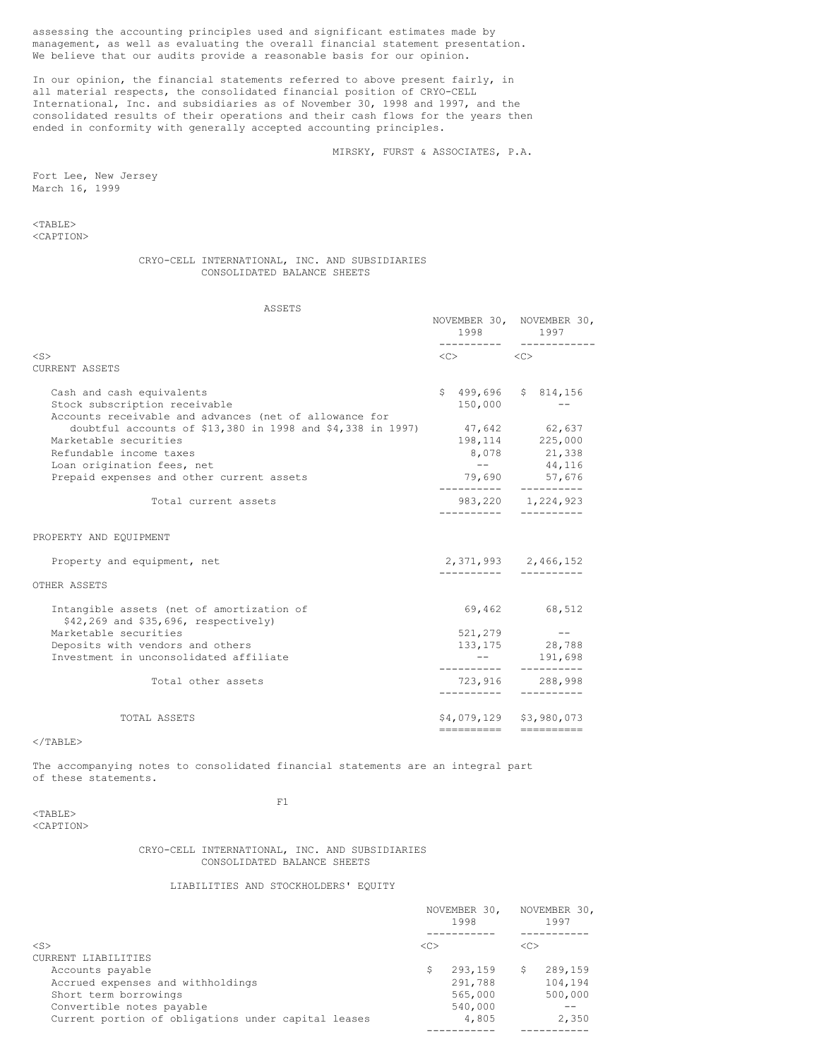assessing the accounting principles used and significant estimates made by management, as well as evaluating the overall financial statement presentation. We believe that our audits provide a reasonable basis for our opinion.

In our opinion, the financial statements referred to above present fairly, in all material respects, the consolidated financial position of CRYO-CELL International, Inc. and subsidiaries as of November 30, 1998 and 1997, and the consolidated results of their operations and their cash flows for the years then ended in conformity with generally accepted accounting principles.

MIRSKY, FURST & ASSOCIATES, P.A.

Fort Lee, New Jersey
March 16, 1999

## CRYO-CELL INTERNATIONAL, INC. AND SUBSIDIARIES
## CONSOLIDATED BALANCE SHEETS

### ASSETS

| | NOVEMBER 30, 1998 | NOVEMBER 30, 1997 |
|---|---|---|
| CURRENT ASSETS | | |
| Cash and cash equivalents | $ 499,696 | $ 814,156 |
| Stock subscription receivable | 150,000 | -- |
| Accounts receivable and advances (net of allowance for doubtful accounts of $13,380 in 1998 and $4,338 in 1997) | 47,642 | 62,637 |
| Marketable securities | 198,114 | 225,000 |
| Refundable income taxes | 8,078 | 21,338 |
| Loan origination fees, net | -- | 44,116 |
| Prepaid expenses and other current assets | 79,690 | 57,676 |
| Total current assets | 983,220 | 1,224,923 |
| PROPERTY AND EQUIPMENT | | |
| Property and equipment, net | 2,371,993 | 2,466,152 |
| OTHER ASSETS | | |
| Intangible assets (net of amortization of $42,269 and $35,696, respectively) | 69,462 | 68,512 |
| Marketable securities | 521,279 | -- |
| Deposits with vendors and others | 133,175 | 28,788 |
| Investment in unconsolidated affiliate | -- | 191,698 |
| Total other assets | 723,916 | 288,998 |
| TOTAL ASSETS | $4,079,129 | $3,980,073 |

The accompanying notes to consolidated financial statements are an integral part of these statements.

F1

## CRYO-CELL INTERNATIONAL, INC. AND SUBSIDIARIES
## CONSOLIDATED BALANCE SHEETS

### LIABILITIES AND STOCKHOLDERS' EQUITY

| | NOVEMBER 30, 1998 | NOVEMBER 30, 1997 |
|---|---|---|
| CURRENT LIABILITIES | | |
| Accounts payable | $ 293,159 | $ 289,159 |
| Accrued expenses and withholdings | 291,788 | 104,194 |
| Short term borrowings | 565,000 | 500,000 |
| Convertible notes payable | 540,000 | -- |
| Current portion of obligations under capital leases | 4,805 | 2,350 |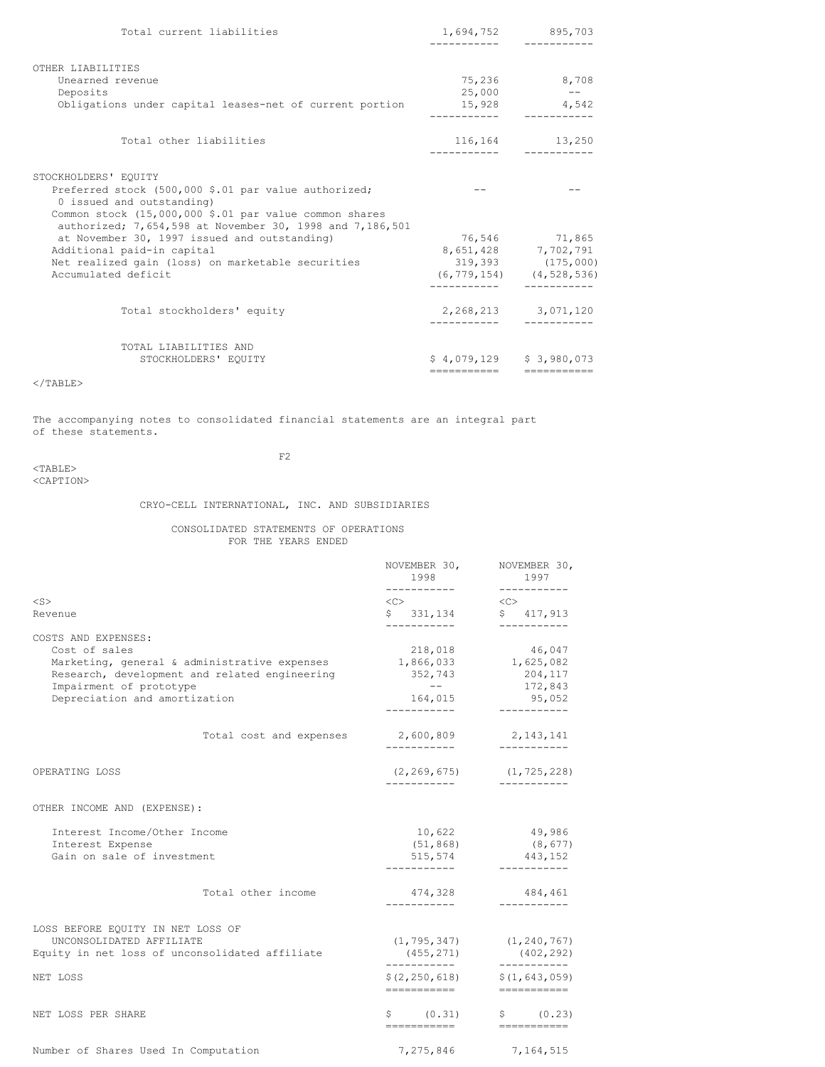| | | |
|---|---|---|
| Total current liabilities | 1,694,752 | 895,703 |
| OTHER LIABILITIES | | |
| Unearned revenue | 75,236 | 8,708 |
| Deposits | 25,000 | -- |
| Obligations under capital leases-net of current portion | 15,928 | 4,542 |
| Total other liabilities | 116,164 | 13,250 |
| STOCKHOLDERS' EQUITY | | |
| Preferred stock (500,000 $.01 par value authorized; 0 issued and outstanding) | -- | -- |
| Common stock (15,000,000 $.01 par value common shares authorized; 7,654,598 at November 30, 1998 and 7,186,501 at November 30, 1997 issued and outstanding) | 76,546 | 71,865 |
| Additional paid-in capital | 8,651,428 | 7,702,791 |
| Net realized gain (loss) on marketable securities | 319,393 | (175,000) |
| Accumulated deficit | (6,779,154) | (4,528,536) |
| Total stockholders' equity | 2,268,213 | 3,071,120 |
| TOTAL LIABILITIES AND STOCKHOLDERS' EQUITY | $ 4,079,129 | $ 3,980,073 |

The accompanying notes to consolidated financial statements are an integral part of these statements.

CRYO-CELL INTERNATIONAL, INC. AND SUBSIDIARIES

CONSOLIDATED STATEMENTS OF OPERATIONS
FOR THE YEARS ENDED

| | NOVEMBER 30, 1998 | NOVEMBER 30, 1997 |
|---|---|---|
| Revenue | $ 331,134 | $ 417,913 |
| COSTS AND EXPENSES: | | |
| Cost of sales | 218,018 | 46,047 |
| Marketing, general & administrative expenses | 1,866,033 | 1,625,082 |
| Research, development and related engineering | 352,743 | 204,117 |
| Impairment of prototype | -- | 172,843 |
| Depreciation and amortization | 164,015 | 95,052 |
| Total cost and expenses | 2,600,809 | 2,143,141 |
| OPERATING LOSS | (2,269,675) | (1,725,228) |
| OTHER INCOME AND (EXPENSE): | | |
| Interest Income/Other Income | 10,622 | 49,986 |
| Interest Expense | (51,868) | (8,677) |
| Gain on sale of investment | 515,574 | 443,152 |
| Total other income | 474,328 | 484,461 |
| LOSS BEFORE EQUITY IN NET LOSS OF UNCONSOLIDATED AFFILIATE | (1,795,347) | (1,240,767) |
| Equity in net loss of unconsolidated affiliate | (455,271) | (402,292) |
| NET LOSS | $(2,250,618) | $(1,643,059) |
| NET LOSS PER SHARE | $ (0.31) | $ (0.23) |
| Number of Shares Used In Computation | 7,275,846 | 7,164,515 |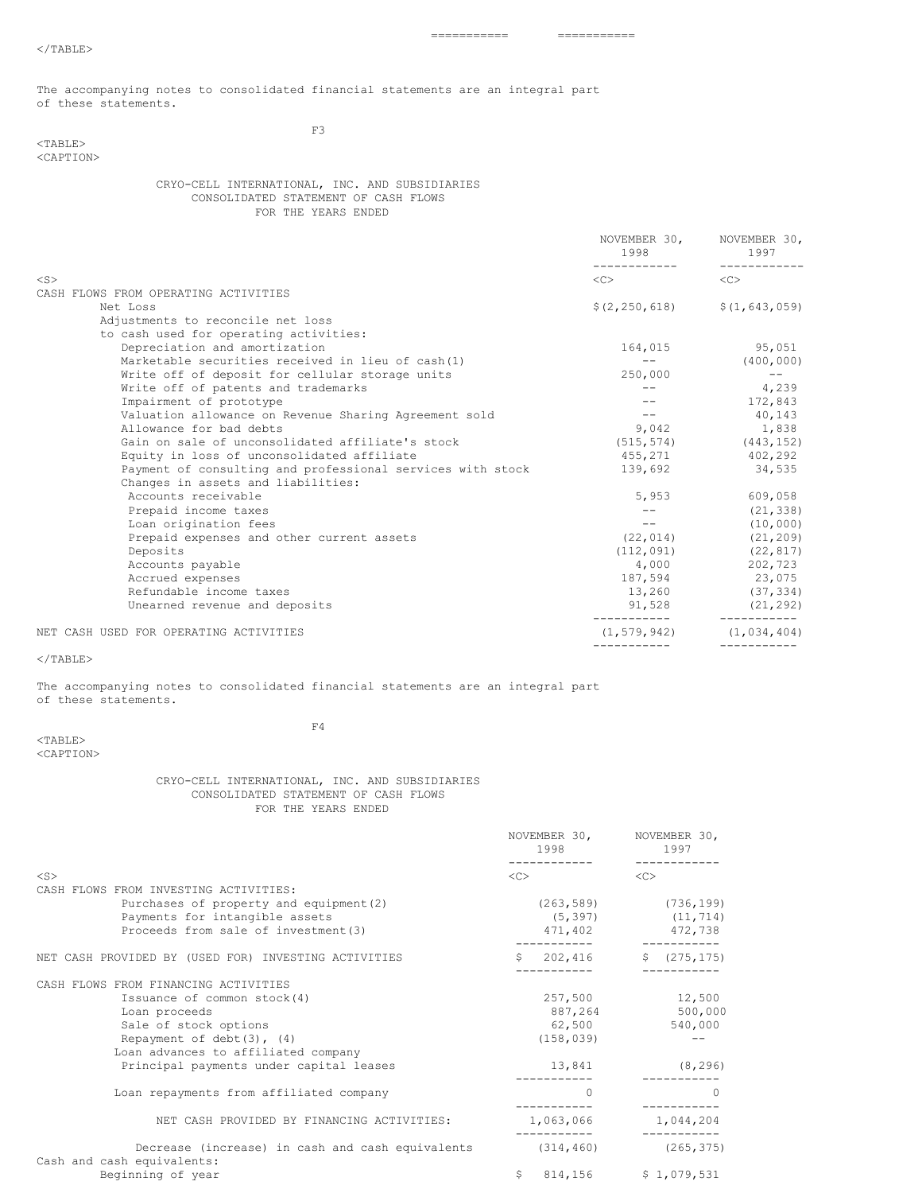The accompanying notes to consolidated financial statements are an integral part of these statements.

CRYO-CELL INTERNATIONAL, INC. AND SUBSIDIARIES
CONSOLIDATED STATEMENT OF CASH FLOWS
FOR THE YEARS ENDED

| | NOVEMBER 30, 1998 | NOVEMBER 30, 1997 |
|---|---|---|
| CASH FLOWS FROM OPERATING ACTIVITIES | | |
| Net Loss | $(2,250,618) | $(1,643,059) |
| Adjustments to reconcile net loss to cash used for operating activities: | | |
| Depreciation and amortization | 164,015 | 95,051 |
| Marketable securities received in lieu of cash(1) | -- | (400,000) |
| Write off of deposit for cellular storage units | 250,000 | -- |
| Write off of patents and trademarks | -- | 4,239 |
| Impairment of prototype | -- | 172,843 |
| Valuation allowance on Revenue Sharing Agreement sold | -- | 40,143 |
| Allowance for bad debts | 9,042 | 1,838 |
| Gain on sale of unconsolidated affiliate's stock | (515,574) | (443,152) |
| Equity in loss of unconsolidated affiliate | 455,271 | 402,292 |
| Payment of consulting and professional services with stock | 139,692 | 34,535 |
| Changes in assets and liabilities: | | |
| Accounts receivable | 5,953 | 609,058 |
| Prepaid income taxes | -- | (21,338) |
| Loan origination fees | -- | (10,000) |
| Prepaid expenses and other current assets | (22,014) | (21,209) |
| Deposits | (112,091) | (22,817) |
| Accounts payable | 4,000 | 202,723 |
| Accrued expenses | 187,594 | 23,075 |
| Refundable income taxes | 13,260 | (37,334) |
| Unearned revenue and deposits | 91,528 | (21,292) |
| NET CASH USED FOR OPERATING ACTIVITIES | (1,579,942) | (1,034,404) |

The accompanying notes to consolidated financial statements are an integral part of these statements.

CRYO-CELL INTERNATIONAL, INC. AND SUBSIDIARIES
CONSOLIDATED STATEMENT OF CASH FLOWS
FOR THE YEARS ENDED

| | NOVEMBER 30, 1998 | NOVEMBER 30, 1997 |
|---|---|---|
| CASH FLOWS FROM INVESTING ACTIVITIES: | | |
| Purchases of property and equipment(2) | (263,589) | (736,199) |
| Payments for intangible assets | (5,397) | (11,714) |
| Proceeds from sale of investment(3) | 471,402 | 472,738 |
| NET CASH PROVIDED BY (USED FOR) INVESTING ACTIVITIES | $ 202,416 | $ (275,175) |
| CASH FLOWS FROM FINANCING ACTIVITIES | | |
| Issuance of common stock(4) | 257,500 | 12,500 |
| Loan proceeds | 887,264 | 500,000 |
| Sale of stock options | 62,500 | 540,000 |
| Repayment of debt(3), (4) | (158,039) | -- |
| Loan advances to affiliated company | | |
| Principal payments under capital leases | 13,841 | (8,296) |
| Loan repayments from affiliated company | 0 | 0 |
| NET CASH PROVIDED BY FINANCING ACTIVITIES: | 1,063,066 | 1,044,204 |
| Decrease (increase) in cash and cash equivalents | (314,460) | (265,375) |
| Cash and cash equivalents: | | |
| Beginning of year | $ 814,156 | $ 1,079,531 |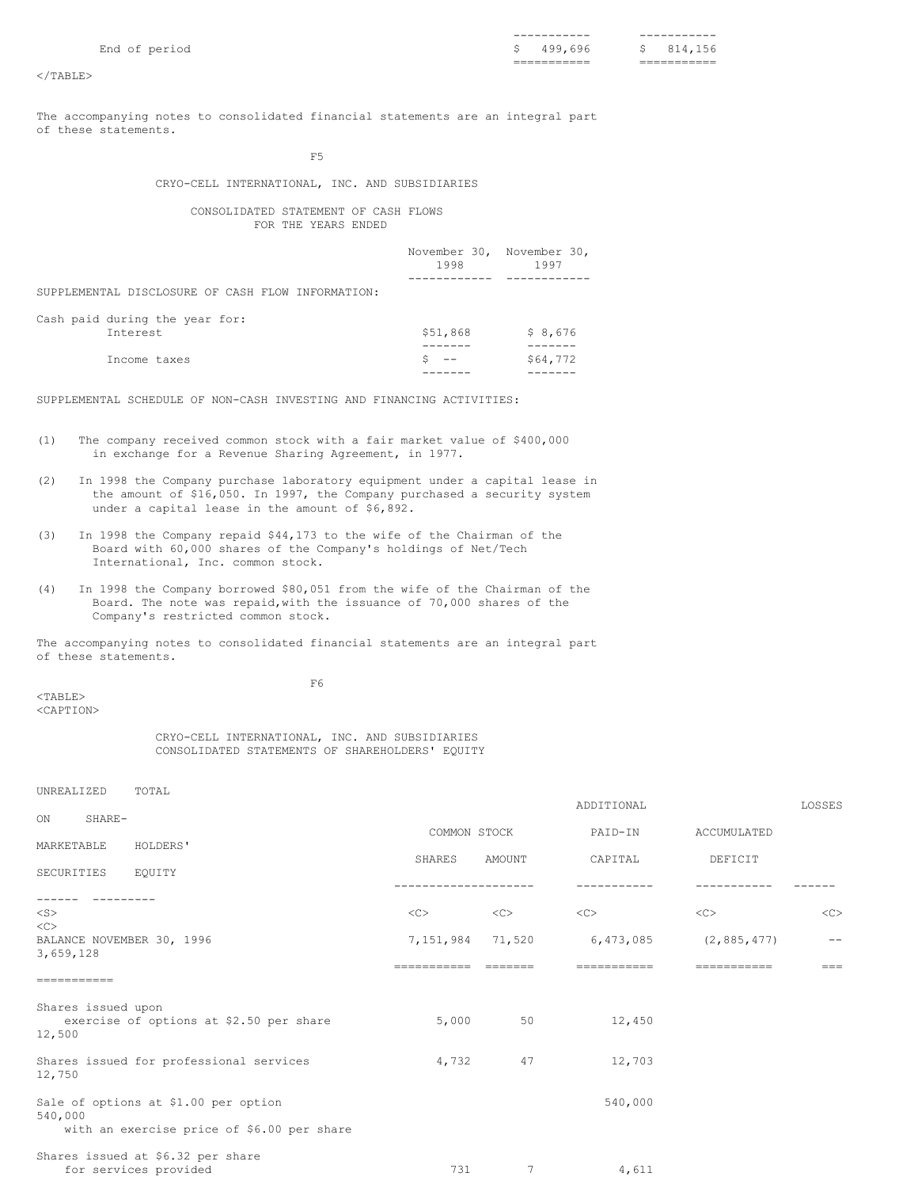| | | |
|---|---|---|
| End of period | $ 499,696 | $ 814,156 |

The accompanying notes to consolidated financial statements are an integral part of these statements.

CRYO-CELL INTERNATIONAL, INC. AND SUBSIDIARIES

CONSOLIDATED STATEMENT OF CASH FLOWS
FOR THE YEARS ENDED

| | November 30, 1998 | November 30, 1997 |
|---|---|---|
| SUPPLEMENTAL DISCLOSURE OF CASH FLOW INFORMATION: | | |
| Cash paid during the year for: | | |
| Interest | $51,868 | $ 8,676 |
| Income taxes | $ -- | $64,772 |

SUPPLEMENTAL SCHEDULE OF NON-CASH INVESTING AND FINANCING ACTIVITIES:

(1) The company received common stock with a fair market value of $400,000 in exchange for a Revenue Sharing Agreement, in 1977.

(2) In 1998 the Company purchase laboratory equipment under a capital lease in the amount of $16,050. In 1997, the Company purchased a security system under a capital lease in the amount of $6,892.

(3) In 1998 the Company repaid $44,173 to the wife of the Chairman of the Board with 60,000 shares of the Company's holdings of Net/Tech International, Inc. common stock.

(4) In 1998 the Company borrowed $80,051 from the wife of the Chairman of the Board. The note was repaid,with the issuance of 70,000 shares of the Company's restricted common stock.

The accompanying notes to consolidated financial statements are an integral part of these statements.

CRYO-CELL INTERNATIONAL, INC. AND SUBSIDIARIES
CONSOLIDATED STATEMENTS OF SHAREHOLDERS' EQUITY

| | COMMON STOCK SHARES | COMMON STOCK AMOUNT | ADDITIONAL PAID-IN CAPITAL | ACCUMULATED DEFICIT | UNREALIZED LOSSES ON MARKETABLE SECURITIES | TOTAL SHARE-HOLDERS' EQUITY |
|---|---|---|---|---|---|---|
| BALANCE NOVEMBER 30, 1996 | 7,151,984 | 71,520 | 6,473,085 | (2,885,477) | -- | 3,659,128 |
| Shares issued upon exercise of options at $2.50 per share | 5,000 | 50 | 12,450 | | | 12,500 |
| Shares issued for professional services | 4,732 | 47 | 12,703 | | | 12,750 |
| Sale of options at $1.00 per option with an exercise price of $6.00 per share | | | 540,000 | | | 540,000 |
| Shares issued at $6.32 per share for services provided | 731 | 7 | 4,611 | | | |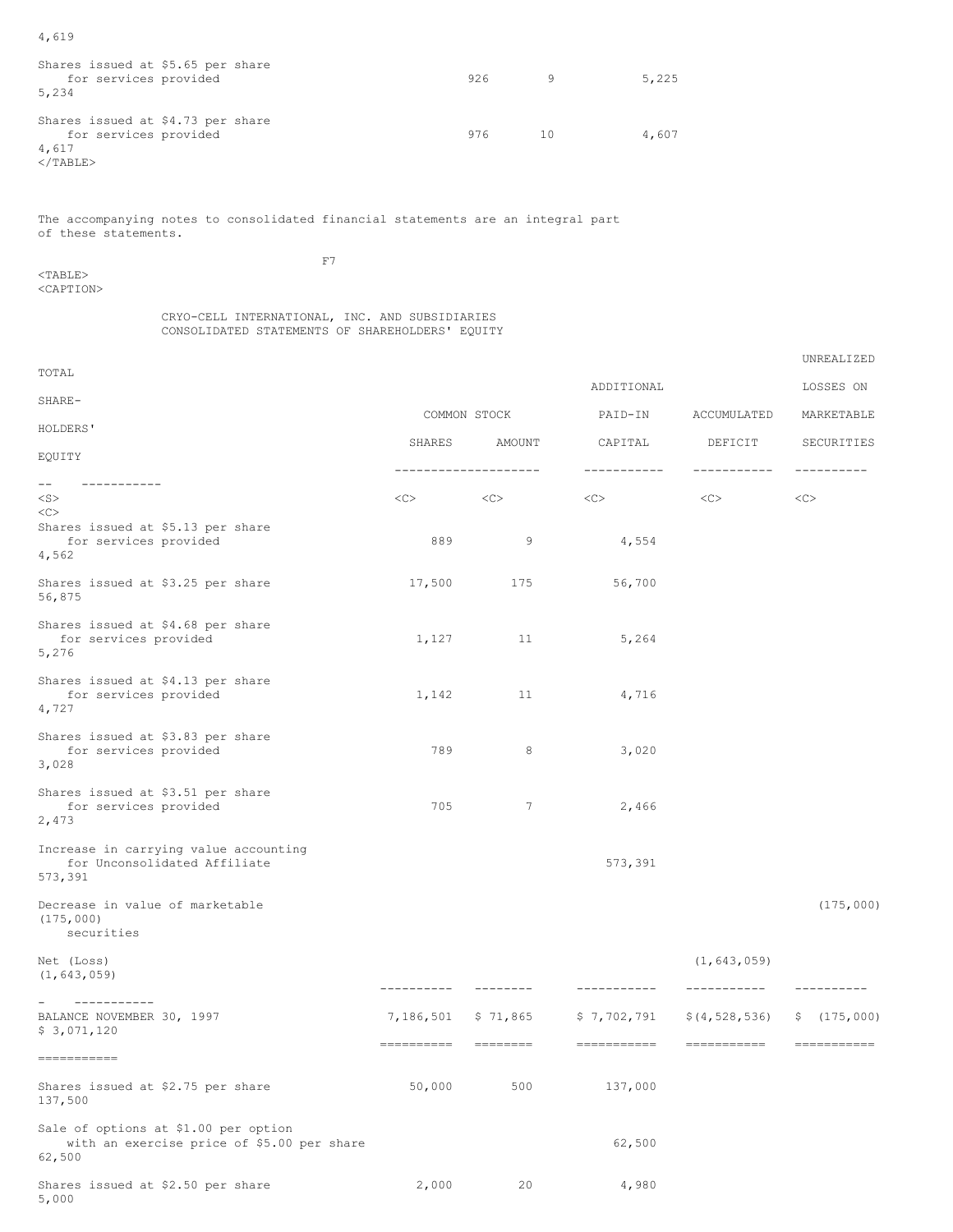| | Shares | Amount | Additional Paid-in Capital | | | Total |
|---|---|---|---|---|---|---|
| | | | | | | 4,619 |
| Shares issued at $5.65 per share for services provided | 926 | 9 | 5,225 | | | 5,234 |
| Shares issued at $4.73 per share for services provided | 976 | 10 | 4,607 | | | 4,617 |

The accompanying notes to consolidated financial statements are an integral part of these statements.

CRYO-CELL INTERNATIONAL, INC. AND SUBSIDIARIES
CONSOLIDATED STATEMENTS OF SHAREHOLDERS' EQUITY

| | COMMON STOCK | | ADDITIONAL PAID-IN | ACCUMULATED | UNREALIZED LOSSES ON MARKETABLE | TOTAL SHARE-HOLDERS' |
|---|---|---|---|---|---|---|
| | SHARES | AMOUNT | CAPITAL | DEFICIT | SECURITIES | EQUITY |
| Shares issued at $5.13 per share for services provided | 889 | 9 | 4,554 | | | 4,562 |
| Shares issued at $3.25 per share | 17,500 | 175 | 56,700 | | | 56,875 |
| Shares issued at $4.68 per share for services provided | 1,127 | 11 | 5,264 | | | 5,276 |
| Shares issued at $4.13 per share for services provided | 1,142 | 11 | 4,716 | | | 4,727 |
| Shares issued at $3.83 per share for services provided | 789 | 8 | 3,020 | | | 3,028 |
| Shares issued at $3.51 per share for services provided | 705 | 7 | 2,466 | | | 2,473 |
| Increase in carrying value accounting for Unconsolidated Affiliate | | | 573,391 | | | 573,391 |
| Decrease in value of marketable securities | | | | | (175,000) | (175,000) |
| Net (Loss) | | | | (1,643,059) | | (1,643,059) |
| BALANCE NOVEMBER 30, 1997 | 7,186,501 | $ 71,865 | $ 7,702,791 | $(4,528,536) | $ (175,000) | $ 3,071,120 |
| Shares issued at $2.75 per share | 50,000 | 500 | 137,000 | | | 137,500 |
| Sale of options at $1.00 per option with an exercise price of $5.00 per share | | | 62,500 | | | 62,500 |
| Shares issued at $2.50 per share | 2,000 | 20 | 4,980 | | | 5,000 |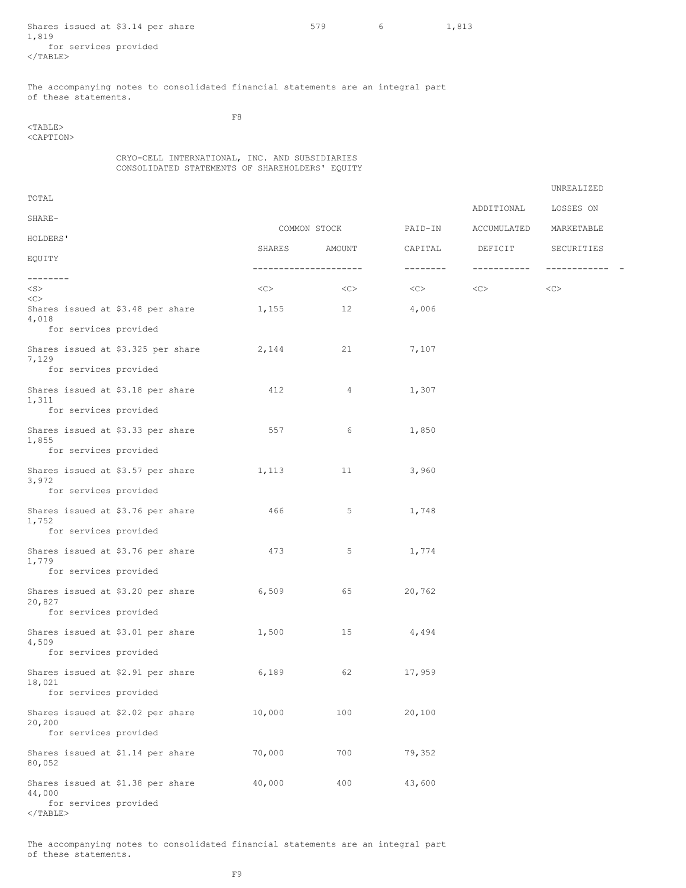| | Shares | Amount | Additional Paid-In Capital | Accumulated Deficit | Unrealized Losses on Marketable Securities | Total Shareholders' Equity |
|---|---|---|---|---|---|---|
| Shares issued at $3.14 per share for services provided | 579 | 6 | 1,813 | | | 1,819 |

The accompanying notes to consolidated financial statements are an integral part of these statements.

CRYO-CELL INTERNATIONAL, INC. AND SUBSIDIARIES
CONSOLIDATED STATEMENTS OF SHAREHOLDERS' EQUITY

| | COMMON STOCK | | ADDITIONAL | | UNREALIZED LOSSES ON | TOTAL SHARE- |
|---|---|---|---|---|---|---|
| | SHARES | AMOUNT | PAID-IN CAPITAL | ACCUMULATED DEFICIT | MARKETABLE SECURITIES | HOLDERS' EQUITY |
| Shares issued at $3.48 per share for services provided | 1,155 | 12 | 4,006 | | | 4,018 |
| Shares issued at $3.325 per share for services provided | 2,144 | 21 | 7,107 | | | 7,129 |
| Shares issued at $3.18 per share for services provided | 412 | 4 | 1,307 | | | 1,311 |
| Shares issued at $3.33 per share for services provided | 557 | 6 | 1,850 | | | 1,855 |
| Shares issued at $3.57 per share for services provided | 1,113 | 11 | 3,960 | | | 3,972 |
| Shares issued at $3.76 per share for services provided | 466 | 5 | 1,748 | | | 1,752 |
| Shares issued at $3.76 per share for services provided | 473 | 5 | 1,774 | | | 1,779 |
| Shares issued at $3.20 per share for services provided | 6,509 | 65 | 20,762 | | | 20,827 |
| Shares issued at $3.01 per share for services provided | 1,500 | 15 | 4,494 | | | 4,509 |
| Shares issued at $2.91 per share for services provided | 6,189 | 62 | 17,959 | | | 18,021 |
| Shares issued at $2.02 per share for services provided | 10,000 | 100 | 20,100 | | | 20,200 |
| Shares issued at $1.14 per share | 70,000 | 700 | 79,352 | | | 80,052 |
| Shares issued at $1.38 per share for services provided | 40,000 | 400 | 43,600 | | | 44,000 |

The accompanying notes to consolidated financial statements are an integral part of these statements.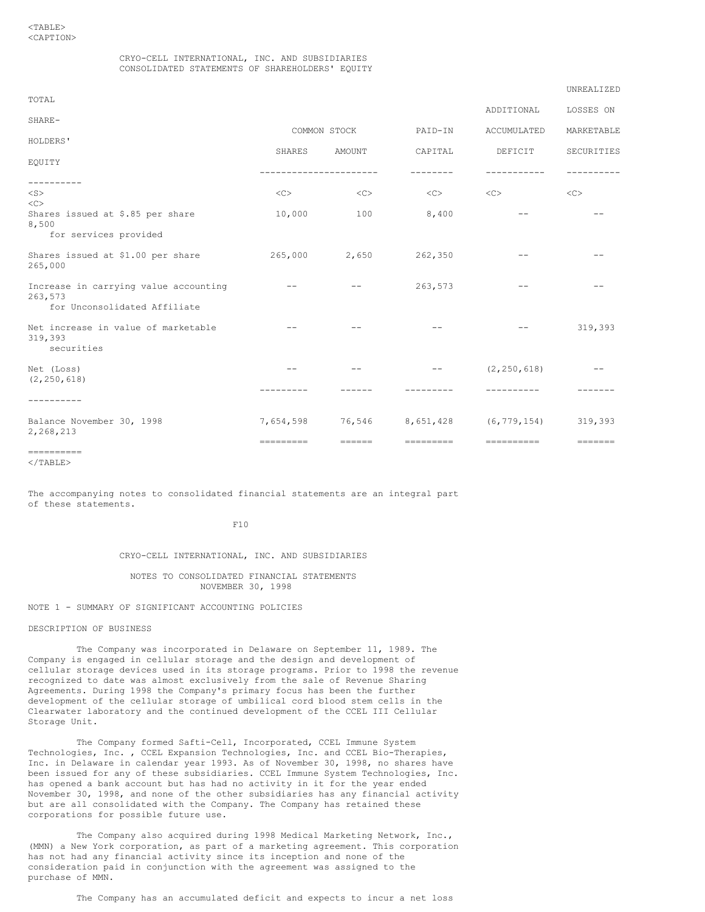CRYO-CELL INTERNATIONAL, INC. AND SUBSIDIARIES
CONSOLIDATED STATEMENTS OF SHAREHOLDERS' EQUITY

| | COMMON STOCK SHARES | COMMON STOCK AMOUNT | ADDITIONAL PAID-IN CAPITAL | ACCUMULATED DEFICIT | UNREALIZED LOSSES ON MARKETABLE SECURITIES | TOTAL SHARE-HOLDERS' EQUITY |
|---|---|---|---|---|---|---|
| Shares issued at $.85 per share for services provided | 10,000 | 100 | 8,400 | -- | -- | 8,500 |
| Shares issued at $1.00 per share | 265,000 | 2,650 | 262,350 | -- | -- | 265,000 |
| Increase in carrying value accounting for Unconsolidated Affiliate | -- | -- | 263,573 | -- | -- | 263,573 |
| Net increase in value of marketable securities | -- | -- | -- | -- | 319,393 | 319,393 |
| Net (Loss) | -- | -- | -- | (2,250,618) | -- | (2,250,618) |
| Balance November 30, 1998 | 7,654,598 | 76,546 | 8,651,428 | (6,779,154) | 319,393 | 2,268,213 |

The accompanying notes to consolidated financial statements are an integral part of these statements.

CRYO-CELL INTERNATIONAL, INC. AND SUBSIDIARIES

NOTES TO CONSOLIDATED FINANCIAL STATEMENTS
NOVEMBER 30, 1998

## NOTE 1 - SUMMARY OF SIGNIFICANT ACCOUNTING POLICIES

### DESCRIPTION OF BUSINESS

The Company was incorporated in Delaware on September 11, 1989. The Company is engaged in cellular storage and the design and development of cellular storage devices used in its storage programs. Prior to 1998 the revenue recognized to date was almost exclusively from the sale of Revenue Sharing Agreements. During 1998 the Company's primary focus has been the further development of the cellular storage of umbilical cord blood stem cells in the Clearwater laboratory and the continued development of the CCEL III Cellular Storage Unit.

The Company formed Safti-Cell, Incorporated, CCEL Immune System Technologies, Inc. , CCEL Expansion Technologies, Inc. and CCEL Bio-Therapies, Inc. in Delaware in calendar year 1993. As of November 30, 1998, no shares have been issued for any of these subsidiaries. CCEL Immune System Technologies, Inc. has opened a bank account but has had no activity in it for the year ended November 30, 1998, and none of the other subsidiaries has any financial activity but are all consolidated with the Company. The Company has retained these corporations for possible future use.

The Company also acquired during 1998 Medical Marketing Network, Inc., (MMN) a New York corporation, as part of a marketing agreement. This corporation has not had any financial activity since its inception and none of the consideration paid in conjunction with the agreement was assigned to the purchase of MMN.

The Company has an accumulated deficit and expects to incur a net loss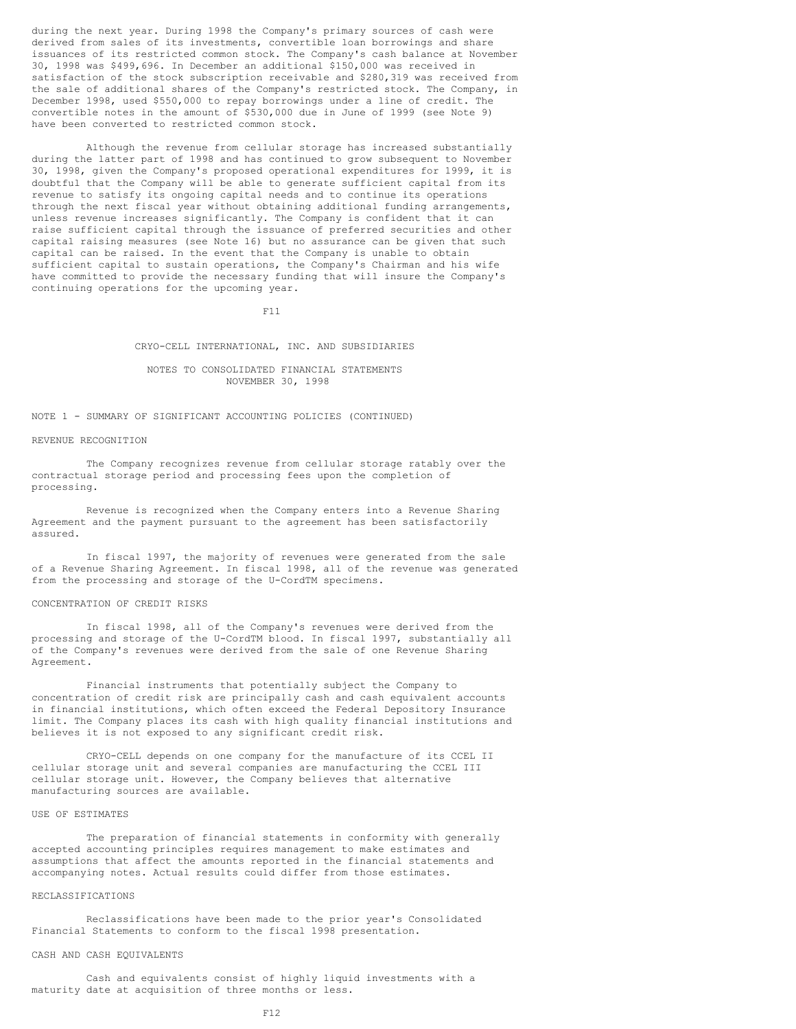during the next year. During 1998 the Company's primary sources of cash were derived from sales of its investments, convertible loan borrowings and share issuances of its restricted common stock. The Company's cash balance at November 30, 1998 was $499,696. In December an additional $150,000 was received in satisfaction of the stock subscription receivable and $280,319 was received from the sale of additional shares of the Company's restricted stock. The Company, in December 1998, used $550,000 to repay borrowings under a line of credit. The convertible notes in the amount of $530,000 due in June of 1999 (see Note 9) have been converted to restricted common stock.

Although the revenue from cellular storage has increased substantially during the latter part of 1998 and has continued to grow subsequent to November 30, 1998, given the Company's proposed operational expenditures for 1999, it is doubtful that the Company will be able to generate sufficient capital from its revenue to satisfy its ongoing capital needs and to continue its operations through the next fiscal year without obtaining additional funding arrangements, unless revenue increases significantly. The Company is confident that it can raise sufficient capital through the issuance of preferred securities and other capital raising measures (see Note 16) but no assurance can be given that such capital can be raised. In the event that the Company is unable to obtain sufficient capital to sustain operations, the Company's Chairman and his wife have committed to provide the necessary funding that will insure the Company's continuing operations for the upcoming year.

CRYO-CELL INTERNATIONAL, INC. AND SUBSIDIARIES

NOTES TO CONSOLIDATED FINANCIAL STATEMENTS
NOVEMBER 30, 1998

NOTE 1 - SUMMARY OF SIGNIFICANT ACCOUNTING POLICIES (CONTINUED)

## REVENUE RECOGNITION

The Company recognizes revenue from cellular storage ratably over the contractual storage period and processing fees upon the completion of processing.

Revenue is recognized when the Company enters into a Revenue Sharing Agreement and the payment pursuant to the agreement has been satisfactorily assured.

In fiscal 1997, the majority of revenues were generated from the sale of a Revenue Sharing Agreement. In fiscal 1998, all of the revenue was generated from the processing and storage of the U-CordTM specimens.

## CONCENTRATION OF CREDIT RISKS

In fiscal 1998, all of the Company's revenues were derived from the processing and storage of the U-CordTM blood. In fiscal 1997, substantially all of the Company's revenues were derived from the sale of one Revenue Sharing Agreement.

Financial instruments that potentially subject the Company to concentration of credit risk are principally cash and cash equivalent accounts in financial institutions, which often exceed the Federal Depository Insurance limit. The Company places its cash with high quality financial institutions and believes it is not exposed to any significant credit risk.

CRYO-CELL depends on one company for the manufacture of its CCEL II cellular storage unit and several companies are manufacturing the CCEL III cellular storage unit. However, the Company believes that alternative manufacturing sources are available.

## USE OF ESTIMATES

The preparation of financial statements in conformity with generally accepted accounting principles requires management to make estimates and assumptions that affect the amounts reported in the financial statements and accompanying notes. Actual results could differ from those estimates.

## RECLASSIFICATIONS

Reclassifications have been made to the prior year's Consolidated Financial Statements to conform to the fiscal 1998 presentation.

## CASH AND CASH EQUIVALENTS

Cash and equivalents consist of highly liquid investments with a maturity date at acquisition of three months or less.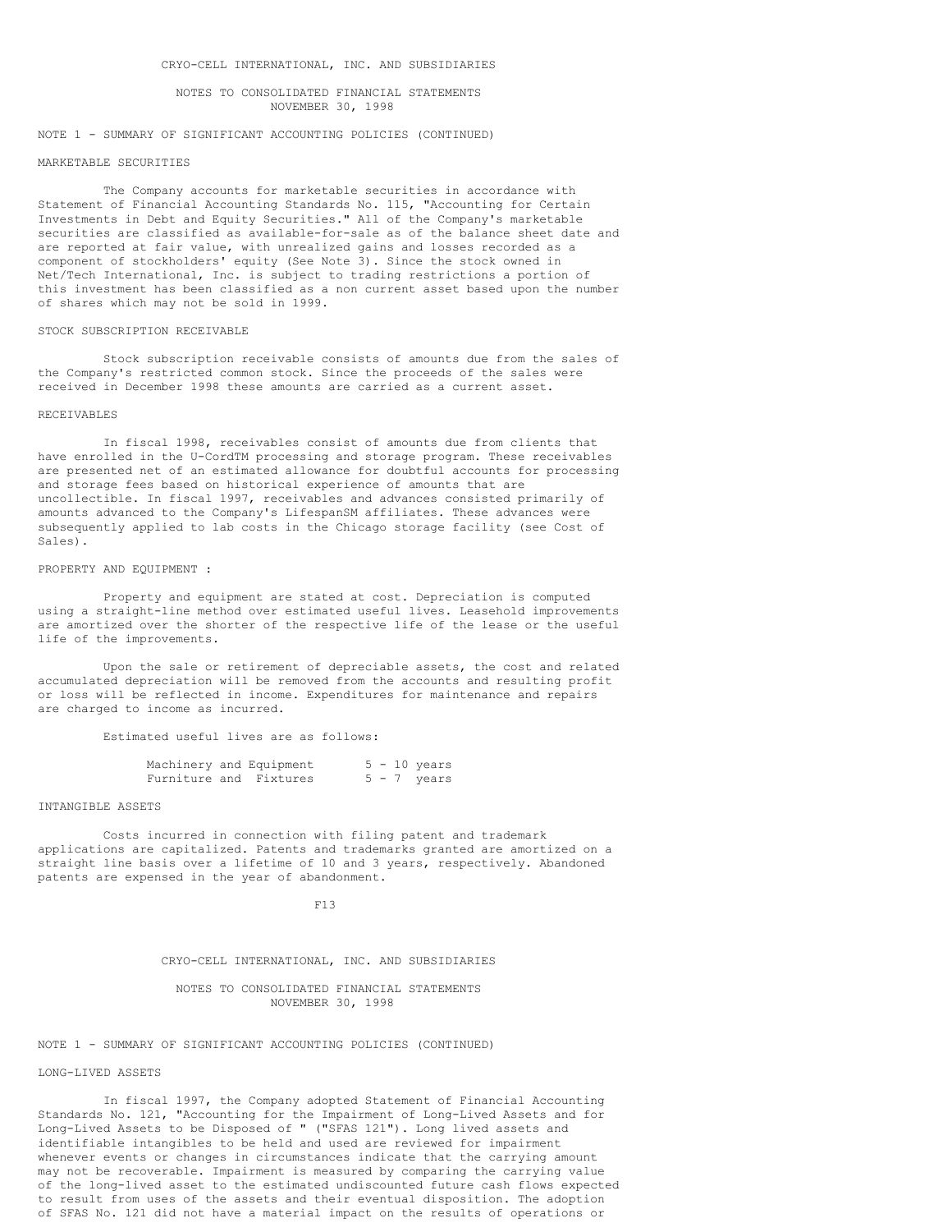NOTE 1 - SUMMARY OF SIGNIFICANT ACCOUNTING POLICIES (CONTINUED)

### MARKETABLE SECURITIES

The Company accounts for marketable securities in accordance with Statement of Financial Accounting Standards No. 115, "Accounting for Certain Investments in Debt and Equity Securities." All of the Company's marketable securities are classified as available-for-sale as of the balance sheet date and are reported at fair value, with unrealized gains and losses recorded as a component of stockholders' equity (See Note 3). Since the stock owned in Net/Tech International, Inc. is subject to trading restrictions a portion of this investment has been classified as a non current asset based upon the number of shares which may not be sold in 1999.

### STOCK SUBSCRIPTION RECEIVABLE

Stock subscription receivable consists of amounts due from the sales of the Company's restricted common stock. Since the proceeds of the sales were received in December 1998 these amounts are carried as a current asset.

### RECEIVABLES

In fiscal 1998, receivables consist of amounts due from clients that have enrolled in the U-CordTM processing and storage program. These receivables are presented net of an estimated allowance for doubtful accounts for processing and storage fees based on historical experience of amounts that are uncollectible. In fiscal 1997, receivables and advances consisted primarily of amounts advanced to the Company's LifespanSM affiliates. These advances were subsequently applied to lab costs in the Chicago storage facility (see Cost of Sales).

### PROPERTY AND EQUIPMENT :

Property and equipment are stated at cost. Depreciation is computed using a straight-line method over estimated useful lives. Leasehold improvements are amortized over the shorter of the respective life of the lease or the useful life of the improvements.

Upon the sale or retirement of depreciable assets, the cost and related accumulated depreciation will be removed from the accounts and resulting profit or loss will be reflected in income. Expenditures for maintenance and repairs are charged to income as incurred.

Estimated useful lives are as follows:

| | |
|---|---|
| Machinery and Equipment | 5 - 10 years |
| Furniture and Fixtures | 5 - 7 years |

### INTANGIBLE ASSETS

Costs incurred in connection with filing patent and trademark applications are capitalized. Patents and trademarks granted are amortized on a straight line basis over a lifetime of 10 and 3 years, respectively. Abandoned patents are expensed in the year of abandonment.

NOTE 1 - SUMMARY OF SIGNIFICANT ACCOUNTING POLICIES (CONTINUED)

### LONG-LIVED ASSETS

In fiscal 1997, the Company adopted Statement of Financial Accounting Standards No. 121, "Accounting for the Impairment of Long-Lived Assets and for Long-Lived Assets to be Disposed of " ("SFAS 121"). Long lived assets and identifiable intangibles to be held and used are reviewed for impairment whenever events or changes in circumstances indicate that the carrying amount may not be recoverable. Impairment is measured by comparing the carrying value of the long-lived asset to the estimated undiscounted future cash flows expected to result from uses of the assets and their eventual disposition. The adoption of SFAS No. 121 did not have a material impact on the results of operations or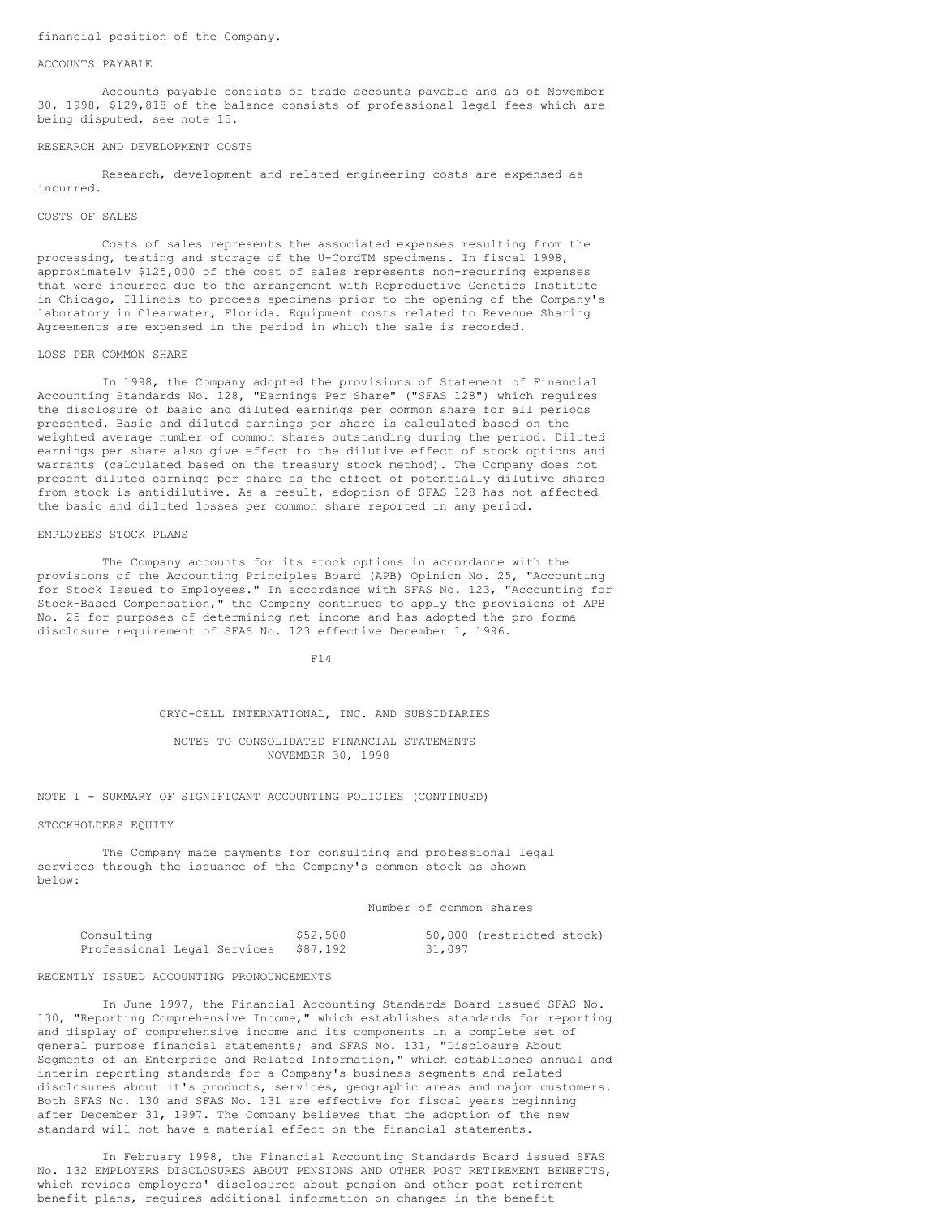financial position of the Company.

ACCOUNTS PAYABLE

Accounts payable consists of trade accounts payable and as of November 30, 1998, $129,818 of the balance consists of professional legal fees which are being disputed, see note 15.

RESEARCH AND DEVELOPMENT COSTS

Research, development and related engineering costs are expensed as incurred.

COSTS OF SALES

Costs of sales represents the associated expenses resulting from the processing, testing and storage of the U-CordTM specimens. In fiscal 1998, approximately $125,000 of the cost of sales represents non-recurring expenses that were incurred due to the arrangement with Reproductive Genetics Institute in Chicago, Illinois to process specimens prior to the opening of the Company's laboratory in Clearwater, Florida. Equipment costs related to Revenue Sharing Agreements are expensed in the period in which the sale is recorded.

LOSS PER COMMON SHARE

In 1998, the Company adopted the provisions of Statement of Financial Accounting Standards No. 128, "Earnings Per Share" ("SFAS 128") which requires the disclosure of basic and diluted earnings per common share for all periods presented. Basic and diluted earnings per share is calculated based on the weighted average number of common shares outstanding during the period. Diluted earnings per share also give effect to the dilutive effect of stock options and warrants (calculated based on the treasury stock method). The Company does not present diluted earnings per share as the effect of potentially dilutive shares from stock is antidilutive. As a result, adoption of SFAS 128 has not affected the basic and diluted losses per common share reported in any period.

EMPLOYEES STOCK PLANS

The Company accounts for its stock options in accordance with the provisions of the Accounting Principles Board (APB) Opinion No. 25, "Accounting for Stock Issued to Employees." In accordance with SFAS No. 123, "Accounting for Stock-Based Compensation," the Company continues to apply the provisions of APB No. 25 for purposes of determining net income and has adopted the pro forma disclosure requirement of SFAS No. 123 effective December 1, 1996.

CRYO-CELL INTERNATIONAL, INC. AND SUBSIDIARIES

NOTES TO CONSOLIDATED FINANCIAL STATEMENTS
NOVEMBER 30, 1998

NOTE 1 - SUMMARY OF SIGNIFICANT ACCOUNTING POLICIES (CONTINUED)

STOCKHOLDERS EQUITY

The Company made payments for consulting and professional legal services through the issuance of the Company's common stock as shown below:

| | | Number of common shares |
|---|---|---|
| Consulting | $52,500 | 50,000 (restricted stock) |
| Professional Legal Services | $87,192 | 31,097 |

RECENTLY ISSUED ACCOUNTING PRONOUNCEMENTS

In June 1997, the Financial Accounting Standards Board issued SFAS No. 130, "Reporting Comprehensive Income," which establishes standards for reporting and display of comprehensive income and its components in a complete set of general purpose financial statements; and SFAS No. 131, "Disclosure About Segments of an Enterprise and Related Information," which establishes annual and interim reporting standards for a Company's business segments and related disclosures about it's products, services, geographic areas and major customers. Both SFAS No. 130 and SFAS No. 131 are effective for fiscal years beginning after December 31, 1997. The Company believes that the adoption of the new standard will not have a material effect on the financial statements.

In February 1998, the Financial Accounting Standards Board issued SFAS No. 132 EMPLOYERS DISCLOSURES ABOUT PENSIONS AND OTHER POST RETIREMENT BENEFITS, which revises employers' disclosures about pension and other post retirement benefit plans, requires additional information on changes in the benefit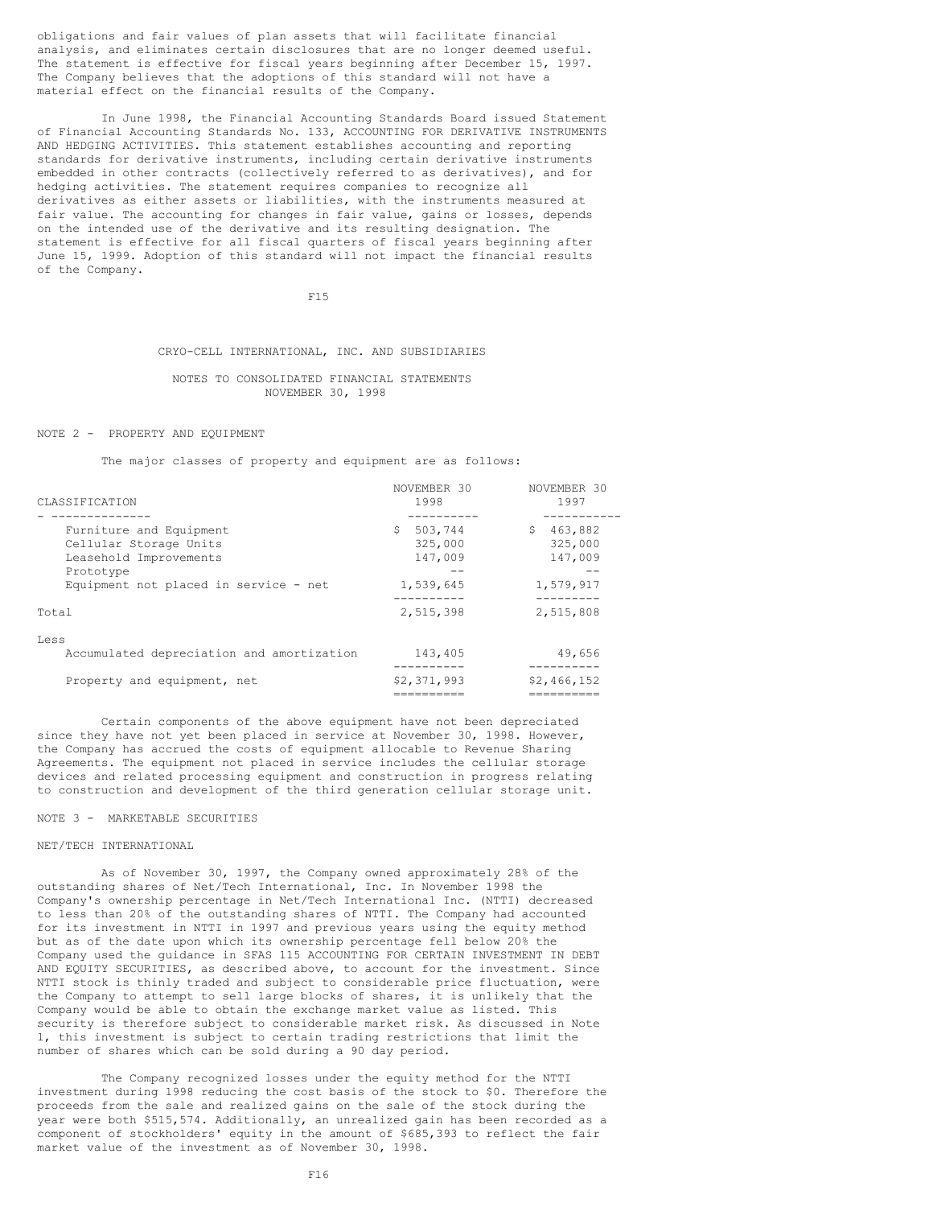obligations and fair values of plan assets that will facilitate financial analysis, and eliminates certain disclosures that are no longer deemed useful. The statement is effective for fiscal years beginning after December 15, 1997. The Company believes that the adoptions of this standard will not have a material effect on the financial results of the Company.

In June 1998, the Financial Accounting Standards Board issued Statement of Financial Accounting Standards No. 133, ACCOUNTING FOR DERIVATIVE INSTRUMENTS AND HEDGING ACTIVITIES. This statement establishes accounting and reporting standards for derivative instruments, including certain derivative instruments embedded in other contracts (collectively referred to as derivatives), and for hedging activities. The statement requires companies to recognize all derivatives as either assets or liabilities, with the instruments measured at fair value. The accounting for changes in fair value, gains or losses, depends on the intended use of the derivative and its resulting designation. The statement is effective for all fiscal quarters of fiscal years beginning after June 15, 1999. Adoption of this standard will not impact the financial results of the Company.

CRYO-CELL INTERNATIONAL, INC. AND SUBSIDIARIES

NOTES TO CONSOLIDATED FINANCIAL STATEMENTS
NOVEMBER 30, 1998

## NOTE 2 - PROPERTY AND EQUIPMENT

The major classes of property and equipment are as follows:

| CLASSIFICATION | NOVEMBER 30 1998 | NOVEMBER 30 1997 |
|---|---|---|
| Furniture and Equipment | $ 503,744 | $ 463,882 |
| Cellular Storage Units | 325,000 | 325,000 |
| Leasehold Improvements | 147,009 | 147,009 |
| Prototype | -- | -- |
| Equipment not placed in service - net | 1,539,645 | 1,579,917 |
| Total | 2,515,398 | 2,515,808 |
| Less | | |
| Accumulated depreciation and amortization | 143,405 | 49,656 |
| Property and equipment, net | $2,371,993 | $2,466,152 |

Certain components of the above equipment have not been depreciated since they have not yet been placed in service at November 30, 1998. However, the Company has accrued the costs of equipment allocable to Revenue Sharing Agreements. The equipment not placed in service includes the cellular storage devices and related processing equipment and construction in progress relating to construction and development of the third generation cellular storage unit.

## NOTE 3 - MARKETABLE SECURITIES

### NET/TECH INTERNATIONAL

As of November 30, 1997, the Company owned approximately 28% of the outstanding shares of Net/Tech International, Inc. In November 1998 the Company's ownership percentage in Net/Tech International Inc. (NTTI) decreased to less than 20% of the outstanding shares of NTTI. The Company had accounted for its investment in NTTI in 1997 and previous years using the equity method but as of the date upon which its ownership percentage fell below 20% the Company used the guidance in SFAS 115 ACCOUNTING FOR CERTAIN INVESTMENT IN DEBT AND EQUITY SECURITIES, as described above, to account for the investment. Since NTTI stock is thinly traded and subject to considerable price fluctuation, were the Company to attempt to sell large blocks of shares, it is unlikely that the Company would be able to obtain the exchange market value as listed. This security is therefore subject to considerable market risk. As discussed in Note 1, this investment is subject to certain trading restrictions that limit the number of shares which can be sold during a 90 day period.

The Company recognized losses under the equity method for the NTTI investment during 1998 reducing the cost basis of the stock to $0. Therefore the proceeds from the sale and realized gains on the sale of the stock during the year were both $515,574. Additionally, an unrealized gain has been recorded as a component of stockholders' equity in the amount of $685,393 to reflect the fair market value of the investment as of November 30, 1998.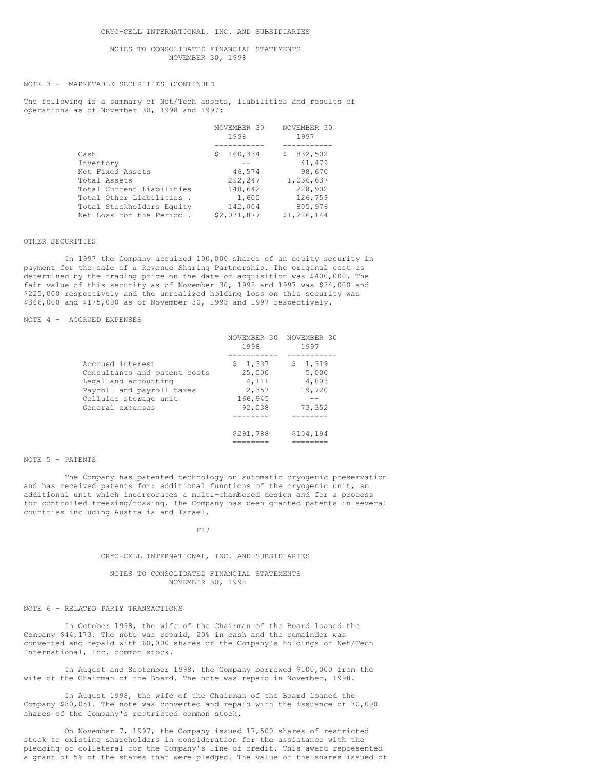CRYO-CELL INTERNATIONAL, INC. AND SUBSIDIARIES

NOTES TO CONSOLIDATED FINANCIAL STATEMENTS
NOVEMBER 30, 1998

NOTE 3 - MARKETABLE SECURITIES (CONTINUED

The following is a summary of Net/Tech assets, liabilities and results of operations as of November 30, 1998 and 1997:

| | NOVEMBER 30 1998 | NOVEMBER 30 1997 |
|---|---|---|
| Cash | $ 160,334 | $ 832,502 |
| Inventory | -- | 41,479 |
| Net Fixed Assets | 46,574 | 98,670 |
| Total Assets | 292,247 | 1,036,637 |
| Total Current Liabilities | 148,642 | 228,902 |
| Total Other Liabilities . | 1,600 | 126,759 |
| Total Stockholders Equity | 142,004 | 805,976 |
| Net Loss for the Period . | $2,071,877 | $1,226,144 |

OTHER SECURITIES

In 1997 the Company acquired 100,000 shares of an equity security in payment for the sale of a Revenue Sharing Partnership. The original cost as determined by the trading price on the date of acquisition was $400,000. The fair value of this security as of November 30, 1998 and 1997 was $34,000 and $225,000 respectively and the unrealized holding loss on this security was $366,000 and $175,000 as of November 30, 1998 and 1997 respectively.

NOTE 4 - ACCRUED EXPENSES

| | NOVEMBER 30 1998 | NOVEMBER 30 1997 |
|---|---|---|
| Accrued interest | $ 1,337 | $ 1,319 |
| Consultants and patent costs | 25,000 | 5,000 |
| Legal and accounting | 4,111 | 4,803 |
| Payroll and payroll taxes | 2,357 | 19,720 |
| Cellular storage unit | 166,945 | -- |
| General expenses | 92,038 | 73,352 |
| | $291,788 | $104,194 |

NOTE 5 - PATENTS

The Company has patented technology on automatic cryogenic preservation and has received patents for: additional functions of the cryogenic unit, an additional unit which incorporates a multi-chambered design and for a process for controlled freezing/thawing. The Company has been granted patents in several countries including Australia and Israel.

CRYO-CELL INTERNATIONAL, INC. AND SUBSIDIARIES

NOTES TO CONSOLIDATED FINANCIAL STATEMENTS
NOVEMBER 30, 1998

NOTE 6 - RELATED PARTY TRANSACTIONS

In October 1998, the wife of the Chairman of the Board loaned the Company $44,173. The note was repaid, 20% in cash and the remainder was converted and repaid with 60,000 shares of the Company's holdings of Net/Tech International, Inc. common stock.

In August and September 1998, the Company borrowed $100,000 from the wife of the Chairman of the Board. The note was repaid in November, 1998.

In August 1998, the wife of the Chairman of the Board loaned the Company $80,051. The note was converted and repaid with the issuance of 70,000 shares of the Company's restricted common stock.

On November 7, 1997, the Company issued 17,500 shares of restricted stock to existing shareholders in consideration for the assistance with the pledging of collateral for the Company's line of credit. This award represented a grant of 5% of the shares that were pledged. The value of the shares issued of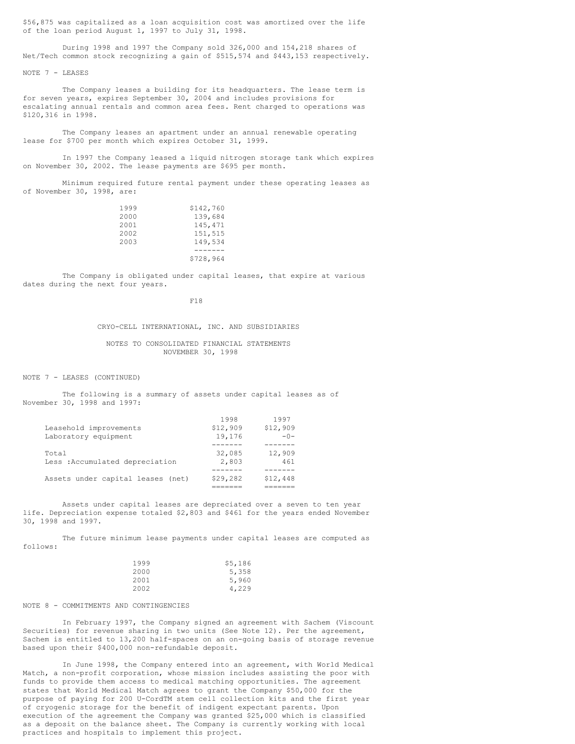$56,875 was capitalized as a loan acquisition cost was amortized over the life of the loan period August 1, 1997 to July 31, 1998.

During 1998 and 1997 the Company sold 326,000 and 154,218 shares of Net/Tech common stock recognizing a gain of $515,574 and $443,153 respectively.

NOTE 7 - LEASES

The Company leases a building for its headquarters. The lease term is for seven years, expires September 30, 2004 and includes provisions for escalating annual rentals and common area fees. Rent charged to operations was $120,316 in 1998.

The Company leases an apartment under an annual renewable operating lease for $700 per month which expires October 31, 1999.

In 1997 the Company leased a liquid nitrogen storage tank which expires on November 30, 2002. The lease payments are $695 per month.

Minimum required future rental payment under these operating leases as of November 30, 1998, are:

| | |
|---|---|
| 1999 | $142,760 |
| 2000 | 139,684 |
| 2001 | 145,471 |
| 2002 | 151,515 |
| 2003 | 149,534 |
| | $728,964 |

The Company is obligated under capital leases, that expire at various dates during the next four years.

CRYO-CELL INTERNATIONAL, INC. AND SUBSIDIARIES

NOTES TO CONSOLIDATED FINANCIAL STATEMENTS
NOVEMBER 30, 1998

NOTE 7 - LEASES (CONTINUED)

The following is a summary of assets under capital leases as of November 30, 1998 and 1997:

| | 1998 | 1997 |
|---|---|---|
| Leasehold improvements | $12,909 | $12,909 |
| Laboratory equipment | 19,176 | -0- |
| Total | 32,085 | 12,909 |
| Less :Accumulated depreciation | 2,803 | 461 |
| Assets under capital leases (net) | $29,282 | $12,448 |

Assets under capital leases are depreciated over a seven to ten year life. Depreciation expense totaled $2,803 and $461 for the years ended November 30, 1998 and 1997.

The future minimum lease payments under capital leases are computed as follows:

| | |
|---|---|
| 1999 | $5,186 |
| 2000 | 5,358 |
| 2001 | 5,960 |
| 2002 | 4,229 |

NOTE 8 - COMMITMENTS AND CONTINGENCIES

In February 1997, the Company signed an agreement with Sachem (Viscount Securities) for revenue sharing in two units (See Note 12). Per the agreement, Sachem is entitled to 13,200 half-spaces on an on-going basis of storage revenue based upon their $400,000 non-refundable deposit.

In June 1998, the Company entered into an agreement, with World Medical Match, a non-profit corporation, whose mission includes assisting the poor with funds to provide them access to medical matching opportunities. The agreement states that World Medical Match agrees to grant the Company $50,000 for the purpose of paying for 200 U-CordTM stem cell collection kits and the first year of cryogenic storage for the benefit of indigent expectant parents. Upon execution of the agreement the Company was granted $25,000 which is classified as a deposit on the balance sheet. The Company is currently working with local practices and hospitals to implement this project.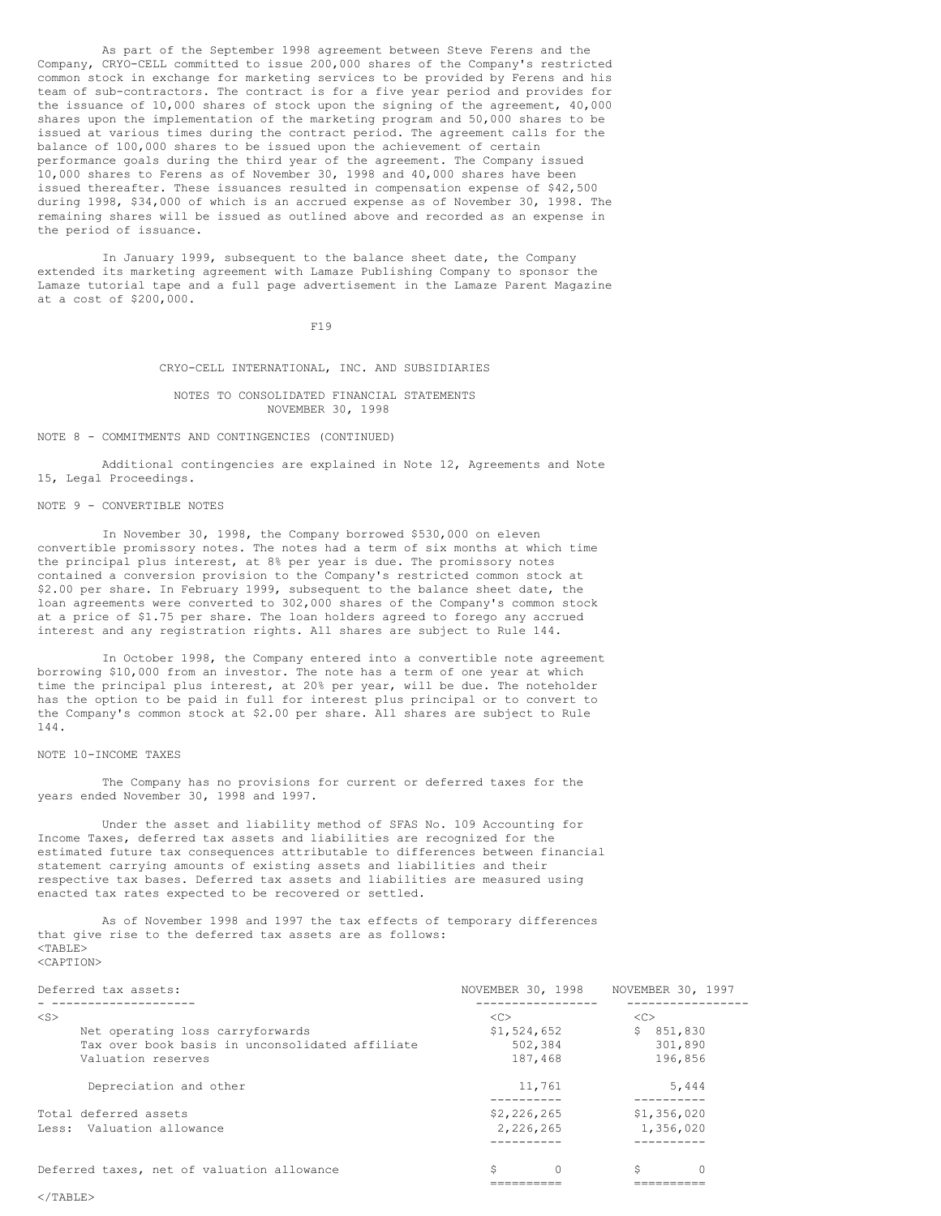As part of the September 1998 agreement between Steve Ferens and the Company, CRYO-CELL committed to issue 200,000 shares of the Company's restricted common stock in exchange for marketing services to be provided by Ferens and his team of sub-contractors. The contract is for a five year period and provides for the issuance of 10,000 shares of stock upon the signing of the agreement, 40,000 shares upon the implementation of the marketing program and 50,000 shares to be issued at various times during the contract period. The agreement calls for the balance of 100,000 shares to be issued upon the achievement of certain performance goals during the third year of the agreement. The Company issued 10,000 shares to Ferens as of November 30, 1998 and 40,000 shares have been issued thereafter. These issuances resulted in compensation expense of $42,500 during 1998, $34,000 of which is an accrued expense as of November 30, 1998. The remaining shares will be issued as outlined above and recorded as an expense in the period of issuance.

In January 1999, subsequent to the balance sheet date, the Company extended its marketing agreement with Lamaze Publishing Company to sponsor the Lamaze tutorial tape and a full page advertisement in the Lamaze Parent Magazine at a cost of $200,000.

CRYO-CELL INTERNATIONAL, INC. AND SUBSIDIARIES

NOTES TO CONSOLIDATED FINANCIAL STATEMENTS
NOVEMBER 30, 1998

NOTE 8 - COMMITMENTS AND CONTINGENCIES (CONTINUED)

Additional contingencies are explained in Note 12, Agreements and Note 15, Legal Proceedings.

NOTE 9 - CONVERTIBLE NOTES

In November 30, 1998, the Company borrowed $530,000 on eleven convertible promissory notes. The notes had a term of six months at which time the principal plus interest, at 8% per year is due. The promissory notes contained a conversion provision to the Company's restricted common stock at $2.00 per share. In February 1999, subsequent to the balance sheet date, the loan agreements were converted to 302,000 shares of the Company's common stock at a price of $1.75 per share. The loan holders agreed to forego any accrued interest and any registration rights. All shares are subject to Rule 144.

In October 1998, the Company entered into a convertible note agreement borrowing $10,000 from an investor. The note has a term of one year at which time the principal plus interest, at 20% per year, will be due. The noteholder has the option to be paid in full for interest plus principal or to convert to the Company's common stock at $2.00 per share. All shares are subject to Rule 144.

NOTE 10-INCOME TAXES

The Company has no provisions for current or deferred taxes for the years ended November 30, 1998 and 1997.

Under the asset and liability method of SFAS No. 109 Accounting for Income Taxes, deferred tax assets and liabilities are recognized for the estimated future tax consequences attributable to differences between financial statement carrying amounts of existing assets and liabilities and their respective tax bases. Deferred tax assets and liabilities are measured using enacted tax rates expected to be recovered or settled.

As of November 1998 and 1997 the tax effects of temporary differences that give rise to the deferred tax assets are as follows:

| Deferred tax assets: | NOVEMBER 30, 1998 | NOVEMBER 30, 1997 |
|---|---|---|
| Net operating loss carryforwards | $1,524,652 | $ 851,830 |
| Tax over book basis in unconsolidated affiliate | 502,384 | 301,890 |
| Valuation reserves | 187,468 | 196,856 |
| Depreciation and other | 11,761 | 5,444 |
| Total deferred assets | $2,226,265 | $1,356,020 |
| Less: Valuation allowance | 2,226,265 | 1,356,020 |
| Deferred taxes, net of valuation allowance | $ 0 | $ 0 |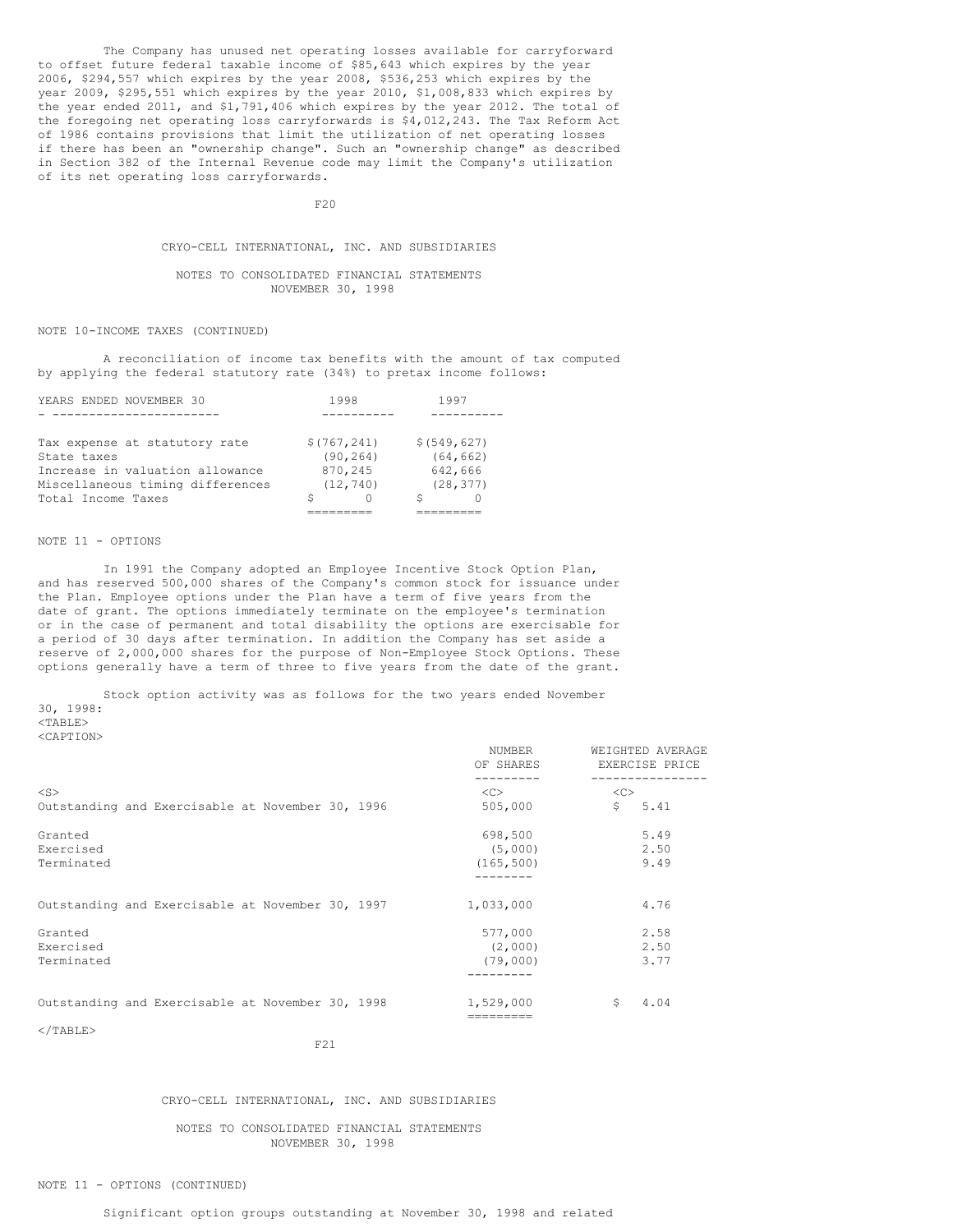The Company has unused net operating losses available for carryforward to offset future federal taxable income of $85,643 which expires by the year 2006, $294,557 which expires by the year 2008, $536,253 which expires by the year 2009, $295,551 which expires by the year 2010, $1,008,833 which expires by the year ended 2011, and $1,791,406 which expires by the year 2012. The total of the foregoing net operating loss carryforwards is $4,012,243. The Tax Reform Act of 1986 contains provisions that limit the utilization of net operating losses if there has been an "ownership change". Such an "ownership change" as described in Section 382 of the Internal Revenue code may limit the Company's utilization of its net operating loss carryforwards.

CRYO-CELL INTERNATIONAL, INC. AND SUBSIDIARIES

NOTES TO CONSOLIDATED FINANCIAL STATEMENTS
NOVEMBER 30, 1998

NOTE 10-INCOME TAXES (CONTINUED)

A reconciliation of income tax benefits with the amount of tax computed by applying the federal statutory rate (34%) to pretax income follows:

| YEARS ENDED NOVEMBER 30 | 1998 | 1997 |
|---|---|---|
| Tax expense at statutory rate | $(767,241) | $(549,627) |
| State taxes | (90,264) | (64,662) |
| Increase in valuation allowance | 870,245 | 642,666 |
| Miscellaneous timing differences | (12,740) | (28,377) |
| Total Income Taxes | $ 0 | $ 0 |

NOTE 11 - OPTIONS

In 1991 the Company adopted an Employee Incentive Stock Option Plan, and has reserved 500,000 shares of the Company's common stock for issuance under the Plan. Employee options under the Plan have a term of five years from the date of grant. The options immediately terminate on the employee's termination or in the case of permanent and total disability the options are exercisable for a period of 30 days after termination. In addition the Company has set aside a reserve of 2,000,000 shares for the purpose of Non-Employee Stock Options. These options generally have a term of three to five years from the date of the grant.

Stock option activity was as follows for the two years ended November 30, 1998:

| | NUMBER OF SHARES | WEIGHTED AVERAGE EXERCISE PRICE |
|---|---|---|
| Outstanding and Exercisable at November 30, 1996 | 505,000 | $ 5.41 |
| Granted | 698,500 | 5.49 |
| Exercised | (5,000) | 2.50 |
| Terminated | (165,500) | 9.49 |
| Outstanding and Exercisable at November 30, 1997 | 1,033,000 | 4.76 |
| Granted | 577,000 | 2.58 |
| Exercised | (2,000) | 2.50 |
| Terminated | (79,000) | 3.77 |
| Outstanding and Exercisable at November 30, 1998 | 1,529,000 | $ 4.04 |

CRYO-CELL INTERNATIONAL, INC. AND SUBSIDIARIES

NOTES TO CONSOLIDATED FINANCIAL STATEMENTS
NOVEMBER 30, 1998

NOTE 11 - OPTIONS (CONTINUED)

Significant option groups outstanding at November 30, 1998 and related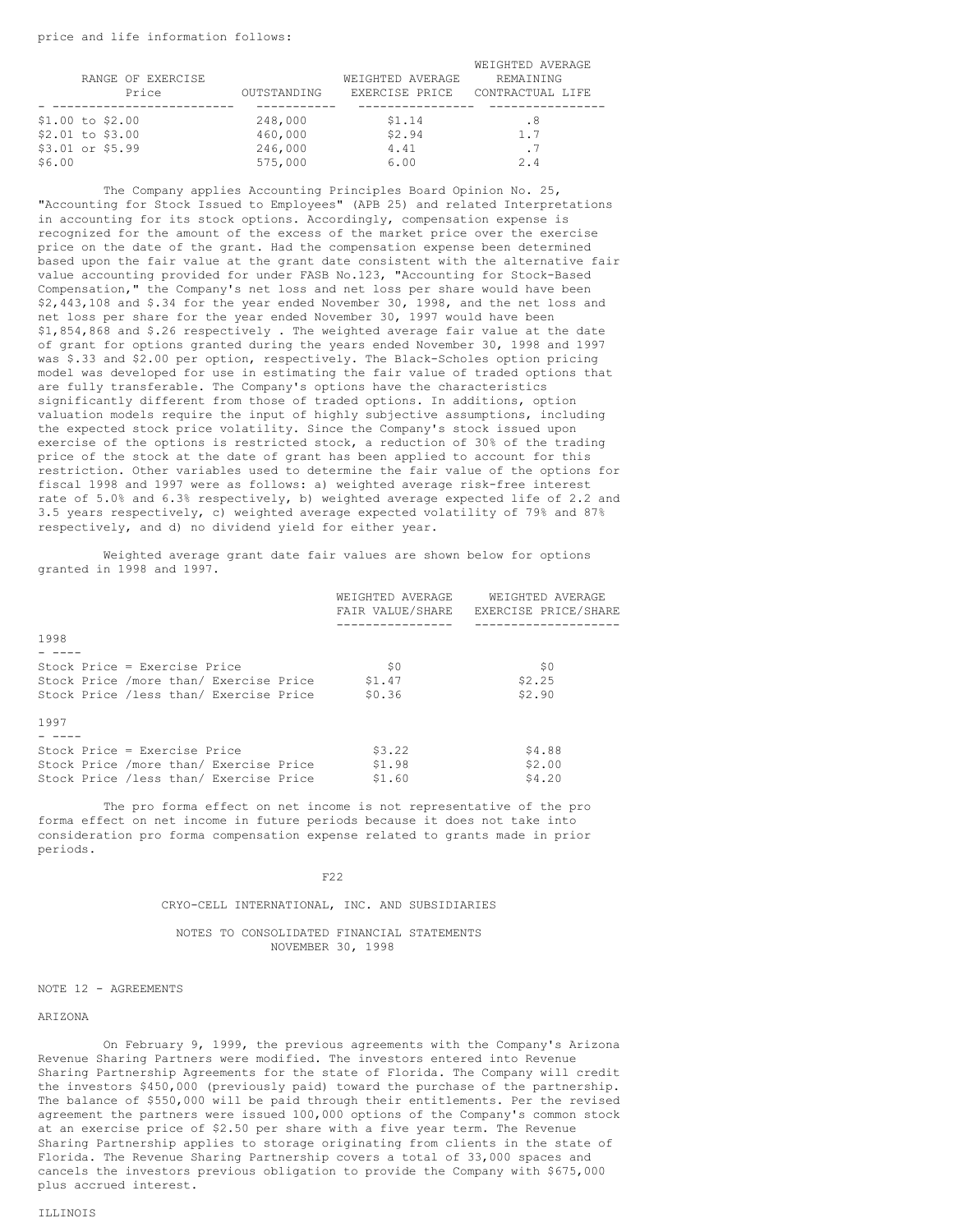price and life information follows:

| RANGE OF EXERCISE Price | OUTSTANDING | WEIGHTED AVERAGE EXERCISE PRICE | WEIGHTED AVERAGE REMAINING CONTRACTUAL LIFE |
|---|---|---|---|
| $1.00 to $2.00 | 248,000 | $1.14 | .8 |
| $2.01 to $3.00 | 460,000 | $2.94 | 1.7 |
| $3.01 or $5.99 | 246,000 | 4.41 | .7 |
| $6.00 | 575,000 | 6.00 | 2.4 |

The Company applies Accounting Principles Board Opinion No. 25, "Accounting for Stock Issued to Employees" (APB 25) and related Interpretations in accounting for its stock options. Accordingly, compensation expense is recognized for the amount of the excess of the market price over the exercise price on the date of the grant. Had the compensation expense been determined based upon the fair value at the grant date consistent with the alternative fair value accounting provided for under FASB No.123, "Accounting for Stock-Based Compensation," the Company's net loss and net loss per share would have been $2,443,108 and $.34 for the year ended November 30, 1998, and the net loss and net loss per share for the year ended November 30, 1997 would have been $1,854,868 and $.26 respectively . The weighted average fair value at the date of grant for options granted during the years ended November 30, 1998 and 1997 was $.33 and $2.00 per option, respectively. The Black-Scholes option pricing model was developed for use in estimating the fair value of traded options that are fully transferable. The Company's options have the characteristics significantly different from those of traded options. In additions, option valuation models require the input of highly subjective assumptions, including the expected stock price volatility. Since the Company's stock issued upon exercise of the options is restricted stock, a reduction of 30% of the trading price of the stock at the date of grant has been applied to account for this restriction. Other variables used to determine the fair value of the options for fiscal 1998 and 1997 were as follows: a) weighted average risk-free interest rate of 5.0% and 6.3% respectively, b) weighted average expected life of 2.2 and 3.5 years respectively, c) weighted average expected volatility of 79% and 87% respectively, and d) no dividend yield for either year.

Weighted average grant date fair values are shown below for options granted in 1998 and 1997.

| | WEIGHTED AVERAGE FAIR VALUE/SHARE | WEIGHTED AVERAGE EXERCISE PRICE/SHARE |
|---|---|---|
| **1998** | | |
| Stock Price = Exercise Price | $0 | $0 |
| Stock Price /more than/ Exercise Price | $1.47 | $2.25 |
| Stock Price /less than/ Exercise Price | $0.36 | $2.90 |
| **1997** | | |
| Stock Price = Exercise Price | $3.22 | $4.88 |
| Stock Price /more than/ Exercise Price | $1.98 | $2.00 |
| Stock Price /less than/ Exercise Price | $1.60 | $4.20 |

The pro forma effect on net income is not representative of the pro forma effect on net income in future periods because it does not take into consideration pro forma compensation expense related to grants made in prior periods.

CRYO-CELL INTERNATIONAL, INC. AND SUBSIDIARIES

NOTES TO CONSOLIDATED FINANCIAL STATEMENTS
NOVEMBER 30, 1998

## NOTE 12 - AGREEMENTS

### ARIZONA

On February 9, 1999, the previous agreements with the Company's Arizona Revenue Sharing Partners were modified. The investors entered into Revenue Sharing Partnership Agreements for the state of Florida. The Company will credit the investors $450,000 (previously paid) toward the purchase of the partnership. The balance of $550,000 will be paid through their entitlements. Per the revised agreement the partners were issued 100,000 options of the Company's common stock at an exercise price of $2.50 per share with a five year term. The Revenue Sharing Partnership applies to storage originating from clients in the state of Florida. The Revenue Sharing Partnership covers a total of 33,000 spaces and cancels the investors previous obligation to provide the Company with $675,000 plus accrued interest.

### ILLINOIS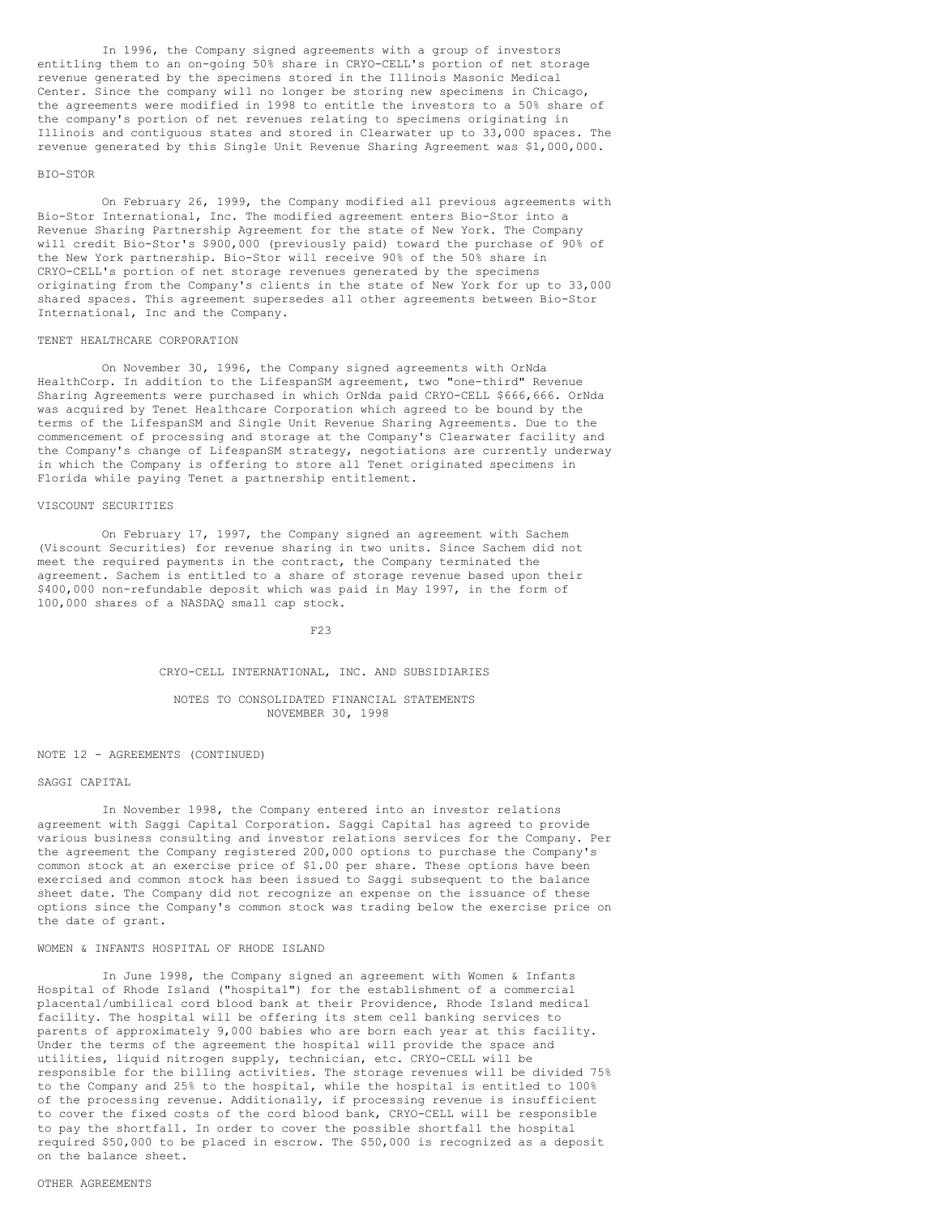In 1996, the Company signed agreements with a group of investors entitling them to an on-going 50% share in CRYO-CELL's portion of net storage revenue generated by the specimens stored in the Illinois Masonic Medical Center. Since the company will no longer be storing new specimens in Chicago, the agreements were modified in 1998 to entitle the investors to a 50% share of the company's portion of net revenues relating to specimens originating in Illinois and contiguous states and stored in Clearwater up to 33,000 spaces. The revenue generated by this Single Unit Revenue Sharing Agreement was $1,000,000.

### BIO-STOR

On February 26, 1999, the Company modified all previous agreements with Bio-Stor International, Inc. The modified agreement enters Bio-Stor into a Revenue Sharing Partnership Agreement for the state of New York. The Company will credit Bio-Stor's $900,000 (previously paid) toward the purchase of 90% of the New York partnership. Bio-Stor will receive 90% of the 50% share in CRYO-CELL's portion of net storage revenues generated by the specimens originating from the Company's clients in the state of New York for up to 33,000 shared spaces. This agreement supersedes all other agreements between Bio-Stor International, Inc and the Company.

### TENET HEALTHCARE CORPORATION

On November 30, 1996, the Company signed agreements with OrNda HealthCorp. In addition to the LifespanSM agreement, two "one-third" Revenue Sharing Agreements were purchased in which OrNda paid CRYO-CELL $666,666. OrNda was acquired by Tenet Healthcare Corporation which agreed to be bound by the terms of the LifespanSM and Single Unit Revenue Sharing Agreements. Due to the commencement of processing and storage at the Company's Clearwater facility and the Company's change of LifespanSM strategy, negotiations are currently underway in which the Company is offering to store all Tenet originated specimens in Florida while paying Tenet a partnership entitlement.

### VISCOUNT SECURITIES

On February 17, 1997, the Company signed an agreement with Sachem (Viscount Securities) for revenue sharing in two units. Since Sachem did not meet the required payments in the contract, the Company terminated the agreement. Sachem is entitled to a share of storage revenue based upon their $400,000 non-refundable deposit which was paid in May 1997, in the form of 100,000 shares of a NASDAQ small cap stock.

## CRYO-CELL INTERNATIONAL, INC. AND SUBSIDIARIES

## NOTES TO CONSOLIDATED FINANCIAL STATEMENTS NOVEMBER 30, 1998

### NOTE 12 - AGREEMENTS (CONTINUED)

### SAGGI CAPITAL

In November 1998, the Company entered into an investor relations agreement with Saggi Capital Corporation. Saggi Capital has agreed to provide various business consulting and investor relations services for the Company. Per the agreement the Company registered 200,000 options to purchase the Company's common stock at an exercise price of $1.00 per share. These options have been exercised and common stock has been issued to Saggi subsequent to the balance sheet date. The Company did not recognize an expense on the issuance of these options since the Company's common stock was trading below the exercise price on the date of grant.

### WOMEN & INFANTS HOSPITAL OF RHODE ISLAND

In June 1998, the Company signed an agreement with Women & Infants Hospital of Rhode Island ("hospital") for the establishment of a commercial placental/umbilical cord blood bank at their Providence, Rhode Island medical facility. The hospital will be offering its stem cell banking services to parents of approximately 9,000 babies who are born each year at this facility. Under the terms of the agreement the hospital will provide the space and utilities, liquid nitrogen supply, technician, etc. CRYO-CELL will be responsible for the billing activities. The storage revenues will be divided 75% to the Company and 25% to the hospital, while the hospital is entitled to 100% of the processing revenue. Additionally, if processing revenue is insufficient to cover the fixed costs of the cord blood bank, CRYO-CELL will be responsible to pay the shortfall. In order to cover the possible shortfall the hospital required $50,000 to be placed in escrow. The $50,000 is recognized as a deposit on the balance sheet.

### OTHER AGREEMENTS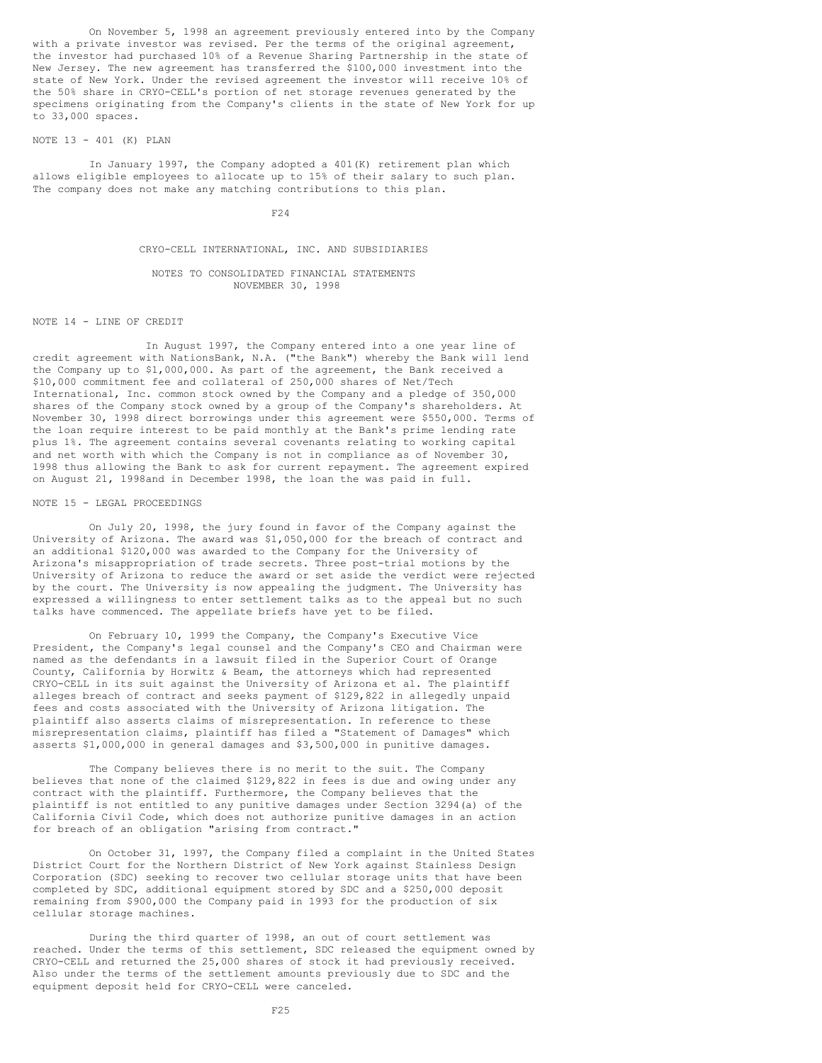On November 5, 1998 an agreement previously entered into by the Company with a private investor was revised. Per the terms of the original agreement, the investor had purchased 10% of a Revenue Sharing Partnership in the state of New Jersey. The new agreement has transferred the $100,000 investment into the state of New York. Under the revised agreement the investor will receive 10% of the 50% share in CRYO-CELL's portion of net storage revenues generated by the specimens originating from the Company's clients in the state of New York for up to 33,000 spaces.

## NOTE 13 - 401 (K) PLAN

In January 1997, the Company adopted a 401(K) retirement plan which allows eligible employees to allocate up to 15% of their salary to such plan. The company does not make any matching contributions to this plan.

CRYO-CELL INTERNATIONAL, INC. AND SUBSIDIARIES

NOTES TO CONSOLIDATED FINANCIAL STATEMENTS
NOVEMBER 30, 1998

## NOTE 14 - LINE OF CREDIT

In August 1997, the Company entered into a one year line of credit agreement with NationsBank, N.A. ("the Bank") whereby the Bank will lend the Company up to $1,000,000. As part of the agreement, the Bank received a $10,000 commitment fee and collateral of 250,000 shares of Net/Tech International, Inc. common stock owned by the Company and a pledge of 350,000 shares of the Company stock owned by a group of the Company's shareholders. At November 30, 1998 direct borrowings under this agreement were $550,000. Terms of the loan require interest to be paid monthly at the Bank's prime lending rate plus 1%. The agreement contains several covenants relating to working capital and net worth with which the Company is not in compliance as of November 30, 1998 thus allowing the Bank to ask for current repayment. The agreement expired on August 21, 1998and in December 1998, the loan the was paid in full.

## NOTE 15 - LEGAL PROCEEDINGS

On July 20, 1998, the jury found in favor of the Company against the University of Arizona. The award was $1,050,000 for the breach of contract and an additional $120,000 was awarded to the Company for the University of Arizona's misappropriation of trade secrets. Three post-trial motions by the University of Arizona to reduce the award or set aside the verdict were rejected by the court. The University is now appealing the judgment. The University has expressed a willingness to enter settlement talks as to the appeal but no such talks have commenced. The appellate briefs have yet to be filed.

On February 10, 1999 the Company, the Company's Executive Vice President, the Company's legal counsel and the Company's CEO and Chairman were named as the defendants in a lawsuit filed in the Superior Court of Orange County, California by Horwitz & Beam, the attorneys which had represented CRYO-CELL in its suit against the University of Arizona et al. The plaintiff alleges breach of contract and seeks payment of $129,822 in allegedly unpaid fees and costs associated with the University of Arizona litigation. The plaintiff also asserts claims of misrepresentation. In reference to these misrepresentation claims, plaintiff has filed a "Statement of Damages" which asserts $1,000,000 in general damages and $3,500,000 in punitive damages.

The Company believes there is no merit to the suit. The Company believes that none of the claimed $129,822 in fees is due and owing under any contract with the plaintiff. Furthermore, the Company believes that the plaintiff is not entitled to any punitive damages under Section 3294(a) of the California Civil Code, which does not authorize punitive damages in an action for breach of an obligation "arising from contract."

On October 31, 1997, the Company filed a complaint in the United States District Court for the Northern District of New York against Stainless Design Corporation (SDC) seeking to recover two cellular storage units that have been completed by SDC, additional equipment stored by SDC and a $250,000 deposit remaining from $900,000 the Company paid in 1993 for the production of six cellular storage machines.

During the third quarter of 1998, an out of court settlement was reached. Under the terms of this settlement, SDC released the equipment owned by CRYO-CELL and returned the 25,000 shares of stock it had previously received. Also under the terms of the settlement amounts previously due to SDC and the equipment deposit held for CRYO-CELL were canceled.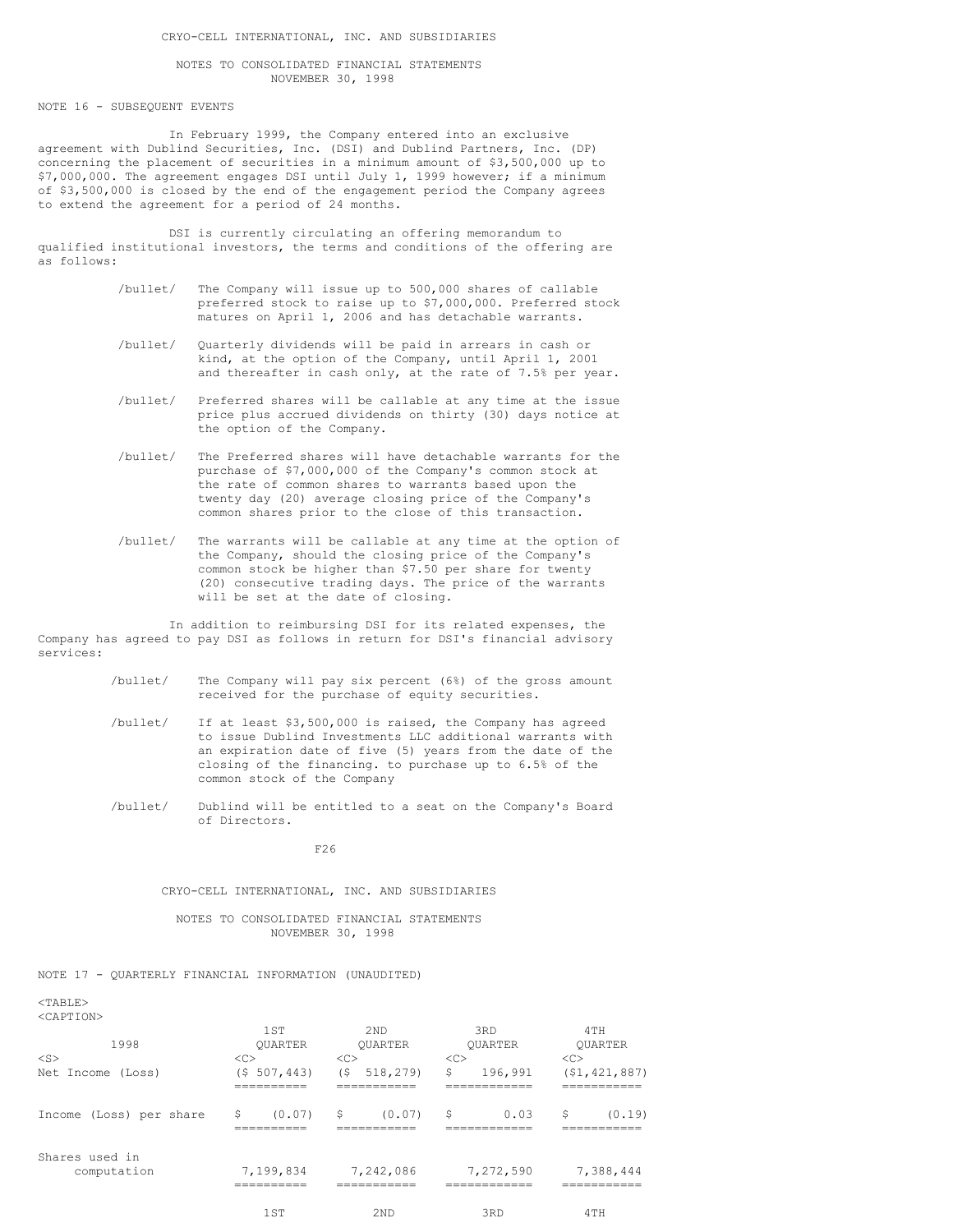CRYO-CELL INTERNATIONAL, INC. AND SUBSIDIARIES

NOTES TO CONSOLIDATED FINANCIAL STATEMENTS
NOVEMBER 30, 1998

NOTE 16 - SUBSEQUENT EVENTS

In February 1999, the Company entered into an exclusive agreement with Dublind Securities, Inc. (DSI) and Dublind Partners, Inc. (DP) concerning the placement of securities in a minimum amount of $3,500,000 up to $7,000,000. The agreement engages DSI until July 1, 1999 however; if a minimum of $3,500,000 is closed by the end of the engagement period the Company agrees to extend the agreement for a period of 24 months.

DSI is currently circulating an offering memorandum to qualified institutional investors, the terms and conditions of the offering are as follows:

- The Company will issue up to 500,000 shares of callable preferred stock to raise up to $7,000,000. Preferred stock matures on April 1, 2006 and has detachable warrants.
- Quarterly dividends will be paid in arrears in cash or kind, at the option of the Company, until April 1, 2001 and thereafter in cash only, at the rate of 7.5% per year.
- Preferred shares will be callable at any time at the issue price plus accrued dividends on thirty (30) days notice at the option of the Company.
- The Preferred shares will have detachable warrants for the purchase of $7,000,000 of the Company's common stock at the rate of common shares to warrants based upon the twenty day (20) average closing price of the Company's common shares prior to the close of this transaction.
- The warrants will be callable at any time at the option of the Company, should the closing price of the Company's common stock be higher than $7.50 per share for twenty (20) consecutive trading days. The price of the warrants will be set at the date of closing.

In addition to reimbursing DSI for its related expenses, the Company has agreed to pay DSI as follows in return for DSI's financial advisory services:

- The Company will pay six percent (6%) of the gross amount received for the purchase of equity securities.
- If at least $3,500,000 is raised, the Company has agreed to issue Dublind Investments LLC additional warrants with an expiration date of five (5) years from the date of the closing of the financing. to purchase up to 6.5% of the common stock of the Company
- Dublind will be entitled to a seat on the Company's Board of Directors.

CRYO-CELL INTERNATIONAL, INC. AND SUBSIDIARIES

NOTES TO CONSOLIDATED FINANCIAL STATEMENTS
NOVEMBER 30, 1998

NOTE 17 - QUARTERLY FINANCIAL INFORMATION (UNAUDITED)

| 1998 | 1ST QUARTER | 2ND QUARTER | 3RD QUARTER | 4TH QUARTER |
|---|---|---|---|---|
| Net Income (Loss) | ($ 507,443) | ($ 518,279) | $ 196,991 | ($1,421,887) |
| Income (Loss) per share | $ (0.07) | $ (0.07) | $ 0.03 | $ (0.19) |
| Shares used in computation | 7,199,834 | 7,242,086 | 7,272,590 | 7,388,444 |

| | 1ST | 2ND | 3RD | 4TH |
|---|---|---|---|---|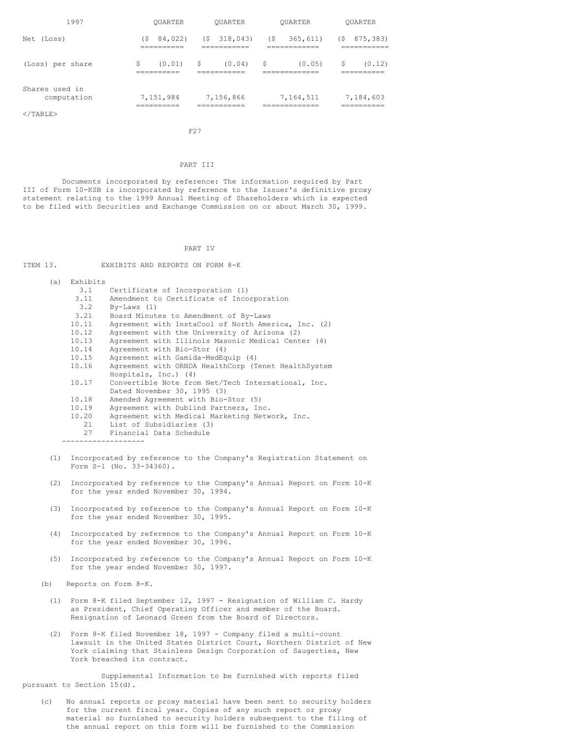| 1997 | QUARTER | QUARTER | QUARTER | QUARTER |
|---|---|---|---|---|
| Net (Loss) | ($ 84,022) | ($ 318,043) | ($ 365,611) | ($ 875,383) |
| (Loss) per share | $ (0.01) | $ (0.04) | $ (0.05) | $ (0.12) |
| Shares used in computation | 7,151,984 | 7,156,866 | 7,164,511 | 7,184,603 |

</TABLE>

F27

## PART III

Documents incorporated by reference: The information required by Part III of Form 10-KSB is incorporated by reference to the Issuer's definitive proxy statement relating to the 1999 Annual Meeting of Shareholders which is expected to be filed with Securities and Exchange Commission on or about March 30, 1999.

## PART IV

ITEM 13. EXHIBITS AND REPORTS ON FORM 8-K

(a) Exhibits

| | |
|---|---|
| 3.1 | Certificate of Incorporation (1) |
| 3.11 | Amendment to Certificate of Incorporation |
| 3.2 | By-Laws (1) |
| 3.21 | Board Minutes to Amendment of By-Laws |
| 10.11 | Agreement with InstaCool of North America, Inc. (2) |
| 10.12 | Agreement with the University of Arizona (2) |
| 10.13 | Agreement with Illinois Masonic Medical Center (4) |
| 10.14 | Agreement with Bio-Stor (4) |
| 10.15 | Agreement with Gamida-MedEquip (4) |
| 10.16 | Agreement with ORNDA HealthCorp (Tenet HealthSystem Hospitals, Inc.) (4) |
| 10.17 | Convertible Note from Net/Tech International, Inc. Dated November 30, 1995 (3) |
| 10.18 | Amended Agreement with Bio-Stor (5) |
| 10.19 | Agreement with Dublind Partners, Inc. |
| 10.20 | Agreement with Medical Marketing Network, Inc. |
| 21 | List of Subsidiaries (3) |
| 27 | Financial Data Schedule |

-------------------

(1) Incorporated by reference to the Company's Registration Statement on Form S-1 (No. 33-34360).

(2) Incorporated by reference to the Company's Annual Report on Form 10-K for the year ended November 30, 1994.

(3) Incorporated by reference to the Company's Annual Report on Form 10-K for the year ended November 30, 1995.

(4) Incorporated by reference to the Company's Annual Report on Form 10-K for the year ended November 30, 1996.

(5) Incorporated by reference to the Company's Annual Report on Form 10-K for the year ended November 30, 1997.

(b) Reports on Form 8-K.

(1) Form 8-K filed September 12, 1997 - Resignation of William C. Hardy as President, Chief Operating Officer and member of the Board. Resignation of Leonard Green from the Board of Directors.

(2) Form 8-K filed November 18, 1997 - Company filed a multi-count lawsuit in the United States District Court, Northern District of New York claiming that Stainless Design Corporation of Saugerties, New York breached its contract.

Supplemental Information to be furnished with reports filed pursuant to Section 15(d).

(c) No annual reports or proxy material have been sent to security holders for the current fiscal year. Copies of any such report or proxy material so furnished to security holders subsequent to the filing of the annual report on this form will be furnished to the Commission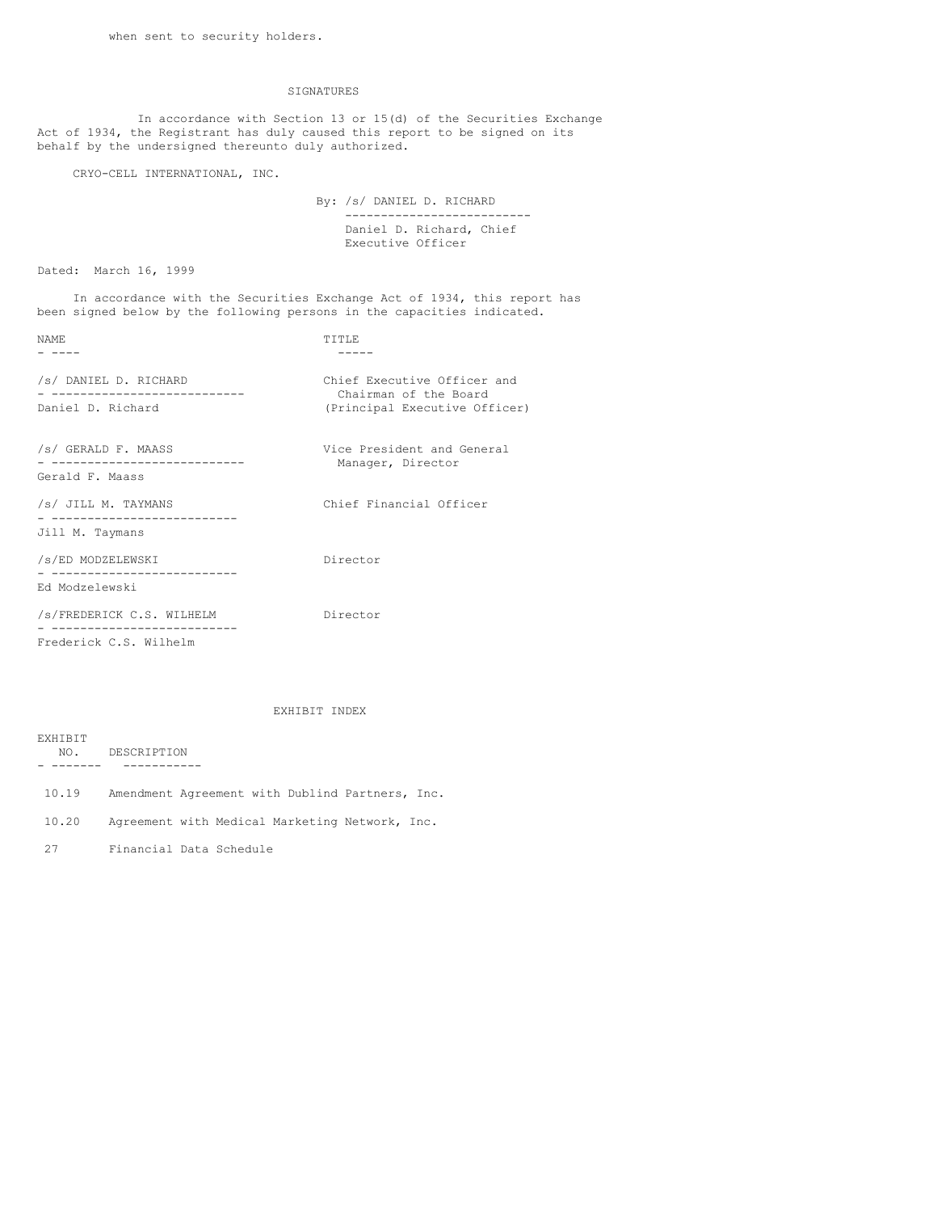when sent to security holders.

## SIGNATURES

In accordance with Section 13 or 15(d) of the Securities Exchange Act of 1934, the Registrant has duly caused this report to be signed on its behalf by the undersigned thereunto duly authorized.

CRYO-CELL INTERNATIONAL, INC.

By: /s/ DANIEL D. RICHARD
Daniel D. Richard, Chief Executive Officer

Dated: March 16, 1999

In accordance with the Securities Exchange Act of 1934, this report has been signed below by the following persons in the capacities indicated.

| NAME | TITLE |
|---|---|
| /s/ DANIEL D. RICHARD<br>Daniel D. Richard | Chief Executive Officer and Chairman of the Board (Principal Executive Officer) |
| /s/ GERALD F. MAASS<br>Gerald F. Maass | Vice President and General Manager, Director |
| /s/ JILL M. TAYMANS<br>Jill M. Taymans | Chief Financial Officer |
| /s/ED MODZELEWSKI<br>Ed Modzelewski | Director |
| /s/FREDERICK C.S. WILHELM<br>Frederick C.S. Wilhelm | Director |

## EXHIBIT INDEX

| EXHIBIT NO. | DESCRIPTION |
|---|---|
| 10.19 | Amendment Agreement with Dublind Partners, Inc. |
| 10.20 | Agreement with Medical Marketing Network, Inc. |
| 27 | Financial Data Schedule |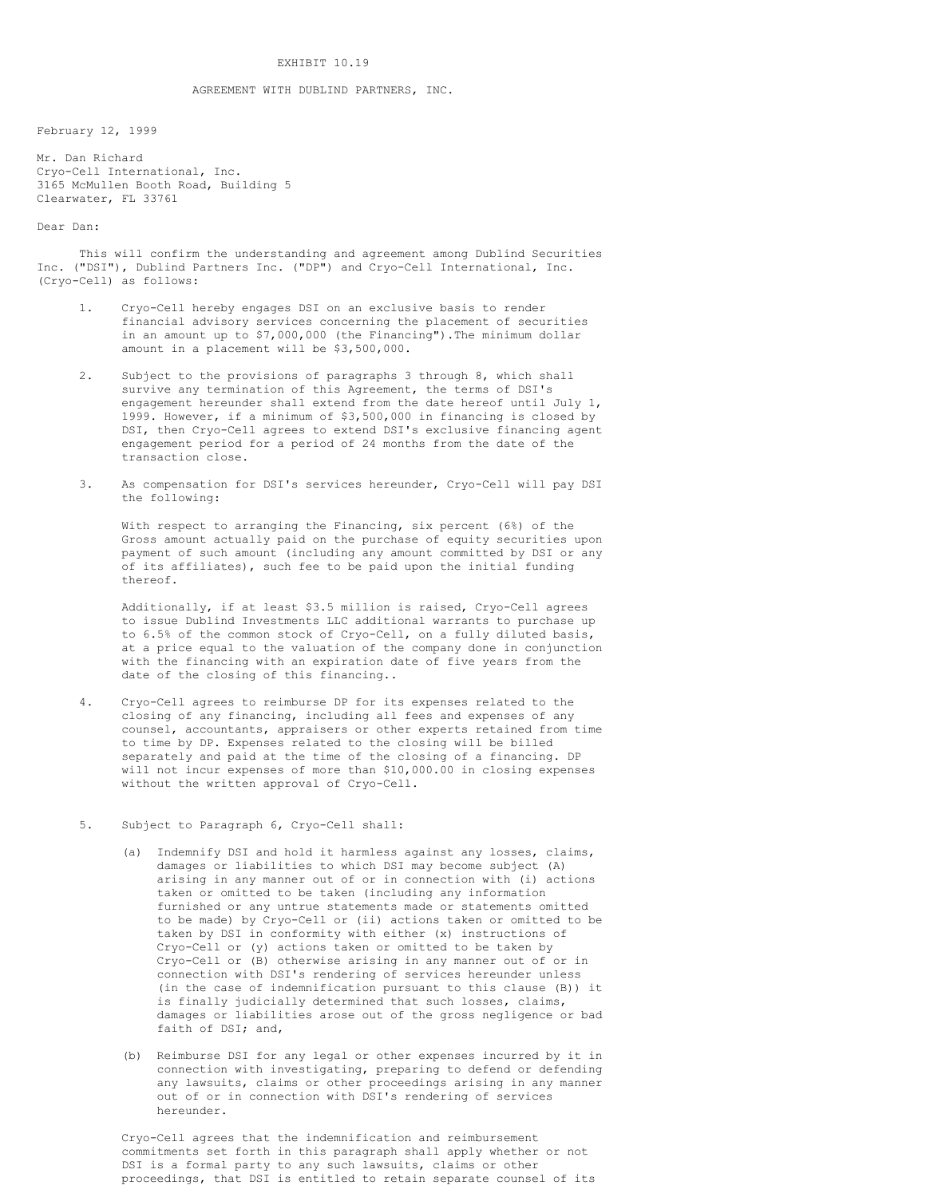EXHIBIT 10.19

AGREEMENT WITH DUBLIND PARTNERS, INC.

February 12, 1999

Mr. Dan Richard
Cryo-Cell International, Inc.
3165 McMullen Booth Road, Building 5
Clearwater, FL 33761

Dear Dan:

This will confirm the understanding and agreement among Dublind Securities Inc. ("DSI"), Dublind Partners Inc. ("DP") and Cryo-Cell International, Inc. (Cryo-Cell) as follows:

1. Cryo-Cell hereby engages DSI on an exclusive basis to render financial advisory services concerning the placement of securities in an amount up to $7,000,000 (the Financing").The minimum dollar amount in a placement will be $3,500,000.

2. Subject to the provisions of paragraphs 3 through 8, which shall survive any termination of this Agreement, the terms of DSI's engagement hereunder shall extend from the date hereof until July 1, 1999. However, if a minimum of $3,500,000 in financing is closed by DSI, then Cryo-Cell agrees to extend DSI's exclusive financing agent engagement period for a period of 24 months from the date of the transaction close.

3. As compensation for DSI's services hereunder, Cryo-Cell will pay DSI the following:

   With respect to arranging the Financing, six percent (6%) of the Gross amount actually paid on the purchase of equity securities upon payment of such amount (including any amount committed by DSI or any of its affiliates), such fee to be paid upon the initial funding thereof.

   Additionally, if at least $3.5 million is raised, Cryo-Cell agrees to issue Dublind Investments LLC additional warrants to purchase up to 6.5% of the common stock of Cryo-Cell, on a fully diluted basis, at a price equal to the valuation of the company done in conjunction with the financing with an expiration date of five years from the date of the closing of this financing..

4. Cryo-Cell agrees to reimburse DP for its expenses related to the closing of any financing, including all fees and expenses of any counsel, accountants, appraisers or other experts retained from time to time by DP. Expenses related to the closing will be billed separately and paid at the time of the closing of a financing. DP will not incur expenses of more than $10,000.00 in closing expenses without the written approval of Cryo-Cell.

5. Subject to Paragraph 6, Cryo-Cell shall:

   (a) Indemnify DSI and hold it harmless against any losses, claims, damages or liabilities to which DSI may become subject (A) arising in any manner out of or in connection with (i) actions taken or omitted to be taken (including any information furnished or any untrue statements made or statements omitted to be made) by Cryo-Cell or (ii) actions taken or omitted to be taken by DSI in conformity with either (x) instructions of Cryo-Cell or (y) actions taken or omitted to be taken by Cryo-Cell or (B) otherwise arising in any manner out of or in connection with DSI's rendering of services hereunder unless (in the case of indemnification pursuant to this clause (B)) it is finally judicially determined that such losses, claims, damages or liabilities arose out of the gross negligence or bad faith of DSI; and,

   (b) Reimburse DSI for any legal or other expenses incurred by it in connection with investigating, preparing to defend or defending any lawsuits, claims or other proceedings arising in any manner out of or in connection with DSI's rendering of services hereunder.

   Cryo-Cell agrees that the indemnification and reimbursement commitments set forth in this paragraph shall apply whether or not DSI is a formal party to any such lawsuits, claims or other proceedings, that DSI is entitled to retain separate counsel of its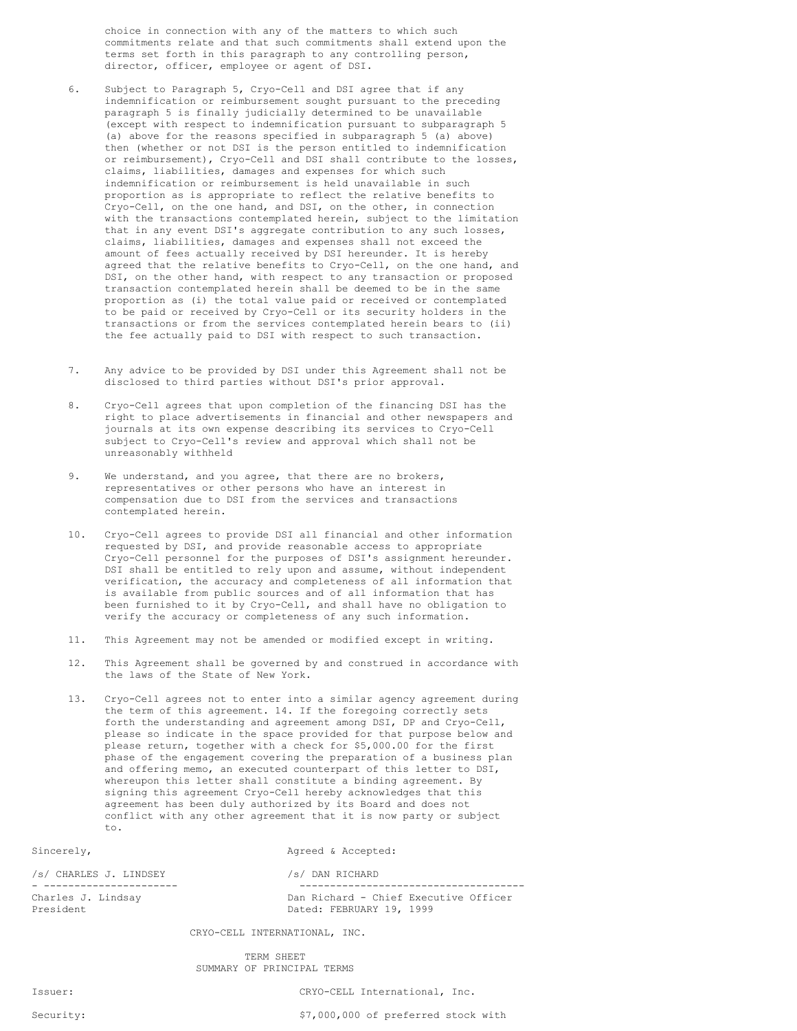choice in connection with any of the matters to which such commitments relate and that such commitments shall extend upon the terms set forth in this paragraph to any controlling person, director, officer, employee or agent of DSI.

6. Subject to Paragraph 5, Cryo-Cell and DSI agree that if any indemnification or reimbursement sought pursuant to the preceding paragraph 5 is finally judicially determined to be unavailable (except with respect to indemnification pursuant to subparagraph 5 (a) above for the reasons specified in subparagraph 5 (a) above) then (whether or not DSI is the person entitled to indemnification or reimbursement), Cryo-Cell and DSI shall contribute to the losses, claims, liabilities, damages and expenses for which such indemnification or reimbursement is held unavailable in such proportion as is appropriate to reflect the relative benefits to Cryo-Cell, on the one hand, and DSI, on the other, in connection with the transactions contemplated herein, subject to the limitation that in any event DSI's aggregate contribution to any such losses, claims, liabilities, damages and expenses shall not exceed the amount of fees actually received by DSI hereunder. It is hereby agreed that the relative benefits to Cryo-Cell, on the one hand, and DSI, on the other hand, with respect to any transaction or proposed transaction contemplated herein shall be deemed to be in the same proportion as (i) the total value paid or received or contemplated to be paid or received by Cryo-Cell or its security holders in the transactions or from the services contemplated herein bears to (ii) the fee actually paid to DSI with respect to such transaction.

7. Any advice to be provided by DSI under this Agreement shall not be disclosed to third parties without DSI's prior approval.

8. Cryo-Cell agrees that upon completion of the financing DSI has the right to place advertisements in financial and other newspapers and journals at its own expense describing its services to Cryo-Cell subject to Cryo-Cell's review and approval which shall not be unreasonably withheld

9. We understand, and you agree, that there are no brokers, representatives or other persons who have an interest in compensation due to DSI from the services and transactions contemplated herein.

10. Cryo-Cell agrees to provide DSI all financial and other information requested by DSI, and provide reasonable access to appropriate Cryo-Cell personnel for the purposes of DSI's assignment hereunder. DSI shall be entitled to rely upon and assume, without independent verification, the accuracy and completeness of all information that is available from public sources and of all information that has been furnished to it by Cryo-Cell, and shall have no obligation to verify the accuracy or completeness of any such information.

11. This Agreement may not be amended or modified except in writing.

12. This Agreement shall be governed by and construed in accordance with the laws of the State of New York.

13. Cryo-Cell agrees not to enter into a similar agency agreement during the term of this agreement. 14. If the foregoing correctly sets forth the understanding and agreement among DSI, DP and Cryo-Cell, please so indicate in the space provided for that purpose below and please return, together with a check for $5,000.00 for the first phase of the engagement covering the preparation of a business plan and offering memo, an executed counterpart of this letter to DSI, whereupon this letter shall constitute a binding agreement. By signing this agreement Cryo-Cell hereby acknowledges that this agreement has been duly authorized by its Board and does not conflict with any other agreement that it is now party or subject to.

| Sincerely, | Agreed & Accepted: |
|---|---|
| /s/ CHARLES J. LINDSEY | /s/ DAN RICHARD |
| Charles J. Lindsay<br>President | Dan Richard - Chief Executive Officer<br>Dated: FEBRUARY 19, 1999 |

CRYO-CELL INTERNATIONAL, INC.

TERM SHEET
SUMMARY OF PRINCIPAL TERMS

| | |
|---|---|
| Issuer: | CRYO-CELL International, Inc. |
| Security: | $7,000,000 of preferred stock with |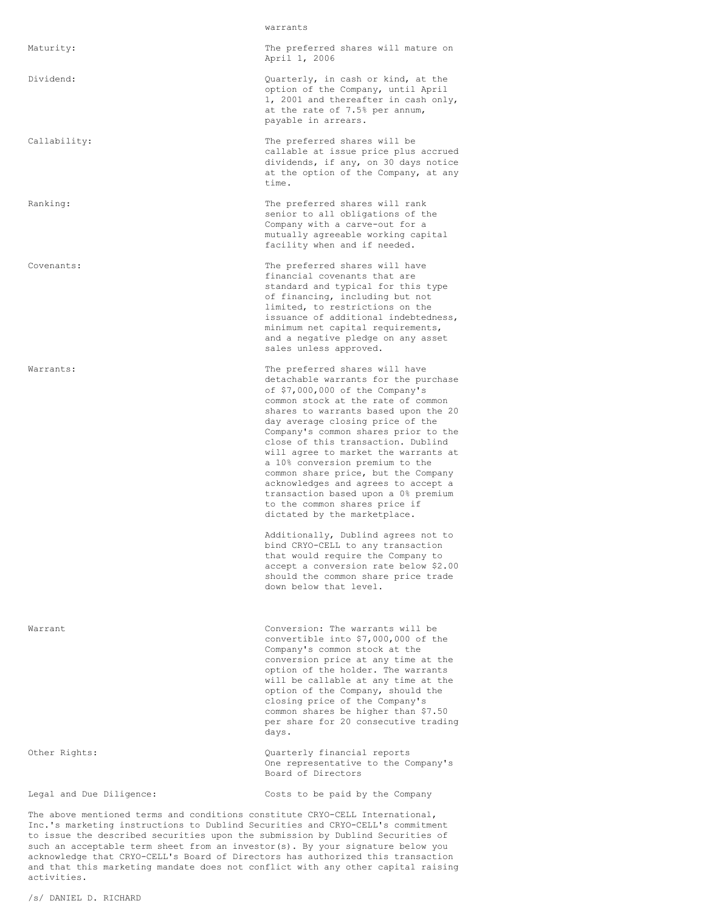| | warrants |
|---|---|
| Maturity: | The preferred shares will mature on April 1, 2006 |
| Dividend: | Quarterly, in cash or kind, at the option of the Company, until April 1, 2001 and thereafter in cash only, at the rate of 7.5% per annum, payable in arrears. |
| Callability: | The preferred shares will be callable at issue price plus accrued dividends, if any, on 30 days notice at the option of the Company, at any time. |
| Ranking: | The preferred shares will rank senior to all obligations of the Company with a carve-out for a mutually agreeable working capital facility when and if needed. |
| Covenants: | The preferred shares will have financial covenants that are standard and typical for this type of financing, including but not limited, to restrictions on the issuance of additional indebtedness, minimum net capital requirements, and a negative pledge on any asset sales unless approved. |
| Warrants: | The preferred shares will have detachable warrants for the purchase of $7,000,000 of the Company's common stock at the rate of common shares to warrants based upon the 20 day average closing price of the Company's common shares prior to the close of this transaction. Dublind will agree to market the warrants at a 10% conversion premium to the common share price, but the Company acknowledges and agrees to accept a transaction based upon a 0% premium to the common shares price if dictated by the marketplace.<br><br>Additionally, Dublind agrees not to bind CRYO-CELL to any transaction that would require the Company to accept a conversion rate below $2.00 should the common share price trade down below that level. |
| Warrant | Conversion: The warrants will be convertible into $7,000,000 of the Company's common stock at the conversion price at any time at the option of the holder. The warrants will be callable at any time at the option of the Company, should the closing price of the Company's common shares be higher than $7.50 per share for 20 consecutive trading days. |
| Other Rights: | Quarterly financial reports<br>One representative to the Company's Board of Directors |
| Legal and Due Diligence: | Costs to be paid by the Company |

The above mentioned terms and conditions constitute CRYO-CELL International, Inc.'s marketing instructions to Dublind Securities and CRYO-CELL's commitment to issue the described securities upon the submission by Dublind Securities of such an acceptable term sheet from an investor(s). By your signature below you acknowledge that CRYO-CELL's Board of Directors has authorized this transaction and that this marketing mandate does not conflict with any other capital raising activities.

/s/ DANIEL D. RICHARD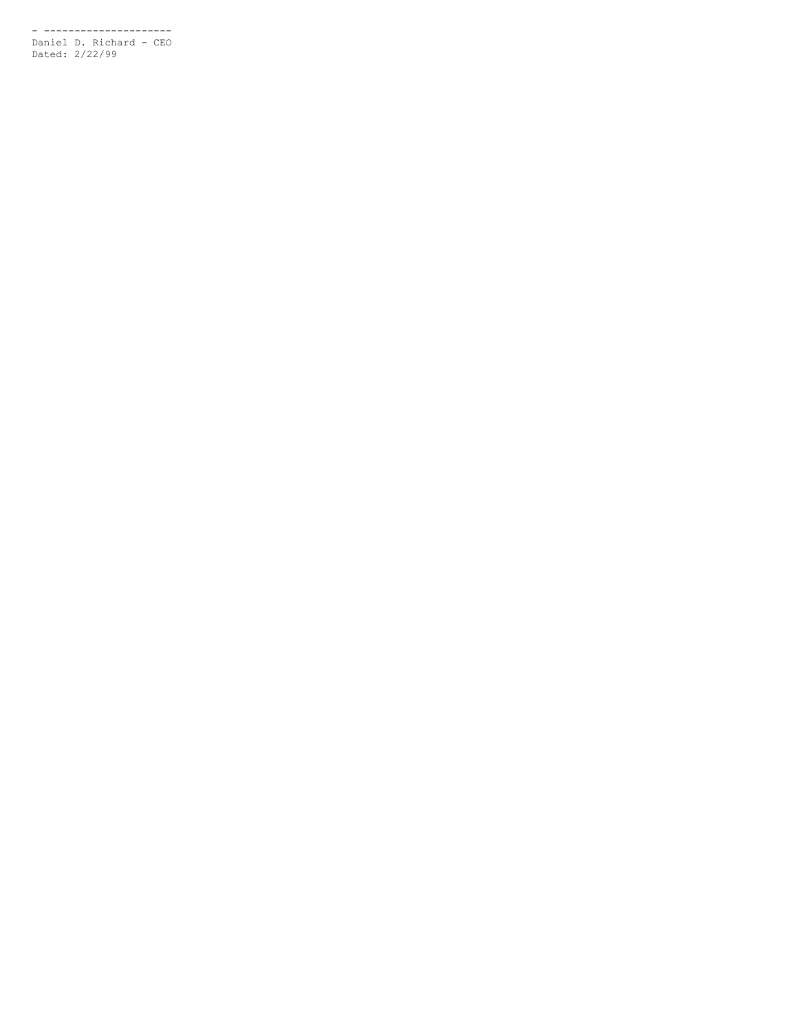- ---------------------
Daniel D. Richard - CEO
Dated: 2/22/99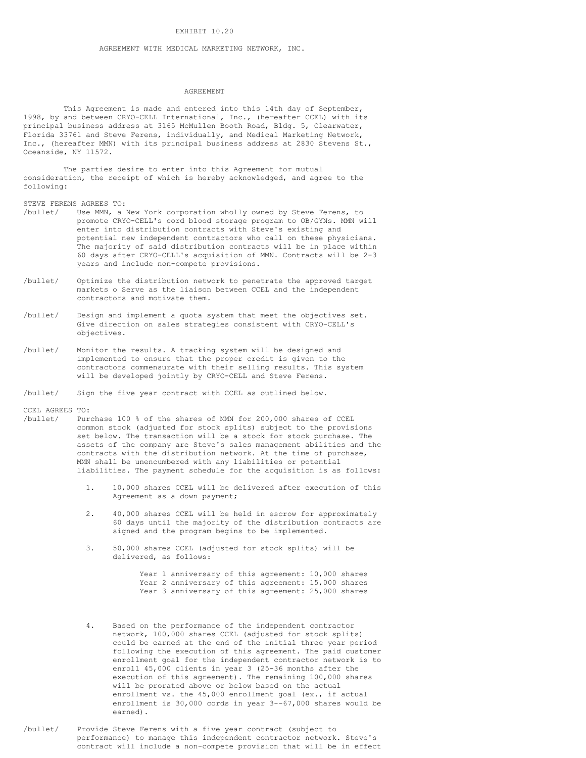EXHIBIT 10.20

AGREEMENT WITH MEDICAL MARKETING NETWORK, INC.

# AGREEMENT

This Agreement is made and entered into this 14th day of September, 1998, by and between CRYO-CELL International, Inc., (hereafter CCEL) with its principal business address at 3165 McMullen Booth Road, Bldg. 5, Clearwater, Florida 33761 and Steve Ferens, individually, and Medical Marketing Network, Inc., (hereafter MMN) with its principal business address at 2830 Stevens St., Oceanside, NY 11572.

The parties desire to enter into this Agreement for mutual consideration, the receipt of which is hereby acknowledged, and agree to the following:

STEVE FERENS AGREES TO:

- Use MMN, a New York corporation wholly owned by Steve Ferens, to promote CRYO-CELL's cord blood storage program to OB/GYNs. MMN will enter into distribution contracts with Steve's existing and potential new independent contractors who call on these physicians. The majority of said distribution contracts will be in place within 60 days after CRYO-CELL's acquisition of MMN. Contracts will be 2-3 years and include non-compete provisions.
- Optimize the distribution network to penetrate the approved target markets o Serve as the liaison between CCEL and the independent contractors and motivate them.
- Design and implement a quota system that meet the objectives set. Give direction on sales strategies consistent with CRYO-CELL's objectives.
- Monitor the results. A tracking system will be designed and implemented to ensure that the proper credit is given to the contractors commensurate with their selling results. This system will be developed jointly by CRYO-CELL and Steve Ferens.
- Sign the five year contract with CCEL as outlined below.

CCEL AGREES TO:

- Purchase 100 % of the shares of MMN for 200,000 shares of CCEL common stock (adjusted for stock splits) subject to the provisions set below. The transaction will be a stock for stock purchase. The assets of the company are Steve's sales management abilities and the contracts with the distribution network. At the time of purchase, MMN shall be unencumbered with any liabilities or potential liabilities. The payment schedule for the acquisition is as follows:

    1. 10,000 shares CCEL will be delivered after execution of this Agreement as a down payment;
    2. 40,000 shares CCEL will be held in escrow for approximately 60 days until the majority of the distribution contracts are signed and the program begins to be implemented.
    3. 50,000 shares CCEL (adjusted for stock splits) will be delivered, as follows:

        Year 1 anniversary of this agreement: 10,000 shares
        Year 2 anniversary of this agreement: 15,000 shares
        Year 3 anniversary of this agreement: 25,000 shares

    4. Based on the performance of the independent contractor network, 100,000 shares CCEL (adjusted for stock splits) could be earned at the end of the initial three year period following the execution of this agreement. The paid customer enrollment goal for the independent contractor network is to enroll 45,000 clients in year 3 (25-36 months after the execution of this agreement). The remaining 100,000 shares will be prorated above or below based on the actual enrollment vs. the 45,000 enrollment goal (ex., if actual enrollment is 30,000 cords in year 3--67,000 shares would be earned).

- Provide Steve Ferens with a five year contract (subject to performance) to manage this independent contractor network. Steve's contract will include a non-compete provision that will be in effect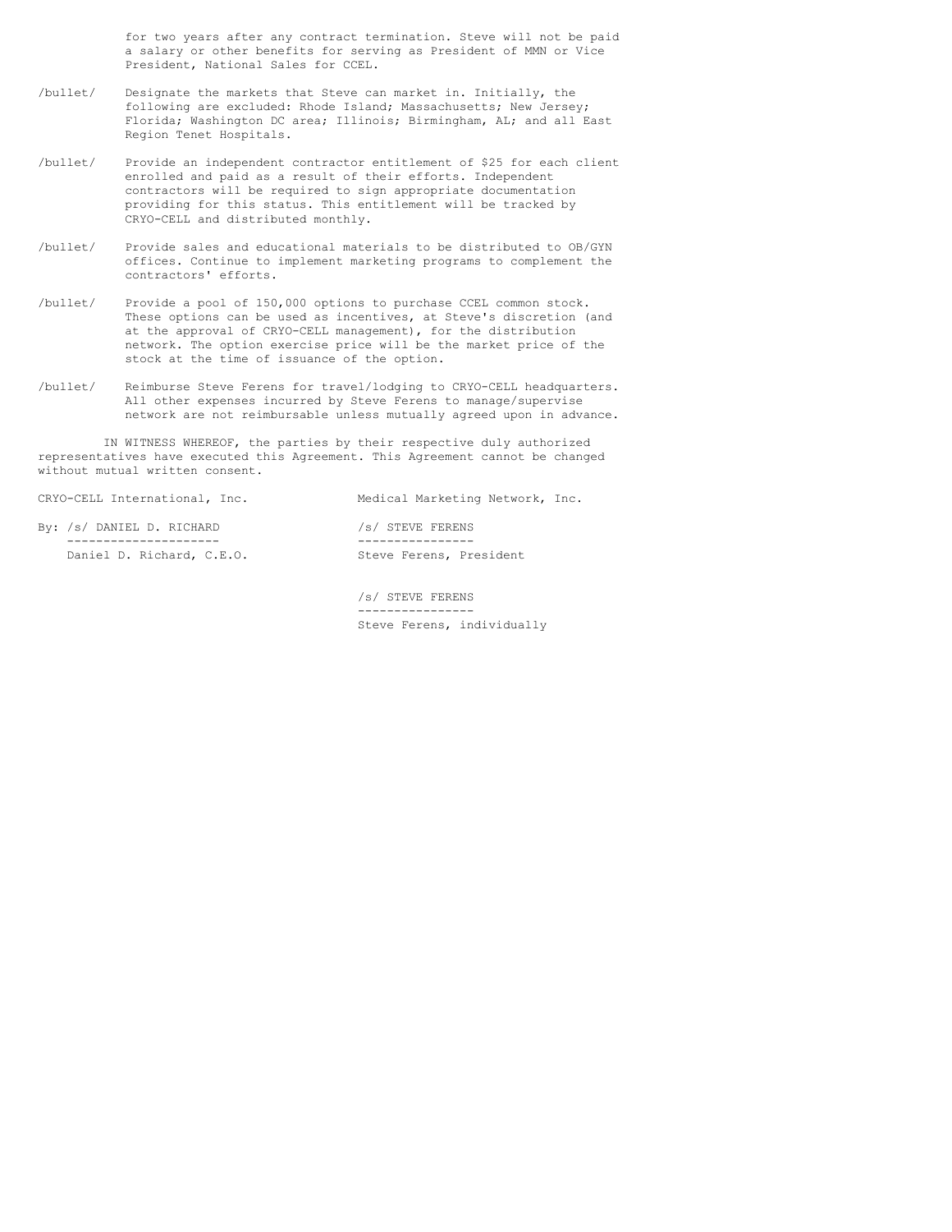for two years after any contract termination. Steve will not be paid a salary or other benefits for serving as President of MMN or Vice President, National Sales for CCEL.

- Designate the markets that Steve can market in. Initially, the following are excluded: Rhode Island; Massachusetts; New Jersey; Florida; Washington DC area; Illinois; Birmingham, AL; and all East Region Tenet Hospitals.

- Provide an independent contractor entitlement of $25 for each client enrolled and paid as a result of their efforts. Independent contractors will be required to sign appropriate documentation providing for this status. This entitlement will be tracked by CRYO-CELL and distributed monthly.

- Provide sales and educational materials to be distributed to OB/GYN offices. Continue to implement marketing programs to complement the contractors' efforts.

- Provide a pool of 150,000 options to purchase CCEL common stock. These options can be used as incentives, at Steve's discretion (and at the approval of CRYO-CELL management), for the distribution network. The option exercise price will be the market price of the stock at the time of issuance of the option.

- Reimburse Steve Ferens for travel/lodging to CRYO-CELL headquarters. All other expenses incurred by Steve Ferens to manage/supervise network are not reimbursable unless mutually agreed upon in advance.

IN WITNESS WHEREOF, the parties by their respective duly authorized representatives have executed this Agreement. This Agreement cannot be changed without mutual written consent.

CRYO-CELL International, Inc.

By: /s/ DANIEL D. RICHARD

Daniel D. Richard, C.E.O.

Medical Marketing Network, Inc.

/s/ STEVE FERENS

Steve Ferens, President

/s/ STEVE FERENS

Steve Ferens, individually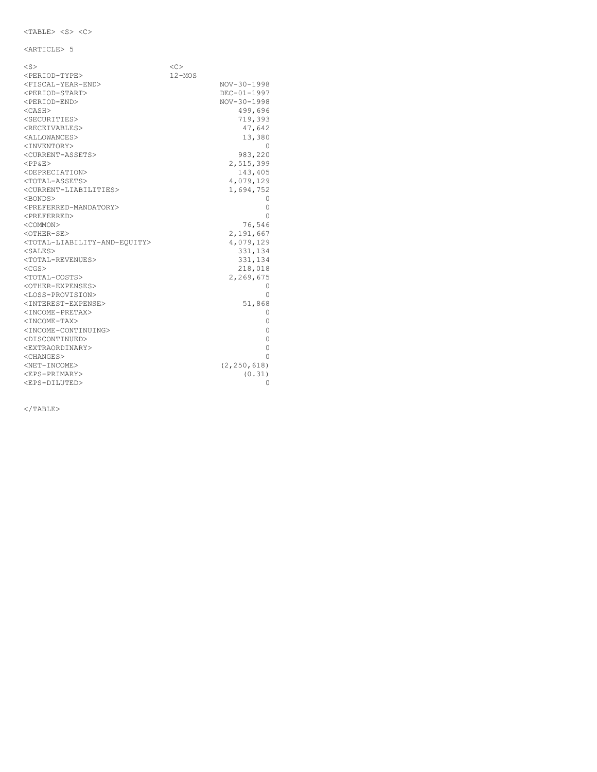<TABLE> <S> <C>

<ARTICLE> 5

| <S> | <C> |
|---|---|
| <PERIOD-TYPE> | 12-MOS |
| <FISCAL-YEAR-END> | NOV-30-1998 |
| <PERIOD-START> | DEC-01-1997 |
| <PERIOD-END> | NOV-30-1998 |
| <CASH> | 499,696 |
| <SECURITIES> | 719,393 |
| <RECEIVABLES> | 47,642 |
| <ALLOWANCES> | 13,380 |
| <INVENTORY> | 0 |
| <CURRENT-ASSETS> | 983,220 |
| <PP&E> | 2,515,399 |
| <DEPRECIATION> | 143,405 |
| <TOTAL-ASSETS> | 4,079,129 |
| <CURRENT-LIABILITIES> | 1,694,752 |
| <BONDS> | 0 |
| <PREFERRED-MANDATORY> | 0 |
| <PREFERRED> | 0 |
| <COMMON> | 76,546 |
| <OTHER-SE> | 2,191,667 |
| <TOTAL-LIABILITY-AND-EQUITY> | 4,079,129 |
| <SALES> | 331,134 |
| <TOTAL-REVENUES> | 331,134 |
| <CGS> | 218,018 |
| <TOTAL-COSTS> | 2,269,675 |
| <OTHER-EXPENSES> | 0 |
| <LOSS-PROVISION> | 0 |
| <INTEREST-EXPENSE> | 51,868 |
| <INCOME-PRETAX> | 0 |
| <INCOME-TAX> | 0 |
| <INCOME-CONTINUING> | 0 |
| <DISCONTINUED> | 0 |
| <EXTRAORDINARY> | 0 |
| <CHANGES> | 0 |
| <NET-INCOME> | (2,250,618) |
| <EPS-PRIMARY> | (0.31) |
| <EPS-DILUTED> | 0 |

</TABLE>